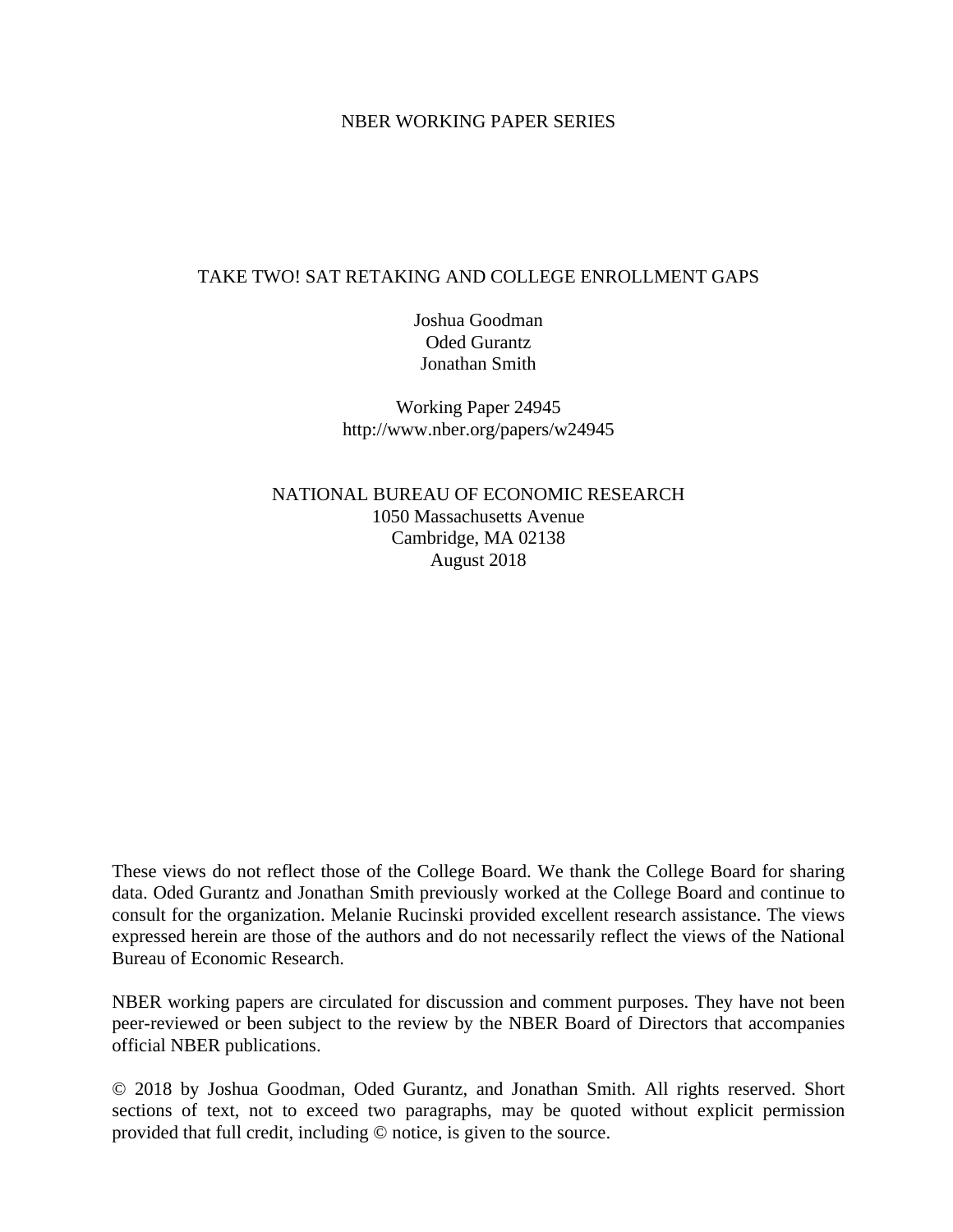NBER WORKING PAPER SERIES

# TAKE TWO! SAT RETAKING AND COLLEGE ENROLLMENT GAPS

Joshua Goodman
Oded Gurantz
Jonathan Smith

Working Paper 24945
http://www.nber.org/papers/w24945

NATIONAL BUREAU OF ECONOMIC RESEARCH
1050 Massachusetts Avenue
Cambridge, MA 02138
August 2018

These views do not reflect those of the College Board. We thank the College Board for sharing data. Oded Gurantz and Jonathan Smith previously worked at the College Board and continue to consult for the organization. Melanie Rucinski provided excellent research assistance. The views expressed herein are those of the authors and do not necessarily reflect the views of the National Bureau of Economic Research.

NBER working papers are circulated for discussion and comment purposes. They have not been peer-reviewed or been subject to the review by the NBER Board of Directors that accompanies official NBER publications.

© 2018 by Joshua Goodman, Oded Gurantz, and Jonathan Smith. All rights reserved. Short sections of text, not to exceed two paragraphs, may be quoted without explicit permission provided that full credit, including © notice, is given to the source.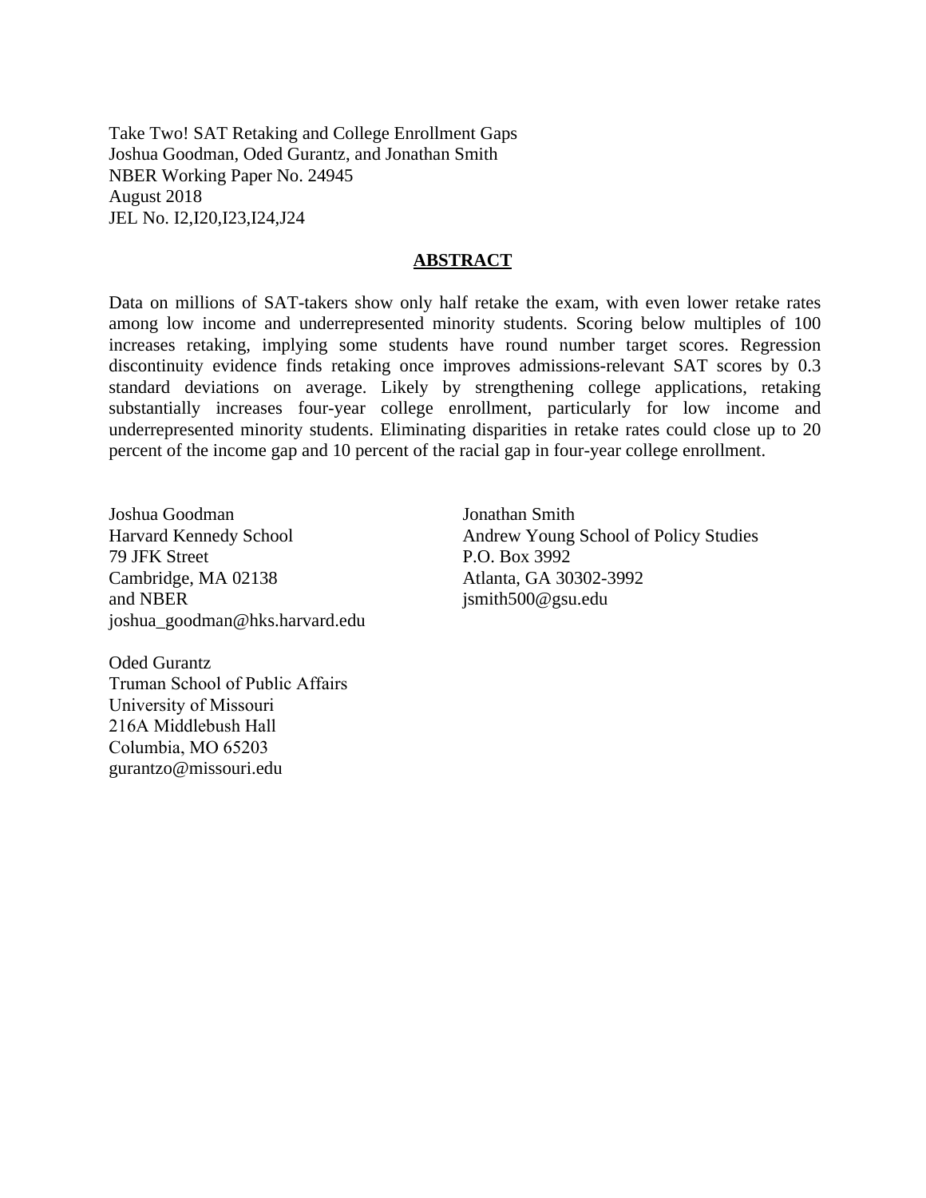Take Two! SAT Retaking and College Enrollment Gaps
Joshua Goodman, Oded Gurantz, and Jonathan Smith
NBER Working Paper No. 24945
August 2018
JEL No. I2,I20,I23,I24,J24

## ABSTRACT

Data on millions of SAT-takers show only half retake the exam, with even lower retake rates among low income and underrepresented minority students. Scoring below multiples of 100 increases retaking, implying some students have round number target scores. Regression discontinuity evidence finds retaking once improves admissions-relevant SAT scores by 0.3 standard deviations on average. Likely by strengthening college applications, retaking substantially increases four-year college enrollment, particularly for low income and underrepresented minority students. Eliminating disparities in retake rates could close up to 20 percent of the income gap and 10 percent of the racial gap in four-year college enrollment.

Joshua Goodman
Harvard Kennedy School
79 JFK Street
Cambridge, MA 02138
and NBER
joshua_goodman@hks.harvard.edu

Oded Gurantz
Truman School of Public Affairs
University of Missouri
216A Middlebush Hall
Columbia, MO 65203
gurantzo@missouri.edu

Jonathan Smith
Andrew Young School of Policy Studies
P.O. Box 3992
Atlanta, GA 30302-3992
jsmith500@gsu.edu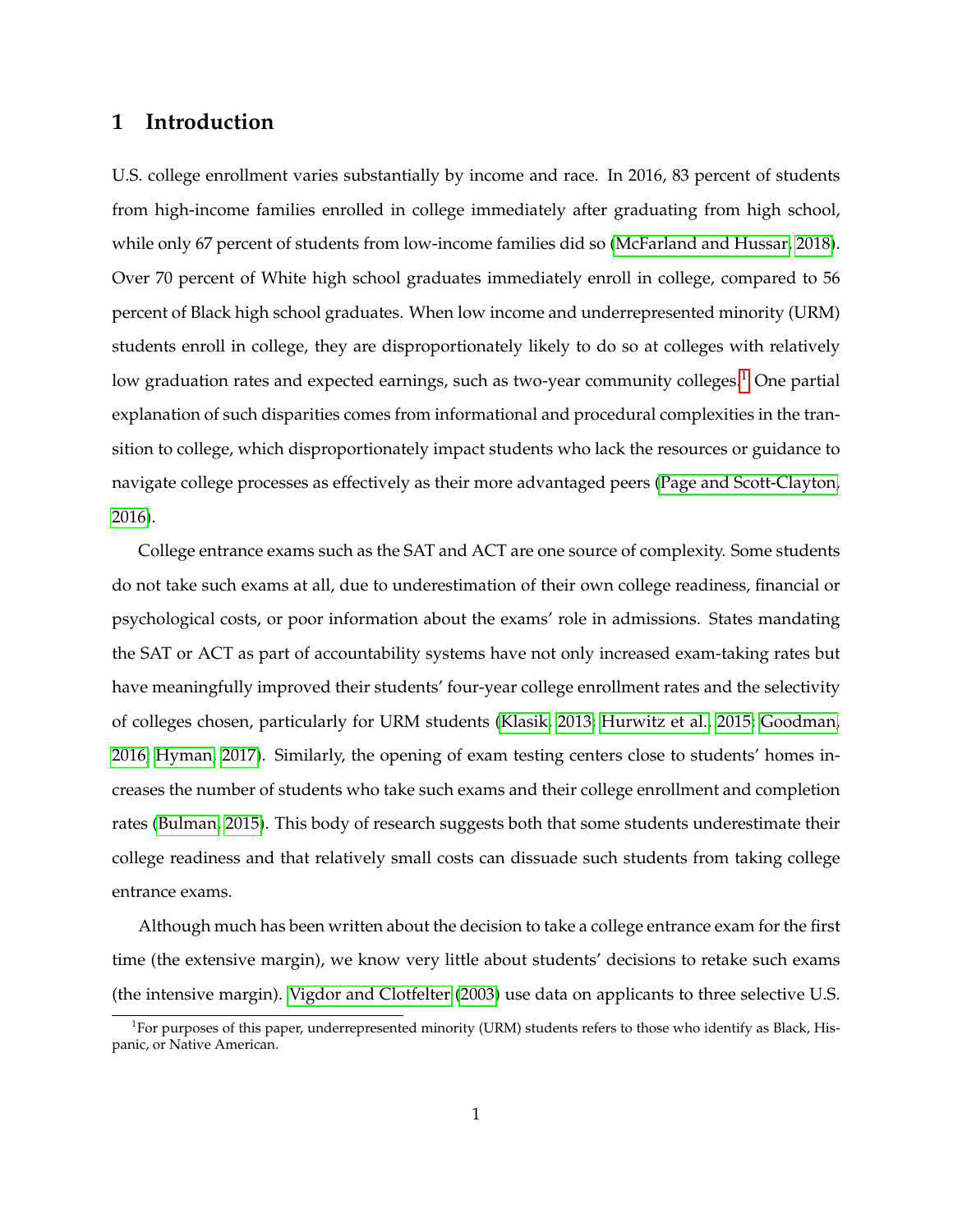## 1 Introduction

U.S. college enrollment varies substantially by income and race. In 2016, 83 percent of students from high-income families enrolled in college immediately after graduating from high school, while only 67 percent of students from low-income families did so (McFarland and Hussar, 2018). Over 70 percent of White high school graduates immediately enroll in college, compared to 56 percent of Black high school graduates. When low income and underrepresented minority (URM) students enroll in college, they are disproportionately likely to do so at colleges with relatively low graduation rates and expected earnings, such as two-year community colleges.[1] One partial explanation of such disparities comes from informational and procedural complexities in the transition to college, which disproportionately impact students who lack the resources or guidance to navigate college processes as effectively as their more advantaged peers (Page and Scott-Clayton, 2016).

College entrance exams such as the SAT and ACT are one source of complexity. Some students do not take such exams at all, due to underestimation of their own college readiness, financial or psychological costs, or poor information about the exams' role in admissions. States mandating the SAT or ACT as part of accountability systems have not only increased exam-taking rates but have meaningfully improved their students' four-year college enrollment rates and the selectivity of colleges chosen, particularly for URM students (Klasik, 2013; Hurwitz et al., 2015; Goodman, 2016; Hyman, 2017). Similarly, the opening of exam testing centers close to students' homes increases the number of students who take such exams and their college enrollment and completion rates (Bulman, 2015). This body of research suggests both that some students underestimate their college readiness and that relatively small costs can dissuade such students from taking college entrance exams.

Although much has been written about the decision to take a college entrance exam for the first time (the extensive margin), we know very little about students' decisions to retake such exams (the intensive margin). Vigdor and Clotfelter (2003) use data on applicants to three selective U.S.

[1] For purposes of this paper, underrepresented minority (URM) students refers to those who identify as Black, Hispanic, or Native American.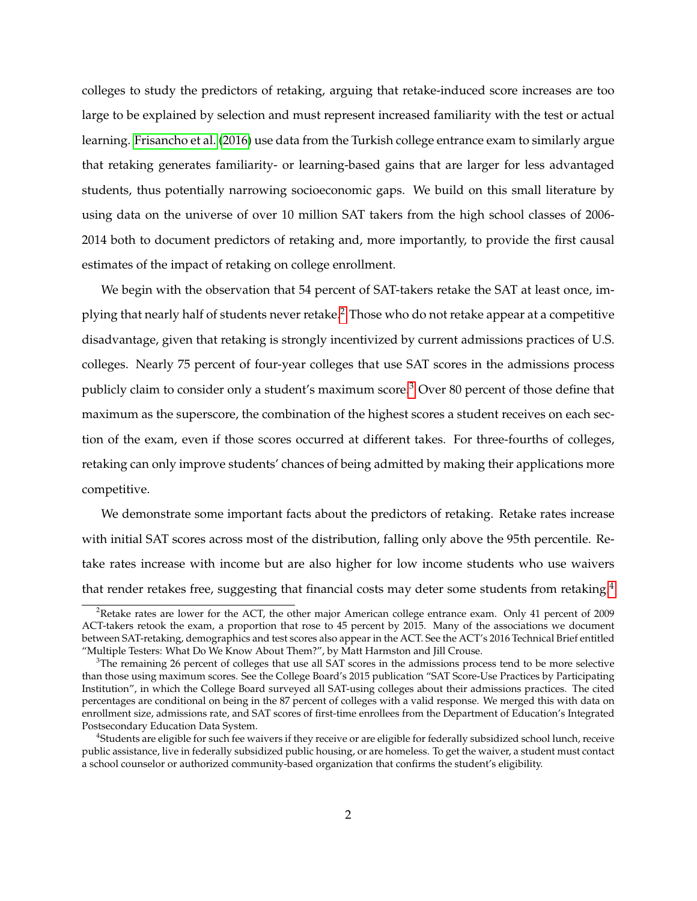colleges to study the predictors of retaking, arguing that retake-induced score increases are too large to be explained by selection and must represent increased familiarity with the test or actual learning. Frisancho et al. (2016) use data from the Turkish college entrance exam to similarly argue that retaking generates familiarity- or learning-based gains that are larger for less advantaged students, thus potentially narrowing socioeconomic gaps. We build on this small literature by using data on the universe of over 10 million SAT takers from the high school classes of 2006-2014 both to document predictors of retaking and, more importantly, to provide the first causal estimates of the impact of retaking on college enrollment.

We begin with the observation that 54 percent of SAT-takers retake the SAT at least once, implying that nearly half of students never retake.[2] Those who do not retake appear at a competitive disadvantage, given that retaking is strongly incentivized by current admissions practices of U.S. colleges. Nearly 75 percent of four-year colleges that use SAT scores in the admissions process publicly claim to consider only a student's maximum score.[3] Over 80 percent of those define that maximum as the superscore, the combination of the highest scores a student receives on each section of the exam, even if those scores occurred at different takes. For three-fourths of colleges, retaking can only improve students' chances of being admitted by making their applications more competitive.

We demonstrate some important facts about the predictors of retaking. Retake rates increase with initial SAT scores across most of the distribution, falling only above the 95th percentile. Retake rates increase with income but are also higher for low income students who use waivers that render retakes free, suggesting that financial costs may deter some students from retaking.[4]

[2] Retake rates are lower for the ACT, the other major American college entrance exam. Only 41 percent of 2009 ACT-takers retook the exam, a proportion that rose to 45 percent by 2015. Many of the associations we document between SAT-retaking, demographics and test scores also appear in the ACT. See the ACT's 2016 Technical Brief entitled "Multiple Testers: What Do We Know About Them?", by Matt Harmston and Jill Crouse.

[3] The remaining 26 percent of colleges that use all SAT scores in the admissions process tend to be more selective than those using maximum scores. See the College Board's 2015 publication "SAT Score-Use Practices by Participating Institution", in which the College Board surveyed all SAT-using colleges about their admissions practices. The cited percentages are conditional on being in the 87 percent of colleges with a valid response. We merged this with data on enrollment size, admissions rate, and SAT scores of first-time enrollees from the Department of Education's Integrated Postsecondary Education Data System.

[4] Students are eligible for such fee waivers if they receive or are eligible for federally subsidized school lunch, receive public assistance, live in federally subsidized public housing, or are homeless. To get the waiver, a student must contact a school counselor or authorized community-based organization that confirms the student's eligibility.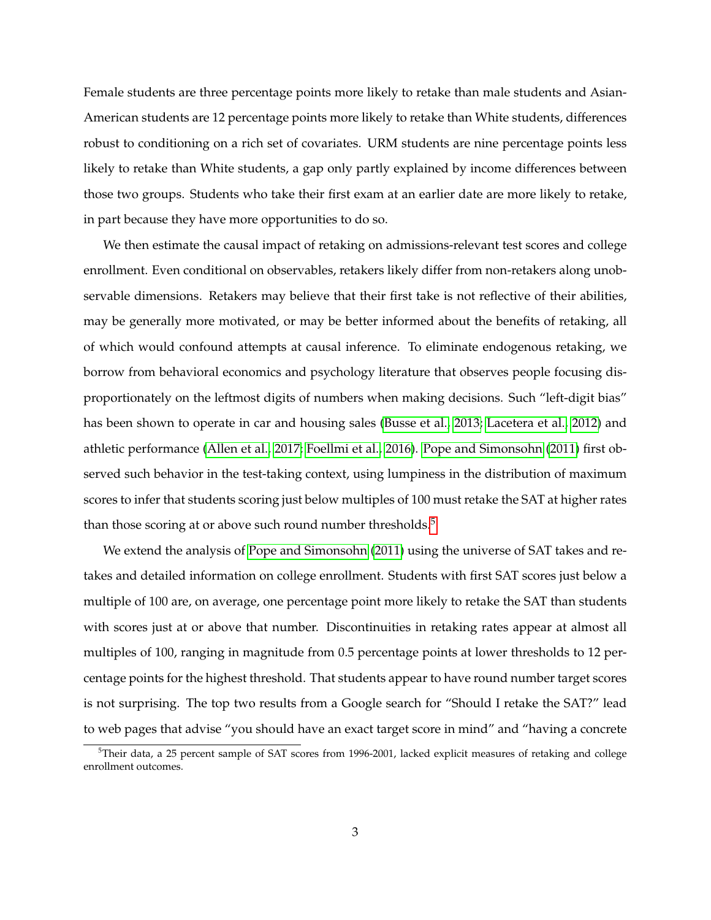Female students are three percentage points more likely to retake than male students and Asian-American students are 12 percentage points more likely to retake than White students, differences robust to conditioning on a rich set of covariates. URM students are nine percentage points less likely to retake than White students, a gap only partly explained by income differences between those two groups. Students who take their first exam at an earlier date are more likely to retake, in part because they have more opportunities to do so.

We then estimate the causal impact of retaking on admissions-relevant test scores and college enrollment. Even conditional on observables, retakers likely differ from non-retakers along unobservable dimensions. Retakers may believe that their first take is not reflective of their abilities, may be generally more motivated, or may be better informed about the benefits of retaking, all of which would confound attempts at causal inference. To eliminate endogenous retaking, we borrow from behavioral economics and psychology literature that observes people focusing disproportionately on the leftmost digits of numbers when making decisions. Such "left-digit bias" has been shown to operate in car and housing sales (Busse et al., 2013; Lacetera et al., 2012) and athletic performance (Allen et al., 2017; Foellmi et al., 2016). Pope and Simonsohn (2011) first observed such behavior in the test-taking context, using lumpiness in the distribution of maximum scores to infer that students scoring just below multiples of 100 must retake the SAT at higher rates than those scoring at or above such round number thresholds.[5]

We extend the analysis of Pope and Simonsohn (2011) using the universe of SAT takes and retakes and detailed information on college enrollment. Students with first SAT scores just below a multiple of 100 are, on average, one percentage point more likely to retake the SAT than students with scores just at or above that number. Discontinuities in retaking rates appear at almost all multiples of 100, ranging in magnitude from 0.5 percentage points at lower thresholds to 12 percentage points for the highest threshold. That students appear to have round number target scores is not surprising. The top two results from a Google search for "Should I retake the SAT?" lead to web pages that advise "you should have an exact target score in mind" and "having a concrete

[5]Their data, a 25 percent sample of SAT scores from 1996-2001, lacked explicit measures of retaking and college enrollment outcomes.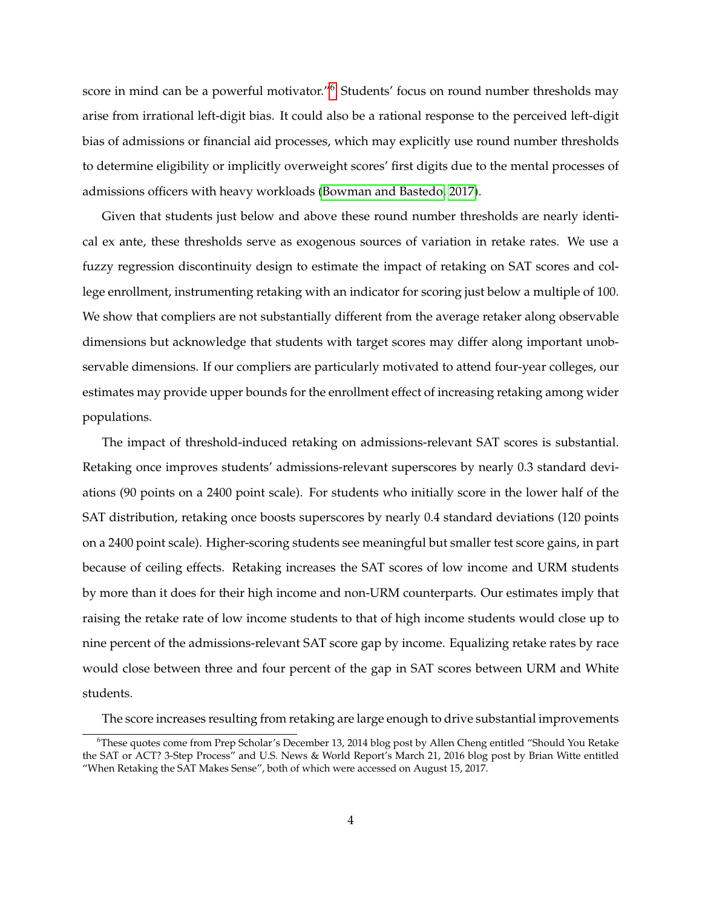score in mind can be a powerful motivator."[6] Students' focus on round number thresholds may arise from irrational left-digit bias. It could also be a rational response to the perceived left-digit bias of admissions or financial aid processes, which may explicitly use round number thresholds to determine eligibility or implicitly overweight scores' first digits due to the mental processes of admissions officers with heavy workloads (Bowman and Bastedo, 2017).

Given that students just below and above these round number thresholds are nearly identical ex ante, these thresholds serve as exogenous sources of variation in retake rates. We use a fuzzy regression discontinuity design to estimate the impact of retaking on SAT scores and college enrollment, instrumenting retaking with an indicator for scoring just below a multiple of 100. We show that compliers are not substantially different from the average retaker along observable dimensions but acknowledge that students with target scores may differ along important unobservable dimensions. If our compliers are particularly motivated to attend four-year colleges, our estimates may provide upper bounds for the enrollment effect of increasing retaking among wider populations.

The impact of threshold-induced retaking on admissions-relevant SAT scores is substantial. Retaking once improves students' admissions-relevant superscores by nearly 0.3 standard deviations (90 points on a 2400 point scale). For students who initially score in the lower half of the SAT distribution, retaking once boosts superscores by nearly 0.4 standard deviations (120 points on a 2400 point scale). Higher-scoring students see meaningful but smaller test score gains, in part because of ceiling effects. Retaking increases the SAT scores of low income and URM students by more than it does for their high income and non-URM counterparts. Our estimates imply that raising the retake rate of low income students to that of high income students would close up to nine percent of the admissions-relevant SAT score gap by income. Equalizing retake rates by race would close between three and four percent of the gap in SAT scores between URM and White students.

The score increases resulting from retaking are large enough to drive substantial improvements

[6] These quotes come from Prep Scholar's December 13, 2014 blog post by Allen Cheng entitled "Should You Retake the SAT or ACT? 3-Step Process" and U.S. News & World Report's March 21, 2016 blog post by Brian Witte entitled "When Retaking the SAT Makes Sense", both of which were accessed on August 15, 2017.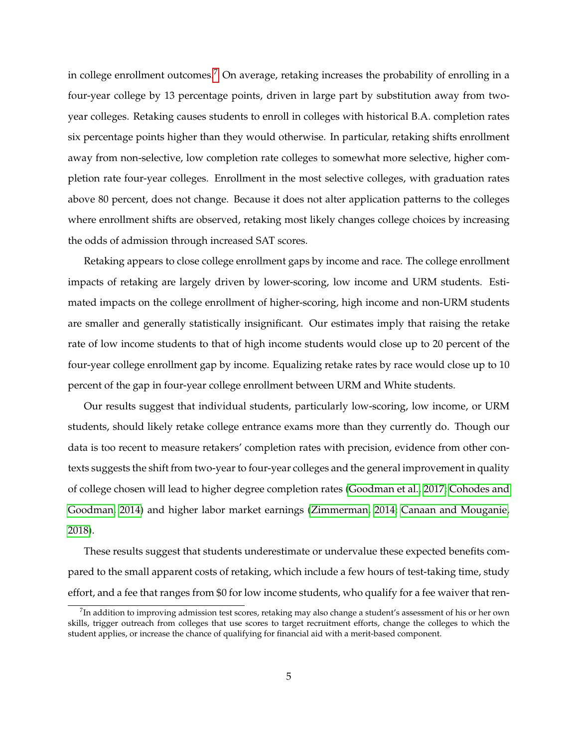in college enrollment outcomes.[7] On average, retaking increases the probability of enrolling in a four-year college by 13 percentage points, driven in large part by substitution away from two-year colleges. Retaking causes students to enroll in colleges with historical B.A. completion rates six percentage points higher than they would otherwise. In particular, retaking shifts enrollment away from non-selective, low completion rate colleges to somewhat more selective, higher completion rate four-year colleges. Enrollment in the most selective colleges, with graduation rates above 80 percent, does not change. Because it does not alter application patterns to the colleges where enrollment shifts are observed, retaking most likely changes college choices by increasing the odds of admission through increased SAT scores.

Retaking appears to close college enrollment gaps by income and race. The college enrollment impacts of retaking are largely driven by lower-scoring, low income and URM students. Estimated impacts on the college enrollment of higher-scoring, high income and non-URM students are smaller and generally statistically insignificant. Our estimates imply that raising the retake rate of low income students to that of high income students would close up to 20 percent of the four-year college enrollment gap by income. Equalizing retake rates by race would close up to 10 percent of the gap in four-year college enrollment between URM and White students.

Our results suggest that individual students, particularly low-scoring, low income, or URM students, should likely retake college entrance exams more than they currently do. Though our data is too recent to measure retakers' completion rates with precision, evidence from other contexts suggests the shift from two-year to four-year colleges and the general improvement in quality of college chosen will lead to higher degree completion rates (Goodman et al., 2017; Cohodes and Goodman, 2014) and higher labor market earnings (Zimmerman, 2014; Canaan and Mouganie, 2018).

These results suggest that students underestimate or undervalue these expected benefits compared to the small apparent costs of retaking, which include a few hours of test-taking time, study effort, and a fee that ranges from $0 for low income students, who qualify for a fee waiver that ren-

[7] In addition to improving admission test scores, retaking may also change a student's assessment of his or her own skills, trigger outreach from colleges that use scores to target recruitment efforts, change the colleges to which the student applies, or increase the chance of qualifying for financial aid with a merit-based component.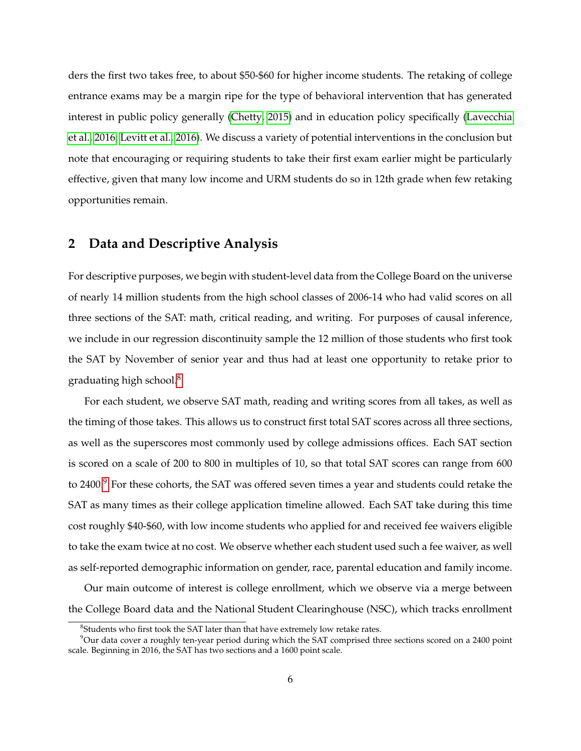ders the first two takes free, to about $50-$60 for higher income students. The retaking of college entrance exams may be a margin ripe for the type of behavioral intervention that has generated interest in public policy generally (Chetty, 2015) and in education policy specifically (Lavecchia et al., 2016; Levitt et al., 2016). We discuss a variety of potential interventions in the conclusion but note that encouraging or requiring students to take their first exam earlier might be particularly effective, given that many low income and URM students do so in 12th grade when few retaking opportunities remain.

## 2 Data and Descriptive Analysis

For descriptive purposes, we begin with student-level data from the College Board on the universe of nearly 14 million students from the high school classes of 2006-14 who had valid scores on all three sections of the SAT: math, critical reading, and writing. For purposes of causal inference, we include in our regression discontinuity sample the 12 million of those students who first took the SAT by November of senior year and thus had at least one opportunity to retake prior to graduating high school.[8]

For each student, we observe SAT math, reading and writing scores from all takes, as well as the timing of those takes. This allows us to construct first total SAT scores across all three sections, as well as the superscores most commonly used by college admissions offices. Each SAT section is scored on a scale of 200 to 800 in multiples of 10, so that total SAT scores can range from 600 to 2400.[9] For these cohorts, the SAT was offered seven times a year and students could retake the SAT as many times as their college application timeline allowed. Each SAT take during this time cost roughly $40-$60, with low income students who applied for and received fee waivers eligible to take the exam twice at no cost. We observe whether each student used such a fee waiver, as well as self-reported demographic information on gender, race, parental education and family income.

Our main outcome of interest is college enrollment, which we observe via a merge between the College Board data and the National Student Clearinghouse (NSC), which tracks enrollment

[8] Students who first took the SAT later than that have extremely low retake rates.

[9] Our data cover a roughly ten-year period during which the SAT comprised three sections scored on a 2400 point scale. Beginning in 2016, the SAT has two sections and a 1600 point scale.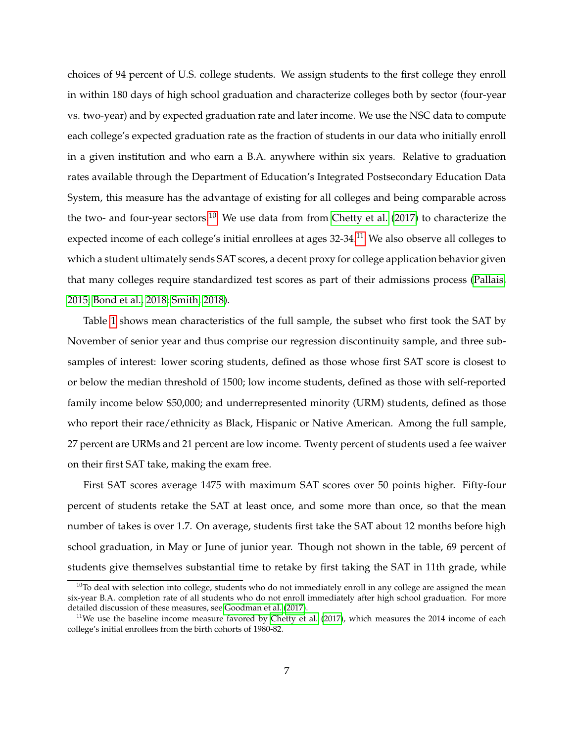choices of 94 percent of U.S. college students. We assign students to the first college they enroll in within 180 days of high school graduation and characterize colleges both by sector (four-year vs. two-year) and by expected graduation rate and later income. We use the NSC data to compute each college's expected graduation rate as the fraction of students in our data who initially enroll in a given institution and who earn a B.A. anywhere within six years. Relative to graduation rates available through the Department of Education's Integrated Postsecondary Education Data System, this measure has the advantage of existing for all colleges and being comparable across the two- and four-year sectors.[10] We use data from from Chetty et al. (2017) to characterize the expected income of each college's initial enrollees at ages 32-34.[11] We also observe all colleges to which a student ultimately sends SAT scores, a decent proxy for college application behavior given that many colleges require standardized test scores as part of their admissions process (Pallais, 2015; Bond et al., 2018; Smith, 2018).

Table 1 shows mean characteristics of the full sample, the subset who first took the SAT by November of senior year and thus comprise our regression discontinuity sample, and three subsamples of interest: lower scoring students, defined as those whose first SAT score is closest to or below the median threshold of 1500; low income students, defined as those with self-reported family income below $50,000; and underrepresented minority (URM) students, defined as those who report their race/ethnicity as Black, Hispanic or Native American. Among the full sample, 27 percent are URMs and 21 percent are low income. Twenty percent of students used a fee waiver on their first SAT take, making the exam free.

First SAT scores average 1475 with maximum SAT scores over 50 points higher. Fifty-four percent of students retake the SAT at least once, and some more than once, so that the mean number of takes is over 1.7. On average, students first take the SAT about 12 months before high school graduation, in May or June of junior year. Though not shown in the table, 69 percent of students give themselves substantial time to retake by first taking the SAT in 11th grade, while

[10] To deal with selection into college, students who do not immediately enroll in any college are assigned the mean six-year B.A. completion rate of all students who do not enroll immediately after high school graduation. For more detailed discussion of these measures, see Goodman et al. (2017).

[11] We use the baseline income measure favored by Chetty et al. (2017), which measures the 2014 income of each college's initial enrollees from the birth cohorts of 1980-82.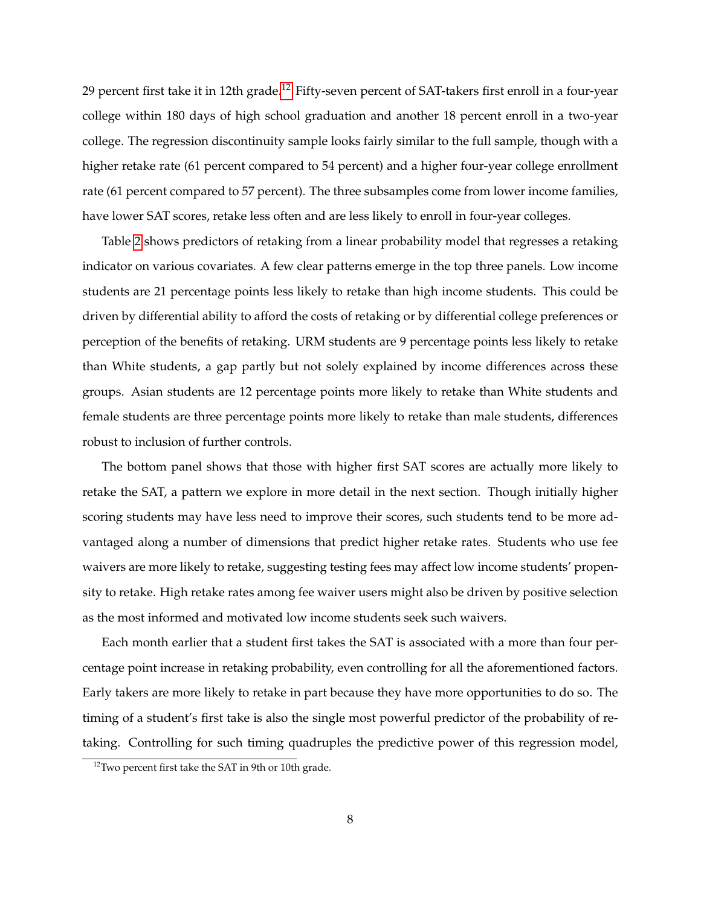29 percent first take it in 12th grade.[12] Fifty-seven percent of SAT-takers first enroll in a four-year college within 180 days of high school graduation and another 18 percent enroll in a two-year college. The regression discontinuity sample looks fairly similar to the full sample, though with a higher retake rate (61 percent compared to 54 percent) and a higher four-year college enrollment rate (61 percent compared to 57 percent). The three subsamples come from lower income families, have lower SAT scores, retake less often and are less likely to enroll in four-year colleges.

Table 2 shows predictors of retaking from a linear probability model that regresses a retaking indicator on various covariates. A few clear patterns emerge in the top three panels. Low income students are 21 percentage points less likely to retake than high income students. This could be driven by differential ability to afford the costs of retaking or by differential college preferences or perception of the benefits of retaking. URM students are 9 percentage points less likely to retake than White students, a gap partly but not solely explained by income differences across these groups. Asian students are 12 percentage points more likely to retake than White students and female students are three percentage points more likely to retake than male students, differences robust to inclusion of further controls.

The bottom panel shows that those with higher first SAT scores are actually more likely to retake the SAT, a pattern we explore in more detail in the next section. Though initially higher scoring students may have less need to improve their scores, such students tend to be more advantaged along a number of dimensions that predict higher retake rates. Students who use fee waivers are more likely to retake, suggesting testing fees may affect low income students' propensity to retake. High retake rates among fee waiver users might also be driven by positive selection as the most informed and motivated low income students seek such waivers.

Each month earlier that a student first takes the SAT is associated with a more than four percentage point increase in retaking probability, even controlling for all the aforementioned factors. Early takers are more likely to retake in part because they have more opportunities to do so. The timing of a student's first take is also the single most powerful predictor of the probability of retaking. Controlling for such timing quadruples the predictive power of this regression model,

[12] Two percent first take the SAT in 9th or 10th grade.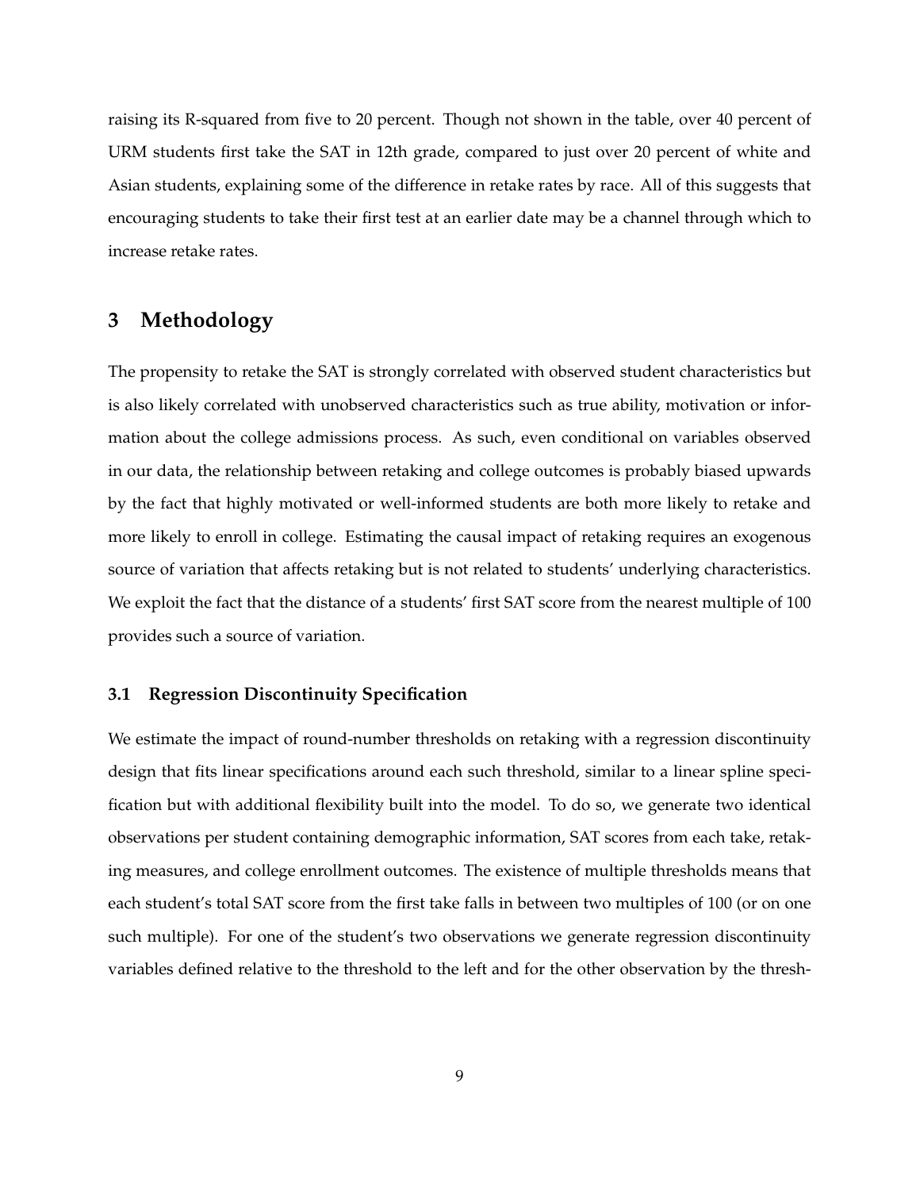raising its R-squared from five to 20 percent. Though not shown in the table, over 40 percent of URM students first take the SAT in 12th grade, compared to just over 20 percent of white and Asian students, explaining some of the difference in retake rates by race. All of this suggests that encouraging students to take their first test at an earlier date may be a channel through which to increase retake rates.

## 3 Methodology

The propensity to retake the SAT is strongly correlated with observed student characteristics but is also likely correlated with unobserved characteristics such as true ability, motivation or information about the college admissions process. As such, even conditional on variables observed in our data, the relationship between retaking and college outcomes is probably biased upwards by the fact that highly motivated or well-informed students are both more likely to retake and more likely to enroll in college. Estimating the causal impact of retaking requires an exogenous source of variation that affects retaking but is not related to students' underlying characteristics. We exploit the fact that the distance of a students' first SAT score from the nearest multiple of 100 provides such a source of variation.

### 3.1 Regression Discontinuity Specification

We estimate the impact of round-number thresholds on retaking with a regression discontinuity design that fits linear specifications around each such threshold, similar to a linear spline specification but with additional flexibility built into the model. To do so, we generate two identical observations per student containing demographic information, SAT scores from each take, retaking measures, and college enrollment outcomes. The existence of multiple thresholds means that each student's total SAT score from the first take falls in between two multiples of 100 (or on one such multiple). For one of the student's two observations we generate regression discontinuity variables defined relative to the threshold to the left and for the other observation by the thresh-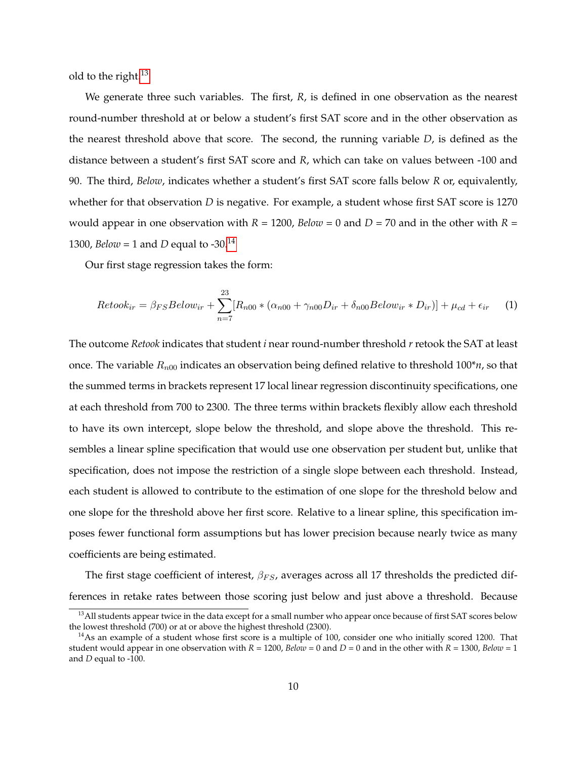old to the right.[13]

We generate three such variables. The first, *R*, is defined in one observation as the nearest round-number threshold at or below a student's first SAT score and in the other observation as the nearest threshold above that score. The second, the running variable *D*, is defined as the distance between a student's first SAT score and *R*, which can take on values between -100 and 90. The third, *Below*, indicates whether a student's first SAT score falls below *R* or, equivalently, whether for that observation *D* is negative. For example, a student whose first SAT score is 1270 would appear in one observation with *R* = 1200, *Below* = 0 and *D* = 70 and in the other with *R* = 1300, *Below* = 1 and *D* equal to -30.[14]

Our first stage regression takes the form:

$$Retook_{ir} = \beta_{FS} Below_{ir} + \sum_{n=7}^{23} [R_{n00} * (\alpha_{n00} + \gamma_{n00} D_{ir} + \delta_{n00} Below_{ir} * D_{ir})] + \mu_{cd} + \epsilon_{ir} \quad (1)$$

The outcome *Retook* indicates that student *i* near round-number threshold *r* retook the SAT at least once. The variable $R_{n00}$ indicates an observation being defined relative to threshold 100*$n$, so that the summed terms in brackets represent 17 local linear regression discontinuity specifications, one at each threshold from 700 to 2300. The three terms within brackets flexibly allow each threshold to have its own intercept, slope below the threshold, and slope above the threshold. This resembles a linear spline specification that would use one observation per student but, unlike that specification, does not impose the restriction of a single slope between each threshold. Instead, each student is allowed to contribute to the estimation of one slope for the threshold below and one slope for the threshold above her first score. Relative to a linear spline, this specification imposes fewer functional form assumptions but has lower precision because nearly twice as many coefficients are being estimated.

The first stage coefficient of interest, $\beta_{FS}$, averages across all 17 thresholds the predicted differences in retake rates between those scoring just below and just above a threshold. Because

[13] All students appear twice in the data except for a small number who appear once because of first SAT scores below the lowest threshold (700) or at or above the highest threshold (2300).

[14] As an example of a student whose first score is a multiple of 100, consider one who initially scored 1200. That student would appear in one observation with *R* = 1200, *Below* = 0 and *D* = 0 and in the other with *R* = 1300, *Below* = 1 and *D* equal to -100.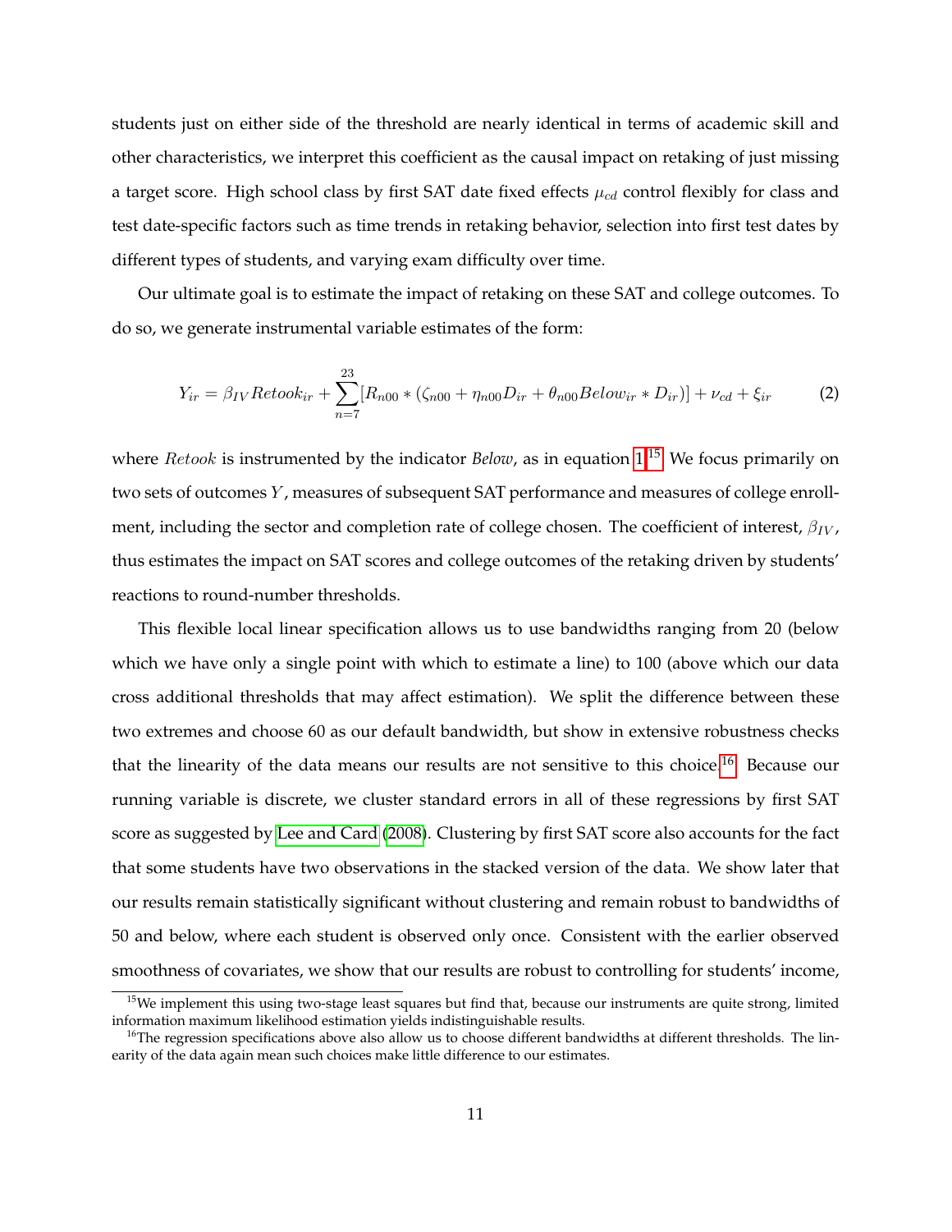students just on either side of the threshold are nearly identical in terms of academic skill and other characteristics, we interpret this coefficient as the causal impact on retaking of just missing a target score. High school class by first SAT date fixed effects $\mu_{cd}$ control flexibly for class and test date-specific factors such as time trends in retaking behavior, selection into first test dates by different types of students, and varying exam difficulty over time.

Our ultimate goal is to estimate the impact of retaking on these SAT and college outcomes. To do so, we generate instrumental variable estimates of the form:

$$Y_{ir} = \beta_{IV} Retook_{ir} + \sum_{n=7}^{23} [R_{n00} * (\zeta_{n00} + \eta_{n00} D_{ir} + \theta_{n00} Below_{ir} * D_{ir})] + \nu_{cd} + \xi_{ir} \tag{2}$$

where $Retook$ is instrumented by the indicator *Below*, as in equation 1.[15] We focus primarily on two sets of outcomes $Y$, measures of subsequent SAT performance and measures of college enrollment, including the sector and completion rate of college chosen. The coefficient of interest, $\beta_{IV}$, thus estimates the impact on SAT scores and college outcomes of the retaking driven by students' reactions to round-number thresholds.

This flexible local linear specification allows us to use bandwidths ranging from 20 (below which we have only a single point with which to estimate a line) to 100 (above which our data cross additional thresholds that may affect estimation). We split the difference between these two extremes and choose 60 as our default bandwidth, but show in extensive robustness checks that the linearity of the data means our results are not sensitive to this choice.[16] Because our running variable is discrete, we cluster standard errors in all of these regressions by first SAT score as suggested by Lee and Card (2008). Clustering by first SAT score also accounts for the fact that some students have two observations in the stacked version of the data. We show later that our results remain statistically significant without clustering and remain robust to bandwidths of 50 and below, where each student is observed only once. Consistent with the earlier observed smoothness of covariates, we show that our results are robust to controlling for students' income,

[15] We implement this using two-stage least squares but find that, because our instruments are quite strong, limited information maximum likelihood estimation yields indistinguishable results.

[16] The regression specifications above also allow us to choose different bandwidths at different thresholds. The linearity of the data again mean such choices make little difference to our estimates.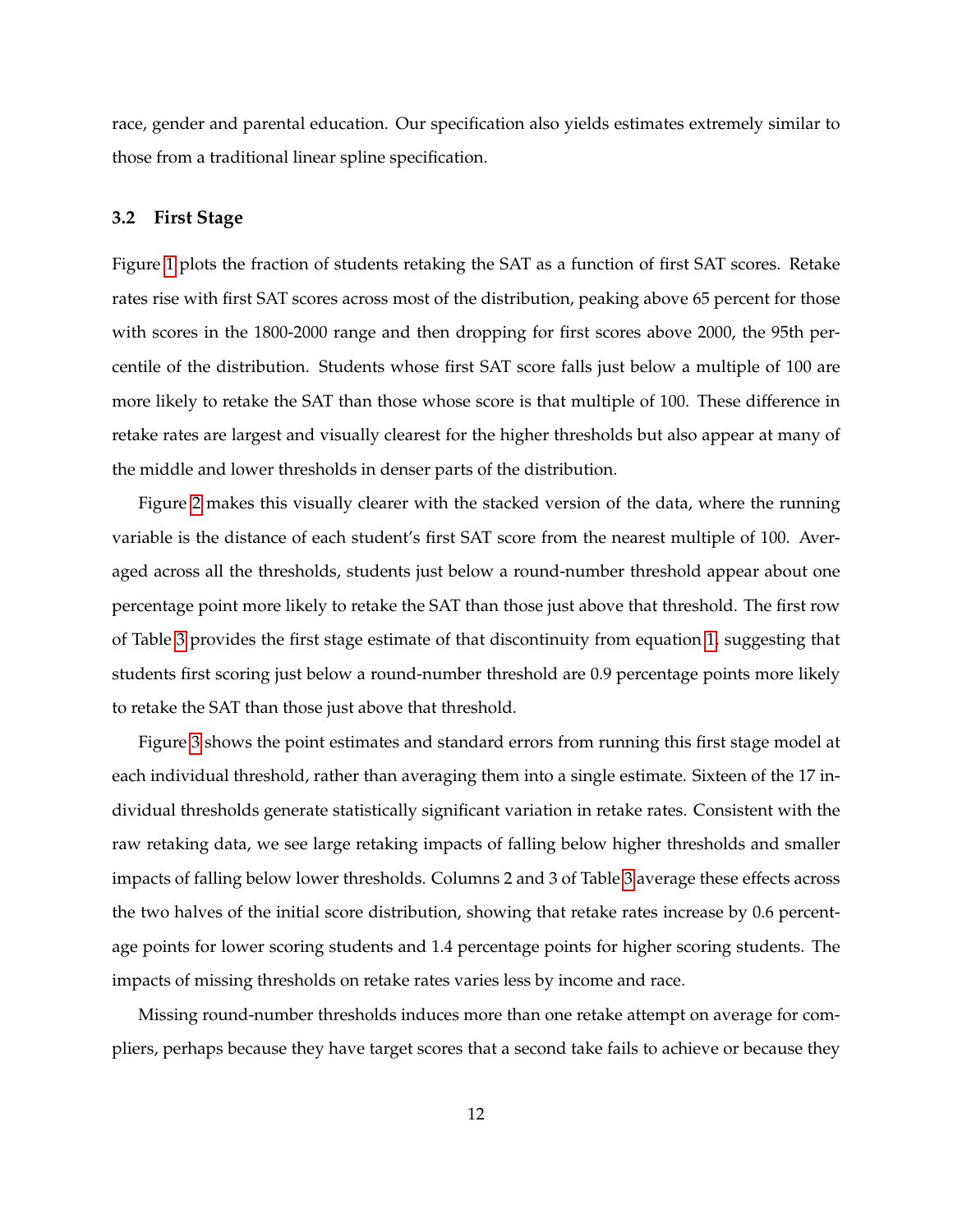race, gender and parental education. Our specification also yields estimates extremely similar to those from a traditional linear spline specification.

### 3.2 First Stage

Figure 1 plots the fraction of students retaking the SAT as a function of first SAT scores. Retake rates rise with first SAT scores across most of the distribution, peaking above 65 percent for those with scores in the 1800-2000 range and then dropping for first scores above 2000, the 95th percentile of the distribution. Students whose first SAT score falls just below a multiple of 100 are more likely to retake the SAT than those whose score is that multiple of 100. These difference in retake rates are largest and visually clearest for the higher thresholds but also appear at many of the middle and lower thresholds in denser parts of the distribution.

Figure 2 makes this visually clearer with the stacked version of the data, where the running variable is the distance of each student's first SAT score from the nearest multiple of 100. Averaged across all the thresholds, students just below a round-number threshold appear about one percentage point more likely to retake the SAT than those just above that threshold. The first row of Table 3 provides the first stage estimate of that discontinuity from equation 1, suggesting that students first scoring just below a round-number threshold are 0.9 percentage points more likely to retake the SAT than those just above that threshold.

Figure 3 shows the point estimates and standard errors from running this first stage model at each individual threshold, rather than averaging them into a single estimate. Sixteen of the 17 individual thresholds generate statistically significant variation in retake rates. Consistent with the raw retaking data, we see large retaking impacts of falling below higher thresholds and smaller impacts of falling below lower thresholds. Columns 2 and 3 of Table 3 average these effects across the two halves of the initial score distribution, showing that retake rates increase by 0.6 percentage points for lower scoring students and 1.4 percentage points for higher scoring students. The impacts of missing thresholds on retake rates varies less by income and race.

Missing round-number thresholds induces more than one retake attempt on average for compliers, perhaps because they have target scores that a second take fails to achieve or because they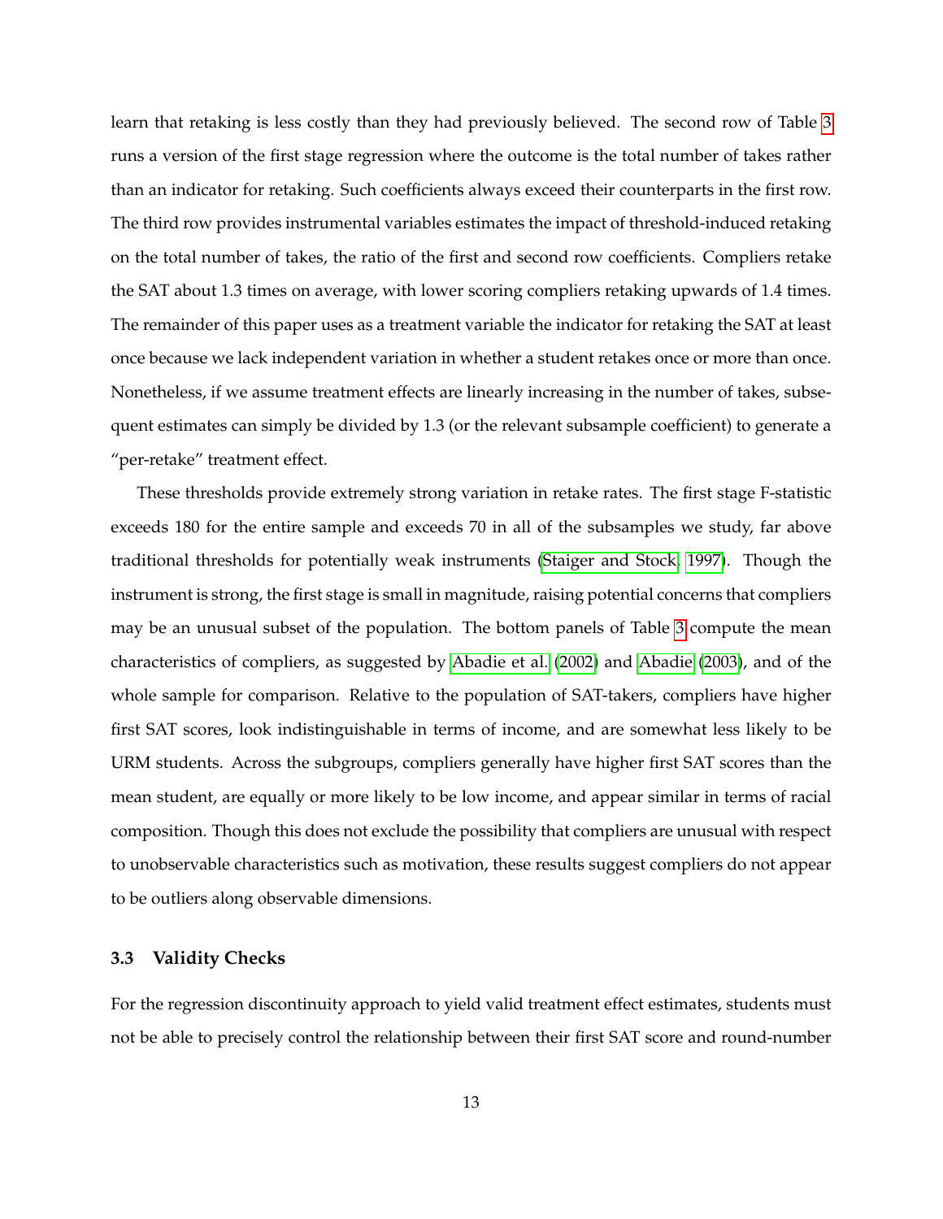learn that retaking is less costly than they had previously believed. The second row of Table 3 runs a version of the first stage regression where the outcome is the total number of takes rather than an indicator for retaking. Such coefficients always exceed their counterparts in the first row. The third row provides instrumental variables estimates the impact of threshold-induced retaking on the total number of takes, the ratio of the first and second row coefficients. Compliers retake the SAT about 1.3 times on average, with lower scoring compliers retaking upwards of 1.4 times. The remainder of this paper uses as a treatment variable the indicator for retaking the SAT at least once because we lack independent variation in whether a student retakes once or more than once. Nonetheless, if we assume treatment effects are linearly increasing in the number of takes, subsequent estimates can simply be divided by 1.3 (or the relevant subsample coefficient) to generate a "per-retake" treatment effect.

These thresholds provide extremely strong variation in retake rates. The first stage F-statistic exceeds 180 for the entire sample and exceeds 70 in all of the subsamples we study, far above traditional thresholds for potentially weak instruments (Staiger and Stock, 1997). Though the instrument is strong, the first stage is small in magnitude, raising potential concerns that compliers may be an unusual subset of the population. The bottom panels of Table 3 compute the mean characteristics of compliers, as suggested by Abadie et al. (2002) and Abadie (2003), and of the whole sample for comparison. Relative to the population of SAT-takers, compliers have higher first SAT scores, look indistinguishable in terms of income, and are somewhat less likely to be URM students. Across the subgroups, compliers generally have higher first SAT scores than the mean student, are equally or more likely to be low income, and appear similar in terms of racial composition. Though this does not exclude the possibility that compliers are unusual with respect to unobservable characteristics such as motivation, these results suggest compliers do not appear to be outliers along observable dimensions.

### 3.3 Validity Checks

For the regression discontinuity approach to yield valid treatment effect estimates, students must not be able to precisely control the relationship between their first SAT score and round-number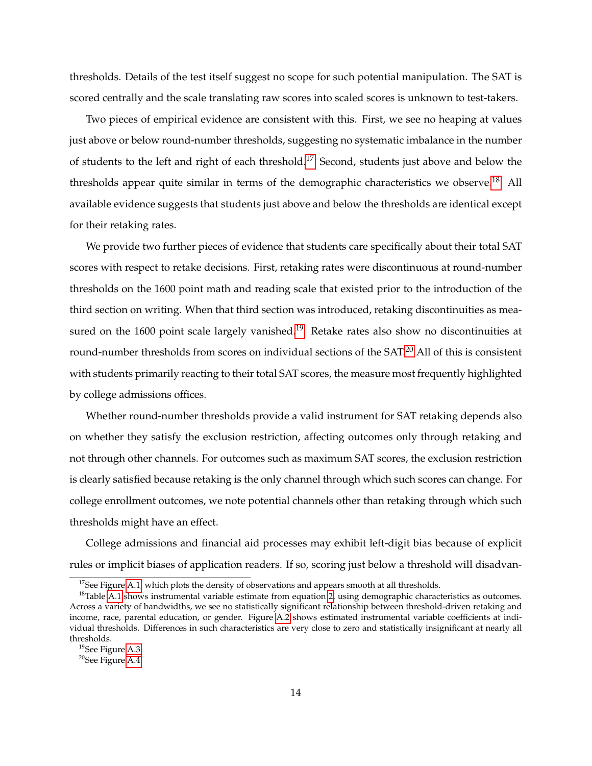thresholds. Details of the test itself suggest no scope for such potential manipulation. The SAT is scored centrally and the scale translating raw scores into scaled scores is unknown to test-takers.

Two pieces of empirical evidence are consistent with this. First, we see no heaping at values just above or below round-number thresholds, suggesting no systematic imbalance in the number of students to the left and right of each threshold.[17] Second, students just above and below the thresholds appear quite similar in terms of the demographic characteristics we observe.[18] All available evidence suggests that students just above and below the thresholds are identical except for their retaking rates.

We provide two further pieces of evidence that students care specifically about their total SAT scores with respect to retake decisions. First, retaking rates were discontinuous at round-number thresholds on the 1600 point math and reading scale that existed prior to the introduction of the third section on writing. When that third section was introduced, retaking discontinuities as measured on the 1600 point scale largely vanished.[19] Retake rates also show no discontinuities at round-number thresholds from scores on individual sections of the SAT.[20] All of this is consistent with students primarily reacting to their total SAT scores, the measure most frequently highlighted by college admissions offices.

Whether round-number thresholds provide a valid instrument for SAT retaking depends also on whether they satisfy the exclusion restriction, affecting outcomes only through retaking and not through other channels. For outcomes such as maximum SAT scores, the exclusion restriction is clearly satisfied because retaking is the only channel through which such scores can change. For college enrollment outcomes, we note potential channels other than retaking through which such thresholds might have an effect.

College admissions and financial aid processes may exhibit left-digit bias because of explicit rules or implicit biases of application readers. If so, scoring just below a threshold will disadvan-

[17] See Figure A.1, which plots the density of observations and appears smooth at all thresholds.

[18] Table A.1 shows instrumental variable estimate from equation 2, using demographic characteristics as outcomes. Across a variety of bandwidths, we see no statistically significant relationship between threshold-driven retaking and income, race, parental education, or gender. Figure A.2 shows estimated instrumental variable coefficients at individual thresholds. Differences in such characteristics are very close to zero and statistically insignificant at nearly all thresholds.

[19] See Figure A.3.

[20] See Figure A.4.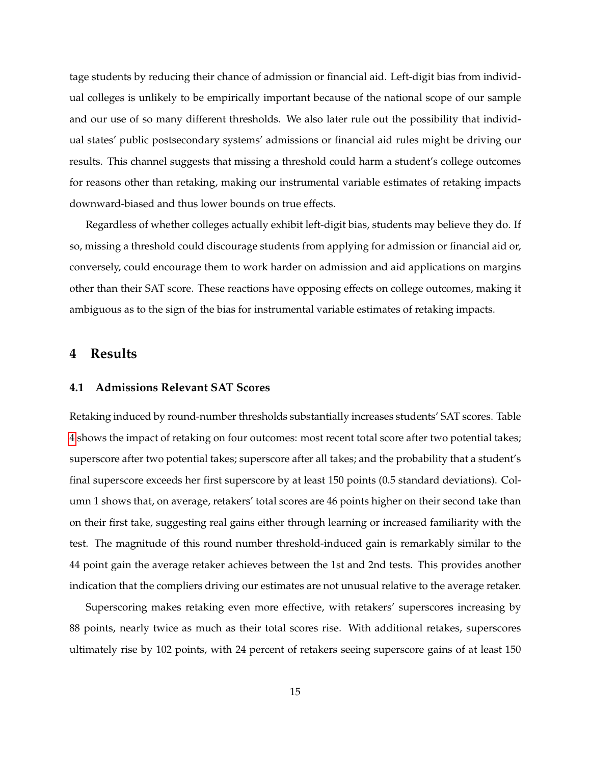tage students by reducing their chance of admission or financial aid. Left-digit bias from individual colleges is unlikely to be empirically important because of the national scope of our sample and our use of so many different thresholds. We also later rule out the possibility that individual states' public postsecondary systems' admissions or financial aid rules might be driving our results. This channel suggests that missing a threshold could harm a student's college outcomes for reasons other than retaking, making our instrumental variable estimates of retaking impacts downward-biased and thus lower bounds on true effects.

Regardless of whether colleges actually exhibit left-digit bias, students may believe they do. If so, missing a threshold could discourage students from applying for admission or financial aid or, conversely, could encourage them to work harder on admission and aid applications on margins other than their SAT score. These reactions have opposing effects on college outcomes, making it ambiguous as to the sign of the bias for instrumental variable estimates of retaking impacts.

# 4 Results

## 4.1 Admissions Relevant SAT Scores

Retaking induced by round-number thresholds substantially increases students' SAT scores. Table 4 shows the impact of retaking on four outcomes: most recent total score after two potential takes; superscore after two potential takes; superscore after all takes; and the probability that a student's final superscore exceeds her first superscore by at least 150 points (0.5 standard deviations). Column 1 shows that, on average, retakers' total scores are 46 points higher on their second take than on their first take, suggesting real gains either through learning or increased familiarity with the test. The magnitude of this round number threshold-induced gain is remarkably similar to the 44 point gain the average retaker achieves between the 1st and 2nd tests. This provides another indication that the compliers driving our estimates are not unusual relative to the average retaker.

Superscoring makes retaking even more effective, with retakers' superscores increasing by 88 points, nearly twice as much as their total scores rise. With additional retakes, superscores ultimately rise by 102 points, with 24 percent of retakers seeing superscore gains of at least 150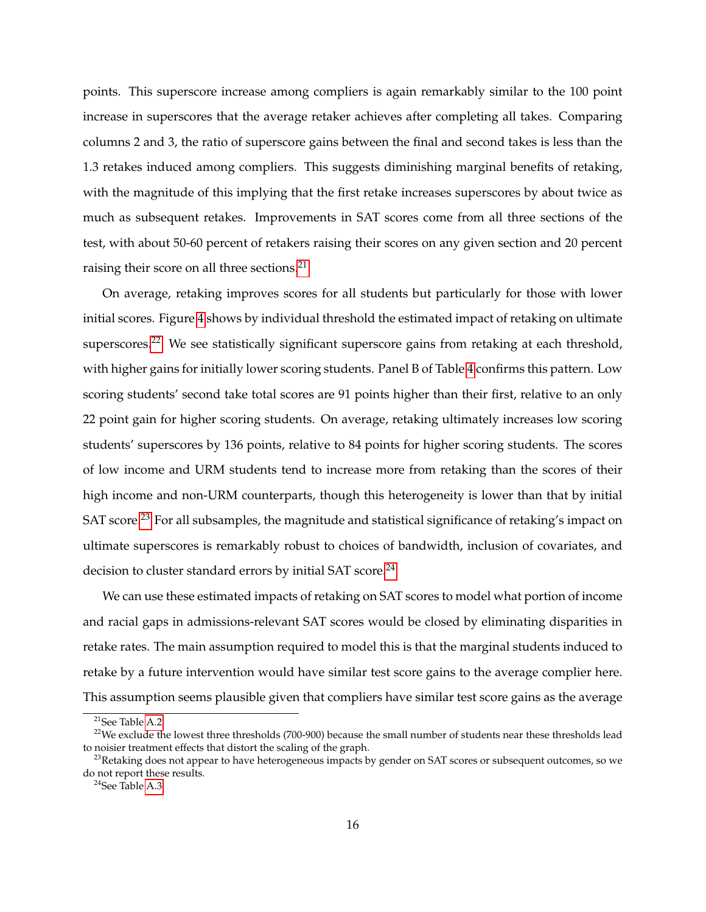points. This superscore increase among compliers is again remarkably similar to the 100 point increase in superscores that the average retaker achieves after completing all takes. Comparing columns 2 and 3, the ratio of superscore gains between the final and second takes is less than the 1.3 retakes induced among compliers. This suggests diminishing marginal benefits of retaking, with the magnitude of this implying that the first retake increases superscores by about twice as much as subsequent retakes. Improvements in SAT scores come from all three sections of the test, with about 50-60 percent of retakers raising their scores on any given section and 20 percent raising their score on all three sections.[21]

On average, retaking improves scores for all students but particularly for those with lower initial scores. Figure 4 shows by individual threshold the estimated impact of retaking on ultimate superscores.[22] We see statistically significant superscore gains from retaking at each threshold, with higher gains for initially lower scoring students. Panel B of Table 4 confirms this pattern. Low scoring students' second take total scores are 91 points higher than their first, relative to an only 22 point gain for higher scoring students. On average, retaking ultimately increases low scoring students' superscores by 136 points, relative to 84 points for higher scoring students. The scores of low income and URM students tend to increase more from retaking than the scores of their high income and non-URM counterparts, though this heterogeneity is lower than that by initial SAT score.[23] For all subsamples, the magnitude and statistical significance of retaking's impact on ultimate superscores is remarkably robust to choices of bandwidth, inclusion of covariates, and decision to cluster standard errors by initial SAT score.[24]

We can use these estimated impacts of retaking on SAT scores to model what portion of income and racial gaps in admissions-relevant SAT scores would be closed by eliminating disparities in retake rates. The main assumption required to model this is that the marginal students induced to retake by a future intervention would have similar test score gains to the average complier here. This assumption seems plausible given that compliers have similar test score gains as the average

[21] See Table A.2

[22] We exclude the lowest three thresholds (700-900) because the small number of students near these thresholds lead to noisier treatment effects that distort the scaling of the graph.

[23] Retaking does not appear to have heterogeneous impacts by gender on SAT scores or subsequent outcomes, so we do not report these results.

[24] See Table A.3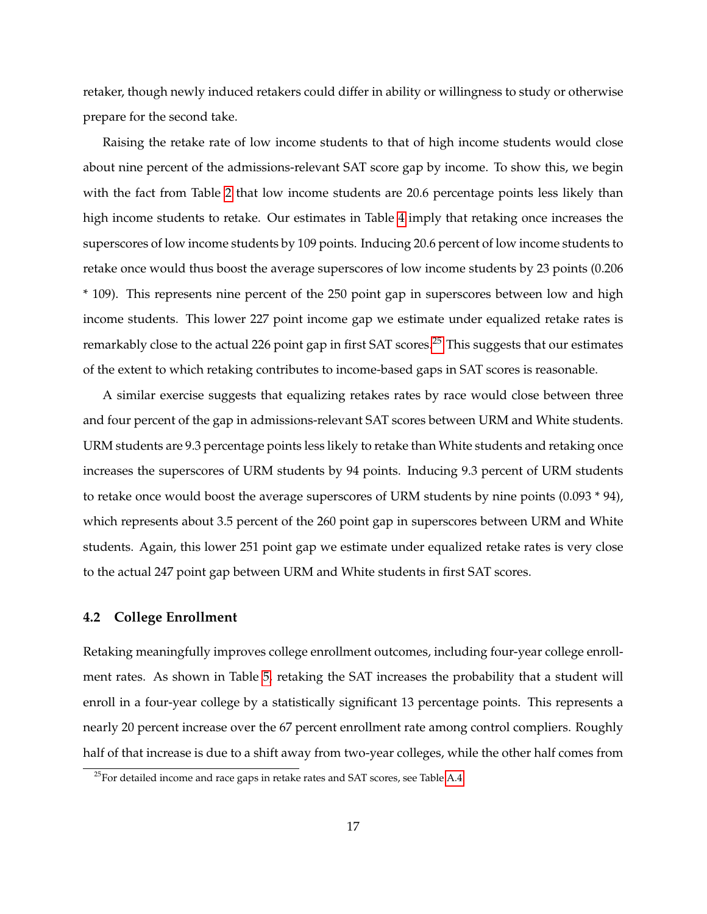retaker, though newly induced retakers could differ in ability or willingness to study or otherwise prepare for the second take.

Raising the retake rate of low income students to that of high income students would close about nine percent of the admissions-relevant SAT score gap by income. To show this, we begin with the fact from Table 2 that low income students are 20.6 percentage points less likely than high income students to retake. Our estimates in Table 4 imply that retaking once increases the superscores of low income students by 109 points. Inducing 20.6 percent of low income students to retake once would thus boost the average superscores of low income students by 23 points (0.206 * 109). This represents nine percent of the 250 point gap in superscores between low and high income students. This lower 227 point income gap we estimate under equalized retake rates is remarkably close to the actual 226 point gap in first SAT scores.[25] This suggests that our estimates of the extent to which retaking contributes to income-based gaps in SAT scores is reasonable.

A similar exercise suggests that equalizing retakes rates by race would close between three and four percent of the gap in admissions-relevant SAT scores between URM and White students. URM students are 9.3 percentage points less likely to retake than White students and retaking once increases the superscores of URM students by 94 points. Inducing 9.3 percent of URM students to retake once would boost the average superscores of URM students by nine points (0.093 * 94), which represents about 3.5 percent of the 260 point gap in superscores between URM and White students. Again, this lower 251 point gap we estimate under equalized retake rates is very close to the actual 247 point gap between URM and White students in first SAT scores.

### 4.2 College Enrollment

Retaking meaningfully improves college enrollment outcomes, including four-year college enrollment rates. As shown in Table 5, retaking the SAT increases the probability that a student will enroll in a four-year college by a statistically significant 13 percentage points. This represents a nearly 20 percent increase over the 67 percent enrollment rate among control compliers. Roughly half of that increase is due to a shift away from two-year colleges, while the other half comes from

[25] For detailed income and race gaps in retake rates and SAT scores, see Table A.4.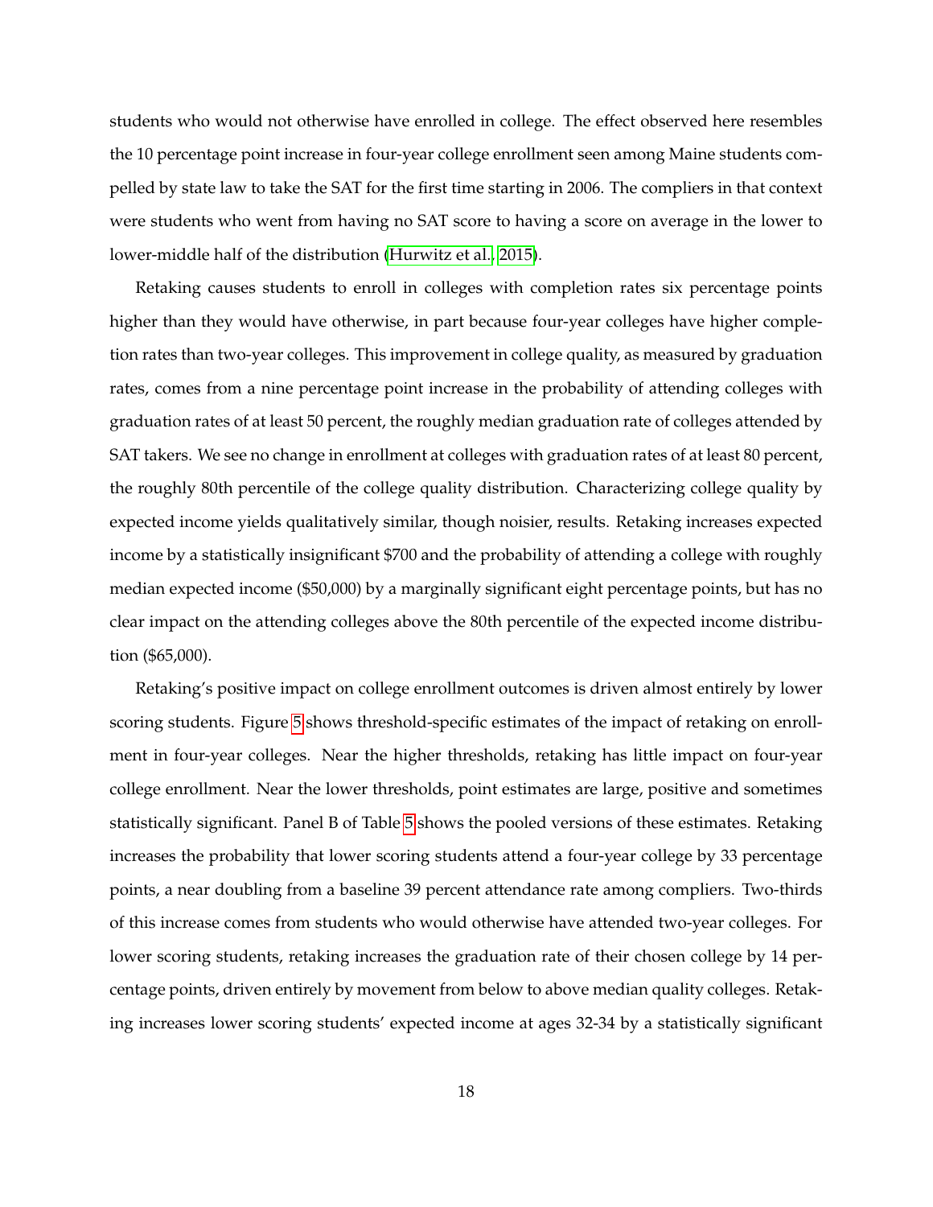students who would not otherwise have enrolled in college. The effect observed here resembles the 10 percentage point increase in four-year college enrollment seen among Maine students compelled by state law to take the SAT for the first time starting in 2006. The compliers in that context were students who went from having no SAT score to having a score on average in the lower to lower-middle half of the distribution (Hurwitz et al., 2015).

Retaking causes students to enroll in colleges with completion rates six percentage points higher than they would have otherwise, in part because four-year colleges have higher completion rates than two-year colleges. This improvement in college quality, as measured by graduation rates, comes from a nine percentage point increase in the probability of attending colleges with graduation rates of at least 50 percent, the roughly median graduation rate of colleges attended by SAT takers. We see no change in enrollment at colleges with graduation rates of at least 80 percent, the roughly 80th percentile of the college quality distribution. Characterizing college quality by expected income yields qualitatively similar, though noisier, results. Retaking increases expected income by a statistically insignificant $700 and the probability of attending a college with roughly median expected income ($50,000) by a marginally significant eight percentage points, but has no clear impact on the attending colleges above the 80th percentile of the expected income distribution ($65,000).

Retaking's positive impact on college enrollment outcomes is driven almost entirely by lower scoring students. Figure 5 shows threshold-specific estimates of the impact of retaking on enrollment in four-year colleges. Near the higher thresholds, retaking has little impact on four-year college enrollment. Near the lower thresholds, point estimates are large, positive and sometimes statistically significant. Panel B of Table 5 shows the pooled versions of these estimates. Retaking increases the probability that lower scoring students attend a four-year college by 33 percentage points, a near doubling from a baseline 39 percent attendance rate among compliers. Two-thirds of this increase comes from students who would otherwise have attended two-year colleges. For lower scoring students, retaking increases the graduation rate of their chosen college by 14 percentage points, driven entirely by movement from below to above median quality colleges. Retaking increases lower scoring students' expected income at ages 32-34 by a statistically significant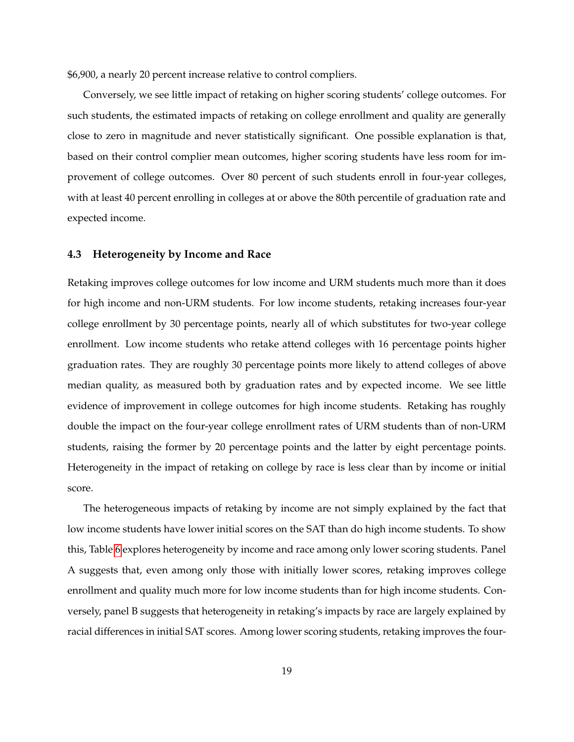$6,900, a nearly 20 percent increase relative to control compliers.

Conversely, we see little impact of retaking on higher scoring students' college outcomes. For such students, the estimated impacts of retaking on college enrollment and quality are generally close to zero in magnitude and never statistically significant. One possible explanation is that, based on their control complier mean outcomes, higher scoring students have less room for improvement of college outcomes. Over 80 percent of such students enroll in four-year colleges, with at least 40 percent enrolling in colleges at or above the 80th percentile of graduation rate and expected income.

### 4.3 Heterogeneity by Income and Race

Retaking improves college outcomes for low income and URM students much more than it does for high income and non-URM students. For low income students, retaking increases four-year college enrollment by 30 percentage points, nearly all of which substitutes for two-year college enrollment. Low income students who retake attend colleges with 16 percentage points higher graduation rates. They are roughly 30 percentage points more likely to attend colleges of above median quality, as measured both by graduation rates and by expected income. We see little evidence of improvement in college outcomes for high income students. Retaking has roughly double the impact on the four-year college enrollment rates of URM students than of non-URM students, raising the former by 20 percentage points and the latter by eight percentage points. Heterogeneity in the impact of retaking on college by race is less clear than by income or initial score.

The heterogeneous impacts of retaking by income are not simply explained by the fact that low income students have lower initial scores on the SAT than do high income students. To show this, Table 6 explores heterogeneity by income and race among only lower scoring students. Panel A suggests that, even among only those with initially lower scores, retaking improves college enrollment and quality much more for low income students than for high income students. Conversely, panel B suggests that heterogeneity in retaking's impacts by race are largely explained by racial differences in initial SAT scores. Among lower scoring students, retaking improves the four-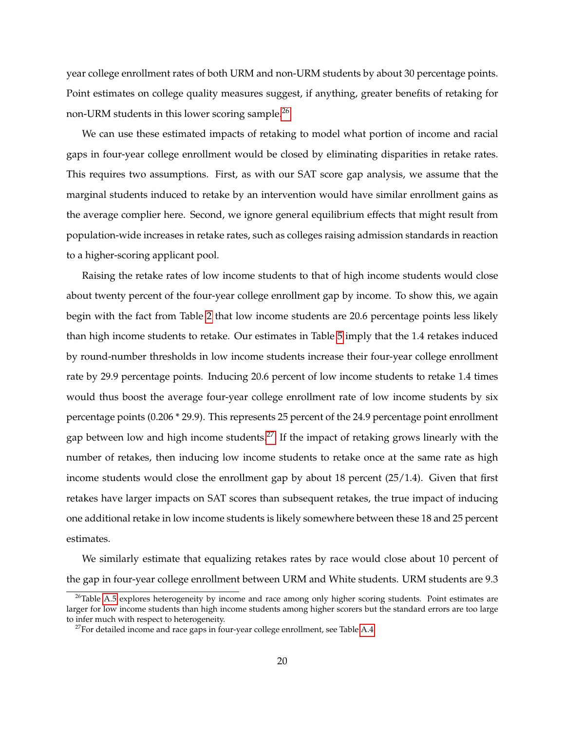year college enrollment rates of both URM and non-URM students by about 30 percentage points. Point estimates on college quality measures suggest, if anything, greater benefits of retaking for non-URM students in this lower scoring sample.[26]

We can use these estimated impacts of retaking to model what portion of income and racial gaps in four-year college enrollment would be closed by eliminating disparities in retake rates. This requires two assumptions. First, as with our SAT score gap analysis, we assume that the marginal students induced to retake by an intervention would have similar enrollment gains as the average complier here. Second, we ignore general equilibrium effects that might result from population-wide increases in retake rates, such as colleges raising admission standards in reaction to a higher-scoring applicant pool.

Raising the retake rates of low income students to that of high income students would close about twenty percent of the four-year college enrollment gap by income. To show this, we again begin with the fact from Table 2 that low income students are 20.6 percentage points less likely than high income students to retake. Our estimates in Table 5 imply that the 1.4 retakes induced by round-number thresholds in low income students increase their four-year college enrollment rate by 29.9 percentage points. Inducing 20.6 percent of low income students to retake 1.4 times would thus boost the average four-year college enrollment rate of low income students by six percentage points (0.206 * 29.9). This represents 25 percent of the 24.9 percentage point enrollment gap between low and high income students.[27] If the impact of retaking grows linearly with the number of retakes, then inducing low income students to retake once at the same rate as high income students would close the enrollment gap by about 18 percent (25/1.4). Given that first retakes have larger impacts on SAT scores than subsequent retakes, the true impact of inducing one additional retake in low income students is likely somewhere between these 18 and 25 percent estimates.

We similarly estimate that equalizing retakes rates by race would close about 10 percent of the gap in four-year college enrollment between URM and White students. URM students are 9.3

[26] Table A.5 explores heterogeneity by income and race among only higher scoring students. Point estimates are larger for low income students than high income students among higher scorers but the standard errors are too large to infer much with respect to heterogeneity.

[27] For detailed income and race gaps in four-year college enrollment, see Table A.4.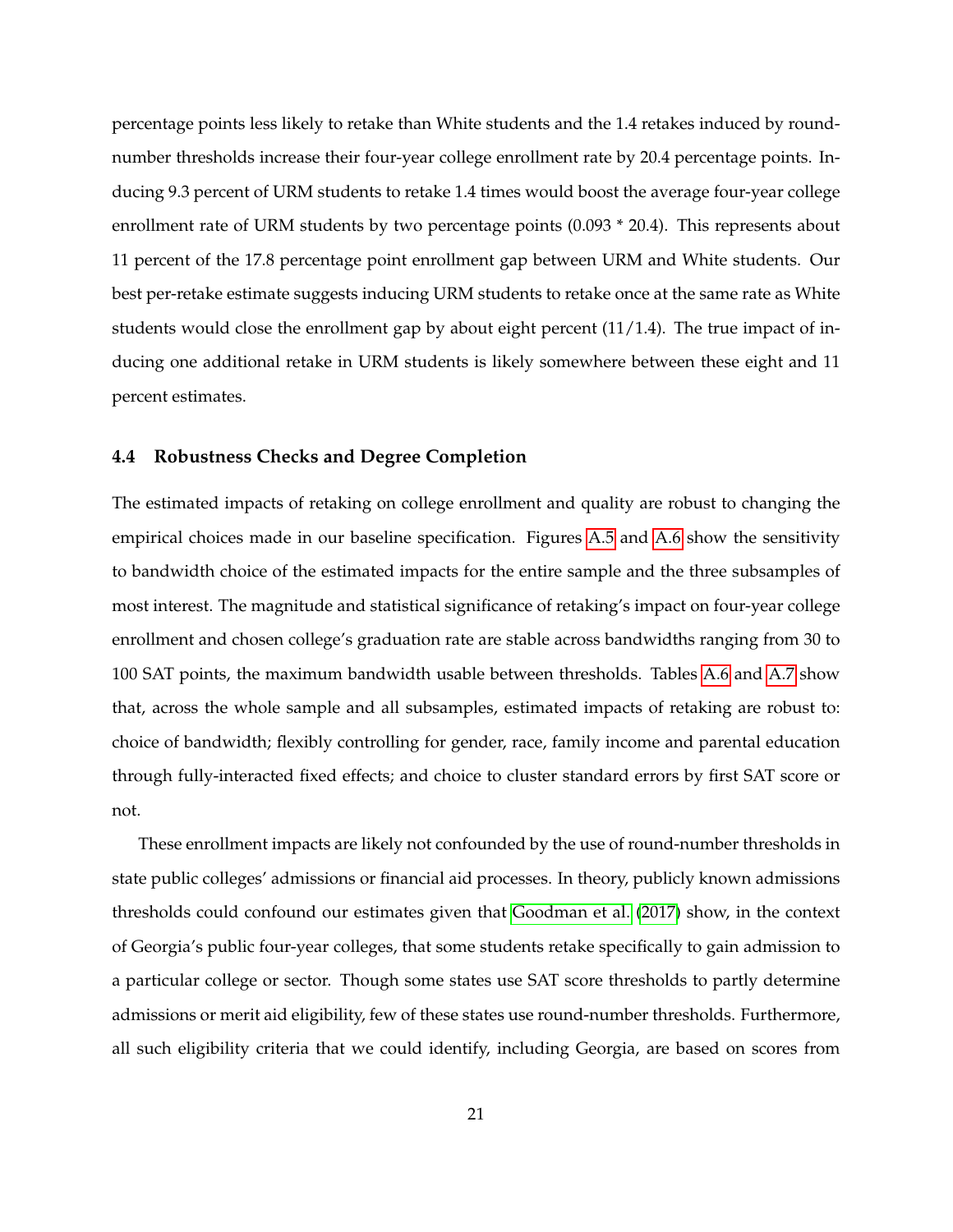percentage points less likely to retake than White students and the 1.4 retakes induced by round-number thresholds increase their four-year college enrollment rate by 20.4 percentage points. Inducing 9.3 percent of URM students to retake 1.4 times would boost the average four-year college enrollment rate of URM students by two percentage points (0.093 * 20.4). This represents about 11 percent of the 17.8 percentage point enrollment gap between URM and White students. Our best per-retake estimate suggests inducing URM students to retake once at the same rate as White students would close the enrollment gap by about eight percent (11/1.4). The true impact of inducing one additional retake in URM students is likely somewhere between these eight and 11 percent estimates.

### 4.4 Robustness Checks and Degree Completion

The estimated impacts of retaking on college enrollment and quality are robust to changing the empirical choices made in our baseline specification. Figures A.5 and A.6 show the sensitivity to bandwidth choice of the estimated impacts for the entire sample and the three subsamples of most interest. The magnitude and statistical significance of retaking's impact on four-year college enrollment and chosen college's graduation rate are stable across bandwidths ranging from 30 to 100 SAT points, the maximum bandwidth usable between thresholds. Tables A.6 and A.7 show that, across the whole sample and all subsamples, estimated impacts of retaking are robust to: choice of bandwidth; flexibly controlling for gender, race, family income and parental education through fully-interacted fixed effects; and choice to cluster standard errors by first SAT score or not.

These enrollment impacts are likely not confounded by the use of round-number thresholds in state public colleges' admissions or financial aid processes. In theory, publicly known admissions thresholds could confound our estimates given that Goodman et al. (2017) show, in the context of Georgia's public four-year colleges, that some students retake specifically to gain admission to a particular college or sector. Though some states use SAT score thresholds to partly determine admissions or merit aid eligibility, few of these states use round-number thresholds. Furthermore, all such eligibility criteria that we could identify, including Georgia, are based on scores from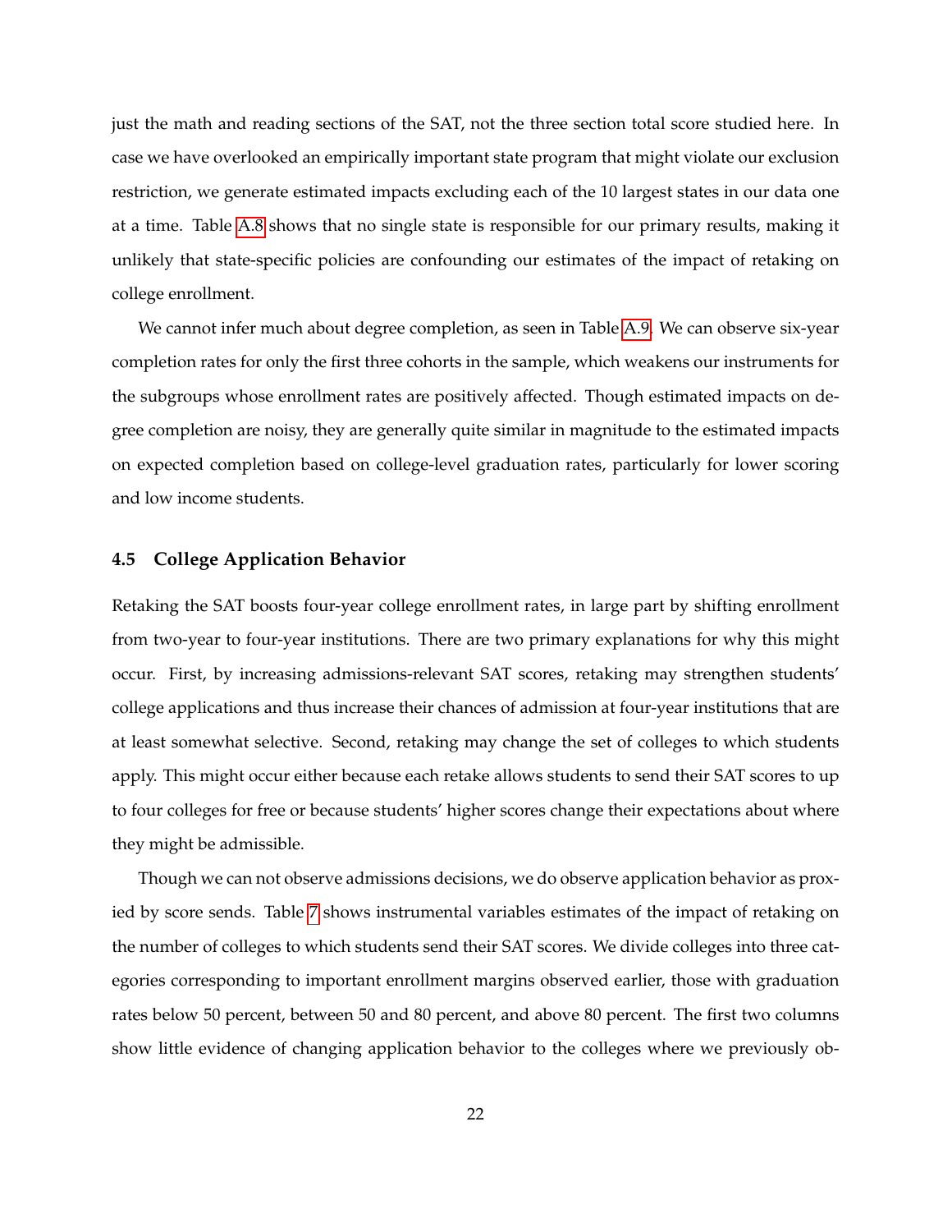just the math and reading sections of the SAT, not the three section total score studied here. In case we have overlooked an empirically important state program that might violate our exclusion restriction, we generate estimated impacts excluding each of the 10 largest states in our data one at a time. Table A.8 shows that no single state is responsible for our primary results, making it unlikely that state-specific policies are confounding our estimates of the impact of retaking on college enrollment.

We cannot infer much about degree completion, as seen in Table A.9. We can observe six-year completion rates for only the first three cohorts in the sample, which weakens our instruments for the subgroups whose enrollment rates are positively affected. Though estimated impacts on degree completion are noisy, they are generally quite similar in magnitude to the estimated impacts on expected completion based on college-level graduation rates, particularly for lower scoring and low income students.

### 4.5 College Application Behavior

Retaking the SAT boosts four-year college enrollment rates, in large part by shifting enrollment from two-year to four-year institutions. There are two primary explanations for why this might occur. First, by increasing admissions-relevant SAT scores, retaking may strengthen students' college applications and thus increase their chances of admission at four-year institutions that are at least somewhat selective. Second, retaking may change the set of colleges to which students apply. This might occur either because each retake allows students to send their SAT scores to up to four colleges for free or because students' higher scores change their expectations about where they might be admissible.

Though we can not observe admissions decisions, we do observe application behavior as proxied by score sends. Table 7 shows instrumental variables estimates of the impact of retaking on the number of colleges to which students send their SAT scores. We divide colleges into three categories corresponding to important enrollment margins observed earlier, those with graduation rates below 50 percent, between 50 and 80 percent, and above 80 percent. The first two columns show little evidence of changing application behavior to the colleges where we previously ob-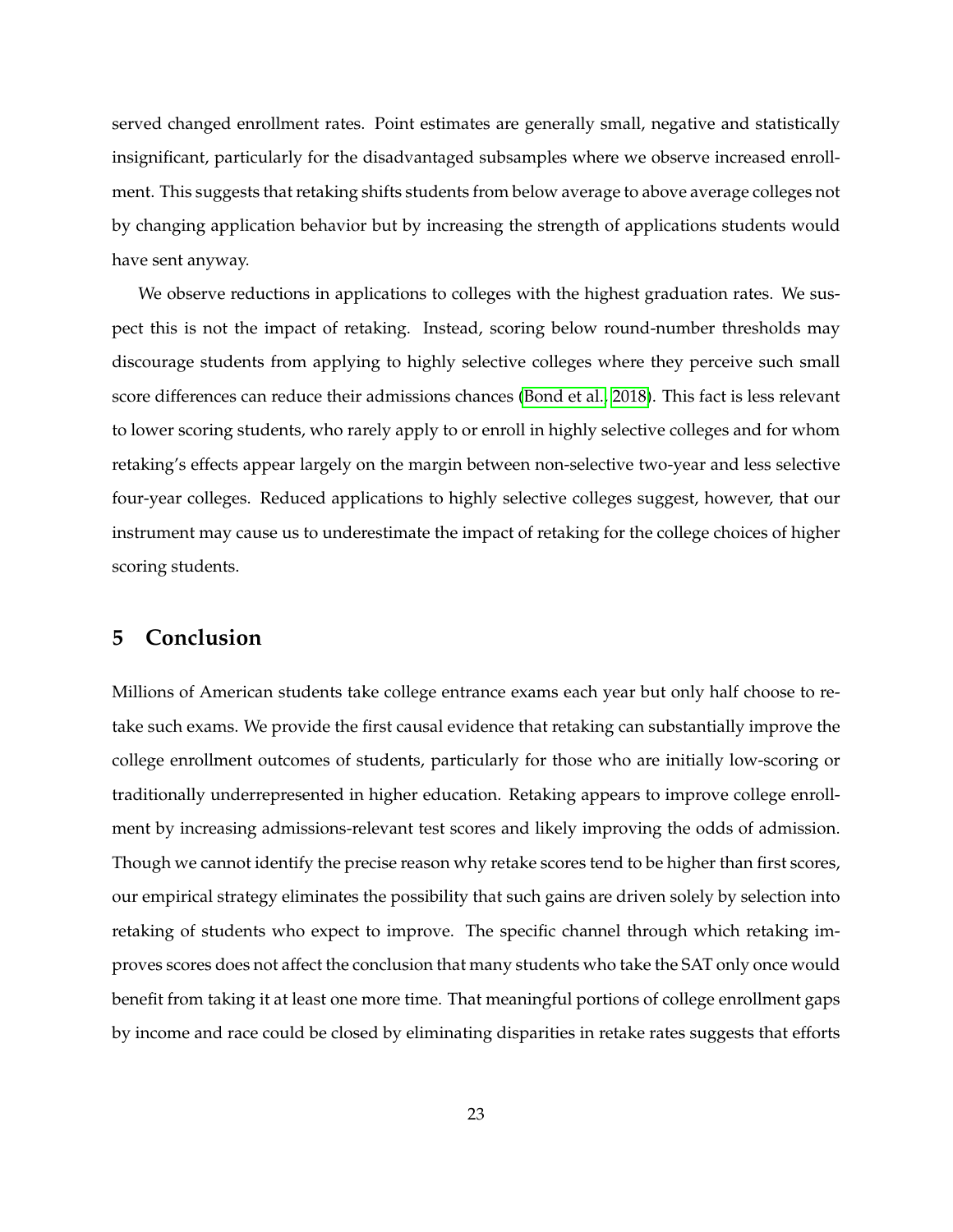served changed enrollment rates. Point estimates are generally small, negative and statistically insignificant, particularly for the disadvantaged subsamples where we observe increased enrollment. This suggests that retaking shifts students from below average to above average colleges not by changing application behavior but by increasing the strength of applications students would have sent anyway.

We observe reductions in applications to colleges with the highest graduation rates. We suspect this is not the impact of retaking. Instead, scoring below round-number thresholds may discourage students from applying to highly selective colleges where they perceive such small score differences can reduce their admissions chances (Bond et al., 2018). This fact is less relevant to lower scoring students, who rarely apply to or enroll in highly selective colleges and for whom retaking's effects appear largely on the margin between non-selective two-year and less selective four-year colleges. Reduced applications to highly selective colleges suggest, however, that our instrument may cause us to underestimate the impact of retaking for the college choices of higher scoring students.

## 5 Conclusion

Millions of American students take college entrance exams each year but only half choose to retake such exams. We provide the first causal evidence that retaking can substantially improve the college enrollment outcomes of students, particularly for those who are initially low-scoring or traditionally underrepresented in higher education. Retaking appears to improve college enrollment by increasing admissions-relevant test scores and likely improving the odds of admission. Though we cannot identify the precise reason why retake scores tend to be higher than first scores, our empirical strategy eliminates the possibility that such gains are driven solely by selection into retaking of students who expect to improve. The specific channel through which retaking improves scores does not affect the conclusion that many students who take the SAT only once would benefit from taking it at least one more time. That meaningful portions of college enrollment gaps by income and race could be closed by eliminating disparities in retake rates suggests that efforts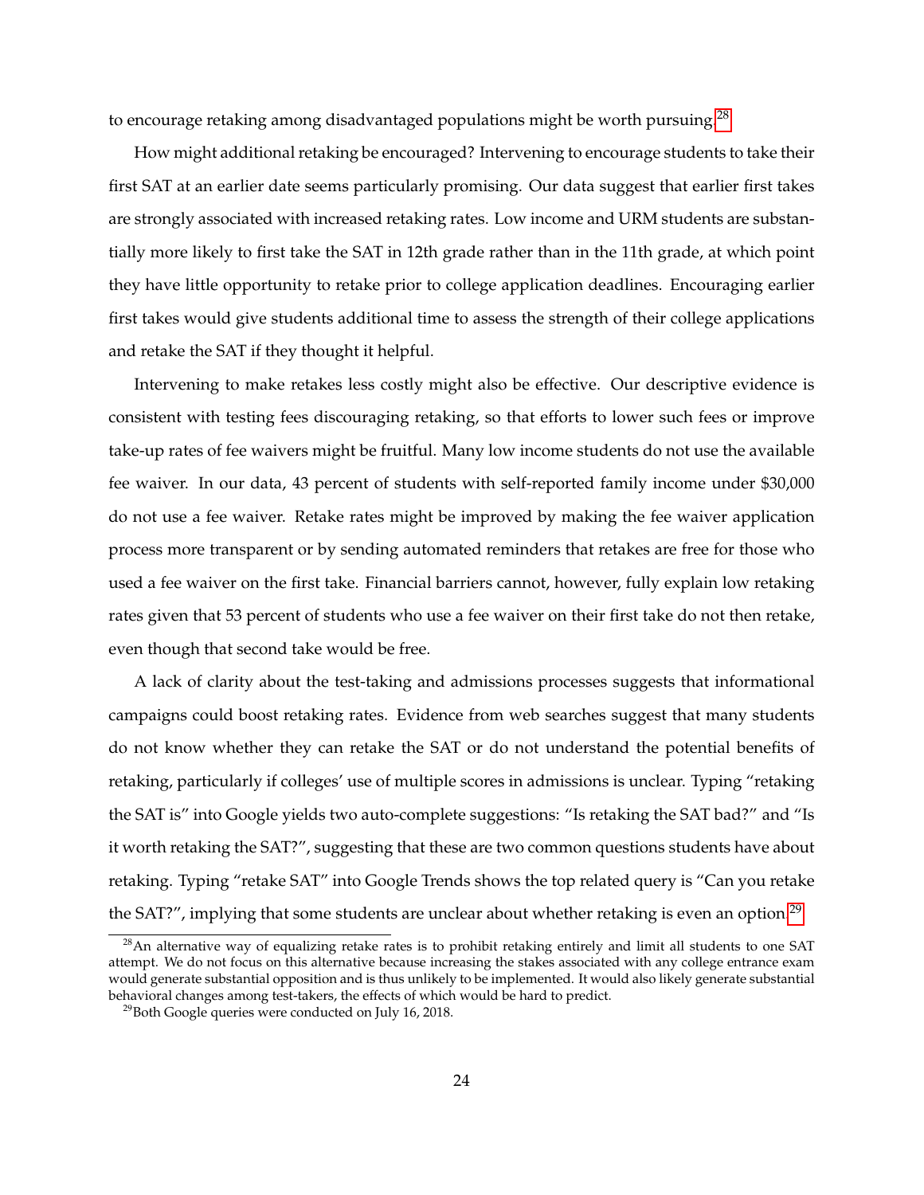to encourage retaking among disadvantaged populations might be worth pursuing.[28]

How might additional retaking be encouraged? Intervening to encourage students to take their first SAT at an earlier date seems particularly promising. Our data suggest that earlier first takes are strongly associated with increased retaking rates. Low income and URM students are substantially more likely to first take the SAT in 12th grade rather than in the 11th grade, at which point they have little opportunity to retake prior to college application deadlines. Encouraging earlier first takes would give students additional time to assess the strength of their college applications and retake the SAT if they thought it helpful.

Intervening to make retakes less costly might also be effective. Our descriptive evidence is consistent with testing fees discouraging retaking, so that efforts to lower such fees or improve take-up rates of fee waivers might be fruitful. Many low income students do not use the available fee waiver. In our data, 43 percent of students with self-reported family income under $30,000 do not use a fee waiver. Retake rates might be improved by making the fee waiver application process more transparent or by sending automated reminders that retakes are free for those who used a fee waiver on the first take. Financial barriers cannot, however, fully explain low retaking rates given that 53 percent of students who use a fee waiver on their first take do not then retake, even though that second take would be free.

A lack of clarity about the test-taking and admissions processes suggests that informational campaigns could boost retaking rates. Evidence from web searches suggest that many students do not know whether they can retake the SAT or do not understand the potential benefits of retaking, particularly if colleges' use of multiple scores in admissions is unclear. Typing "retaking the SAT is" into Google yields two auto-complete suggestions: "Is retaking the SAT bad?" and "Is it worth retaking the SAT?", suggesting that these are two common questions students have about retaking. Typing "retake SAT" into Google Trends shows the top related query is "Can you retake the SAT?", implying that some students are unclear about whether retaking is even an option.[29]

[28] An alternative way of equalizing retake rates is to prohibit retaking entirely and limit all students to one SAT attempt. We do not focus on this alternative because increasing the stakes associated with any college entrance exam would generate substantial opposition and is thus unlikely to be implemented. It would also likely generate substantial behavioral changes among test-takers, the effects of which would be hard to predict.

[29] Both Google queries were conducted on July 16, 2018.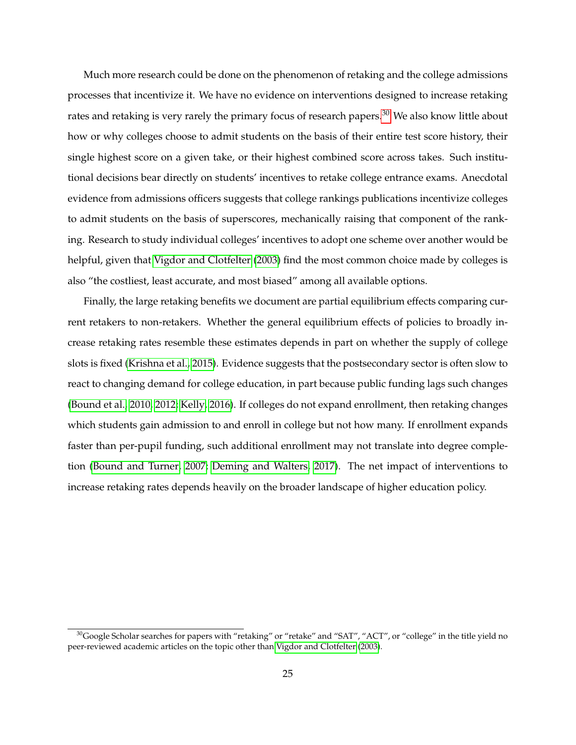Much more research could be done on the phenomenon of retaking and the college admissions processes that incentivize it. We have no evidence on interventions designed to increase retaking rates and retaking is very rarely the primary focus of research papers.[30] We also know little about how or why colleges choose to admit students on the basis of their entire test score history, their single highest score on a given take, or their highest combined score across takes. Such institutional decisions bear directly on students' incentives to retake college entrance exams. Anecdotal evidence from admissions officers suggests that college rankings publications incentivize colleges to admit students on the basis of superscores, mechanically raising that component of the ranking. Research to study individual colleges' incentives to adopt one scheme over another would be helpful, given that Vigdor and Clotfelter (2003) find the most common choice made by colleges is also "the costliest, least accurate, and most biased" among all available options.

Finally, the large retaking benefits we document are partial equilibrium effects comparing current retakers to non-retakers. Whether the general equilibrium effects of policies to broadly increase retaking rates resemble these estimates depends in part on whether the supply of college slots is fixed (Krishna et al., 2015). Evidence suggests that the postsecondary sector is often slow to react to changing demand for college education, in part because public funding lags such changes (Bound et al., 2010, 2012; Kelly, 2016). If colleges do not expand enrollment, then retaking changes which students gain admission to and enroll in college but not how many. If enrollment expands faster than per-pupil funding, such additional enrollment may not translate into degree completion (Bound and Turner, 2007; Deming and Walters, 2017). The net impact of interventions to increase retaking rates depends heavily on the broader landscape of higher education policy.

[30] Google Scholar searches for papers with "retaking" or "retake" and "SAT", "ACT", or "college" in the title yield no peer-reviewed academic articles on the topic other than Vigdor and Clotfelter (2003).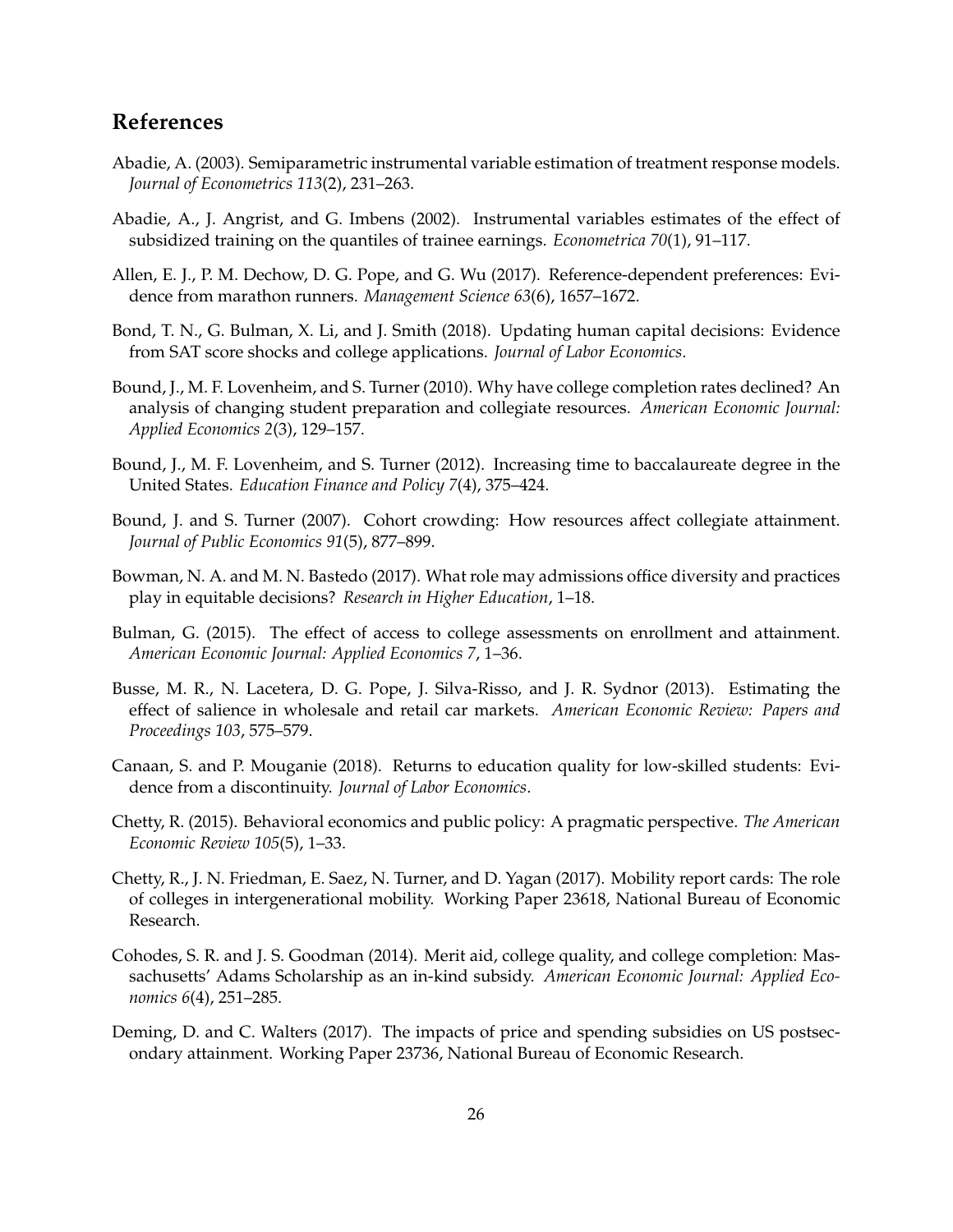## References

Abadie, A. (2003). Semiparametric instrumental variable estimation of treatment response models. *Journal of Econometrics 113*(2), 231–263.

Abadie, A., J. Angrist, and G. Imbens (2002). Instrumental variables estimates of the effect of subsidized training on the quantiles of trainee earnings. *Econometrica 70*(1), 91–117.

Allen, E. J., P. M. Dechow, D. G. Pope, and G. Wu (2017). Reference-dependent preferences: Evidence from marathon runners. *Management Science 63*(6), 1657–1672.

Bond, T. N., G. Bulman, X. Li, and J. Smith (2018). Updating human capital decisions: Evidence from SAT score shocks and college applications. *Journal of Labor Economics*.

Bound, J., M. F. Lovenheim, and S. Turner (2010). Why have college completion rates declined? An analysis of changing student preparation and collegiate resources. *American Economic Journal: Applied Economics 2*(3), 129–157.

Bound, J., M. F. Lovenheim, and S. Turner (2012). Increasing time to baccalaureate degree in the United States. *Education Finance and Policy 7*(4), 375–424.

Bound, J. and S. Turner (2007). Cohort crowding: How resources affect collegiate attainment. *Journal of Public Economics 91*(5), 877–899.

Bowman, N. A. and M. N. Bastedo (2017). What role may admissions office diversity and practices play in equitable decisions? *Research in Higher Education*, 1–18.

Bulman, G. (2015). The effect of access to college assessments on enrollment and attainment. *American Economic Journal: Applied Economics 7*, 1–36.

Busse, M. R., N. Lacetera, D. G. Pope, J. Silva-Risso, and J. R. Sydnor (2013). Estimating the effect of salience in wholesale and retail car markets. *American Economic Review: Papers and Proceedings 103*, 575–579.

Canaan, S. and P. Mouganie (2018). Returns to education quality for low-skilled students: Evidence from a discontinuity. *Journal of Labor Economics*.

Chetty, R. (2015). Behavioral economics and public policy: A pragmatic perspective. *The American Economic Review 105*(5), 1–33.

Chetty, R., J. N. Friedman, E. Saez, N. Turner, and D. Yagan (2017). Mobility report cards: The role of colleges in intergenerational mobility. Working Paper 23618, National Bureau of Economic Research.

Cohodes, S. R. and J. S. Goodman (2014). Merit aid, college quality, and college completion: Massachusetts' Adams Scholarship as an in-kind subsidy. *American Economic Journal: Applied Economics 6*(4), 251–285.

Deming, D. and C. Walters (2017). The impacts of price and spending subsidies on US postsecondary attainment. Working Paper 23736, National Bureau of Economic Research.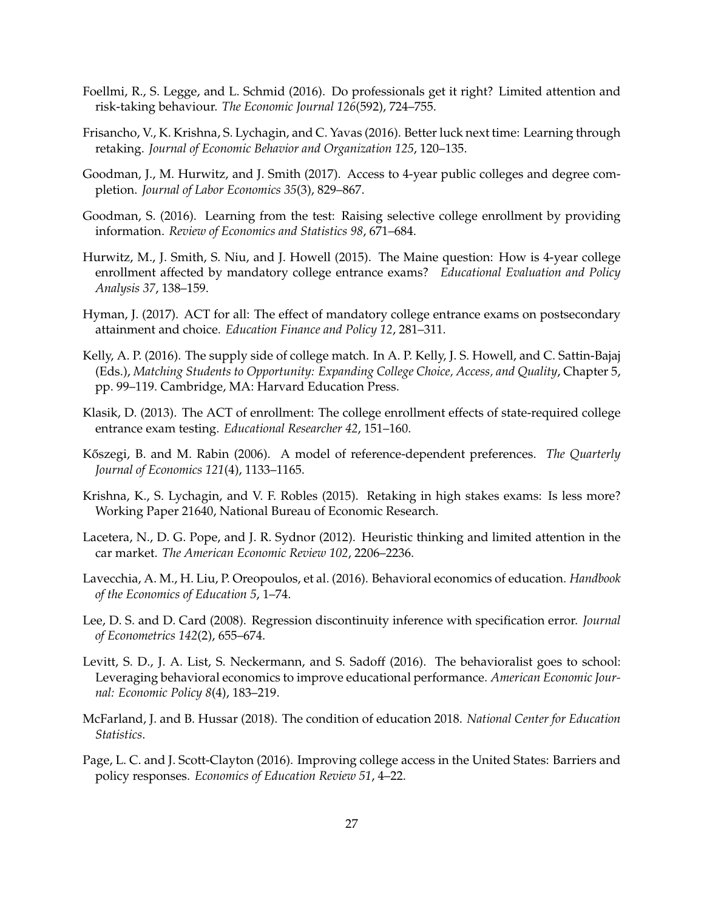Foellmi, R., S. Legge, and L. Schmid (2016). Do professionals get it right? Limited attention and risk-taking behaviour. *The Economic Journal 126*(592), 724–755.

Frisancho, V., K. Krishna, S. Lychagin, and C. Yavas (2016). Better luck next time: Learning through retaking. *Journal of Economic Behavior and Organization 125*, 120–135.

Goodman, J., M. Hurwitz, and J. Smith (2017). Access to 4-year public colleges and degree completion. *Journal of Labor Economics 35*(3), 829–867.

Goodman, S. (2016). Learning from the test: Raising selective college enrollment by providing information. *Review of Economics and Statistics 98*, 671–684.

Hurwitz, M., J. Smith, S. Niu, and J. Howell (2015). The Maine question: How is 4-year college enrollment affected by mandatory college entrance exams? *Educational Evaluation and Policy Analysis 37*, 138–159.

Hyman, J. (2017). ACT for all: The effect of mandatory college entrance exams on postsecondary attainment and choice. *Education Finance and Policy 12*, 281–311.

Kelly, A. P. (2016). The supply side of college match. In A. P. Kelly, J. S. Howell, and C. Sattin-Bajaj (Eds.), *Matching Students to Opportunity: Expanding College Choice, Access, and Quality*, Chapter 5, pp. 99–119. Cambridge, MA: Harvard Education Press.

Klasik, D. (2013). The ACT of enrollment: The college enrollment effects of state-required college entrance exam testing. *Educational Researcher 42*, 151–160.

Kőszegi, B. and M. Rabin (2006). A model of reference-dependent preferences. *The Quarterly Journal of Economics 121*(4), 1133–1165.

Krishna, K., S. Lychagin, and V. F. Robles (2015). Retaking in high stakes exams: Is less more? Working Paper 21640, National Bureau of Economic Research.

Lacetera, N., D. G. Pope, and J. R. Sydnor (2012). Heuristic thinking and limited attention in the car market. *The American Economic Review 102*, 2206–2236.

Lavecchia, A. M., H. Liu, P. Oreopoulos, et al. (2016). Behavioral economics of education. *Handbook of the Economics of Education 5*, 1–74.

Lee, D. S. and D. Card (2008). Regression discontinuity inference with specification error. *Journal of Econometrics 142*(2), 655–674.

Levitt, S. D., J. A. List, S. Neckermann, and S. Sadoff (2016). The behavioralist goes to school: Leveraging behavioral economics to improve educational performance. *American Economic Journal: Economic Policy 8*(4), 183–219.

McFarland, J. and B. Hussar (2018). The condition of education 2018. *National Center for Education Statistics*.

Page, L. C. and J. Scott-Clayton (2016). Improving college access in the United States: Barriers and policy responses. *Economics of Education Review 51*, 4–22.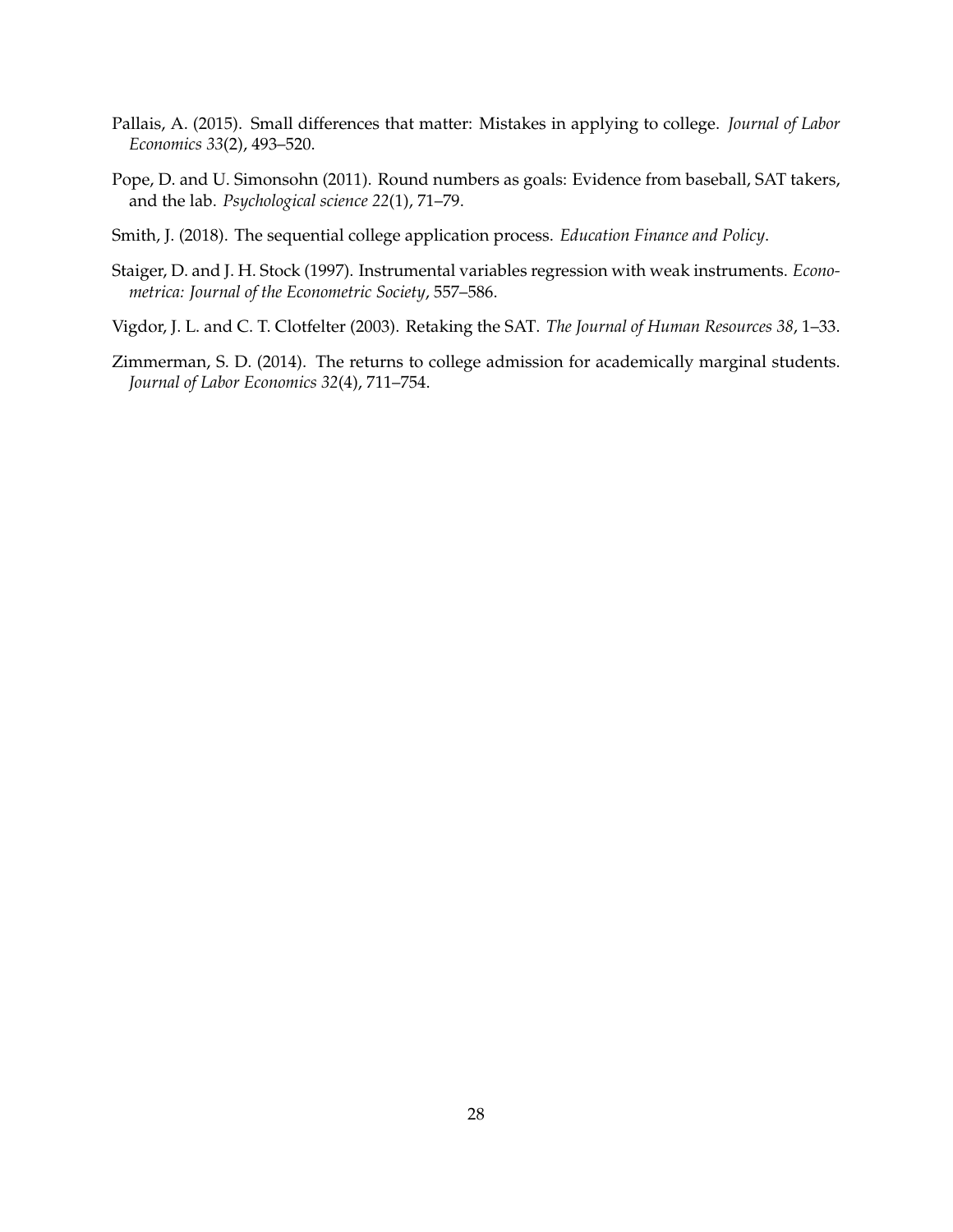Pallais, A. (2015). Small differences that matter: Mistakes in applying to college. *Journal of Labor Economics 33*(2), 493–520.

Pope, D. and U. Simonsohn (2011). Round numbers as goals: Evidence from baseball, SAT takers, and the lab. *Psychological science 22*(1), 71–79.

Smith, J. (2018). The sequential college application process. *Education Finance and Policy*.

Staiger, D. and J. H. Stock (1997). Instrumental variables regression with weak instruments. *Econometrica: Journal of the Econometric Society*, 557–586.

Vigdor, J. L. and C. T. Clotfelter (2003). Retaking the SAT. *The Journal of Human Resources 38*, 1–33.

Zimmerman, S. D. (2014). The returns to college admission for academically marginal students. *Journal of Labor Economics 32*(4), 711–754.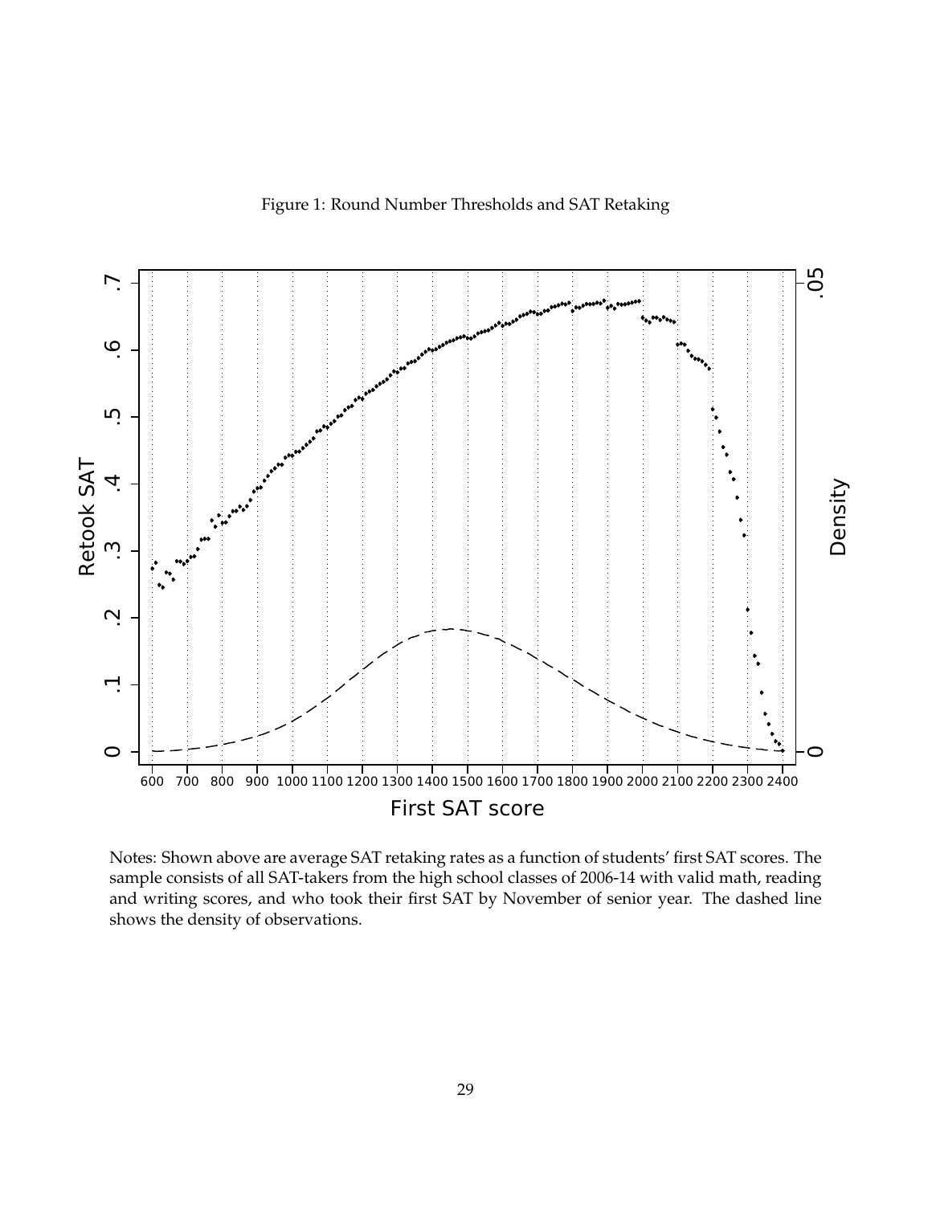Figure 1: Round Number Thresholds and SAT Retaking

Notes: Shown above are average SAT retaking rates as a function of students' first SAT scores. The sample consists of all SAT-takers from the high school classes of 2006-14 with valid math, reading and writing scores, and who took their first SAT by November of senior year. The dashed line shows the density of observations.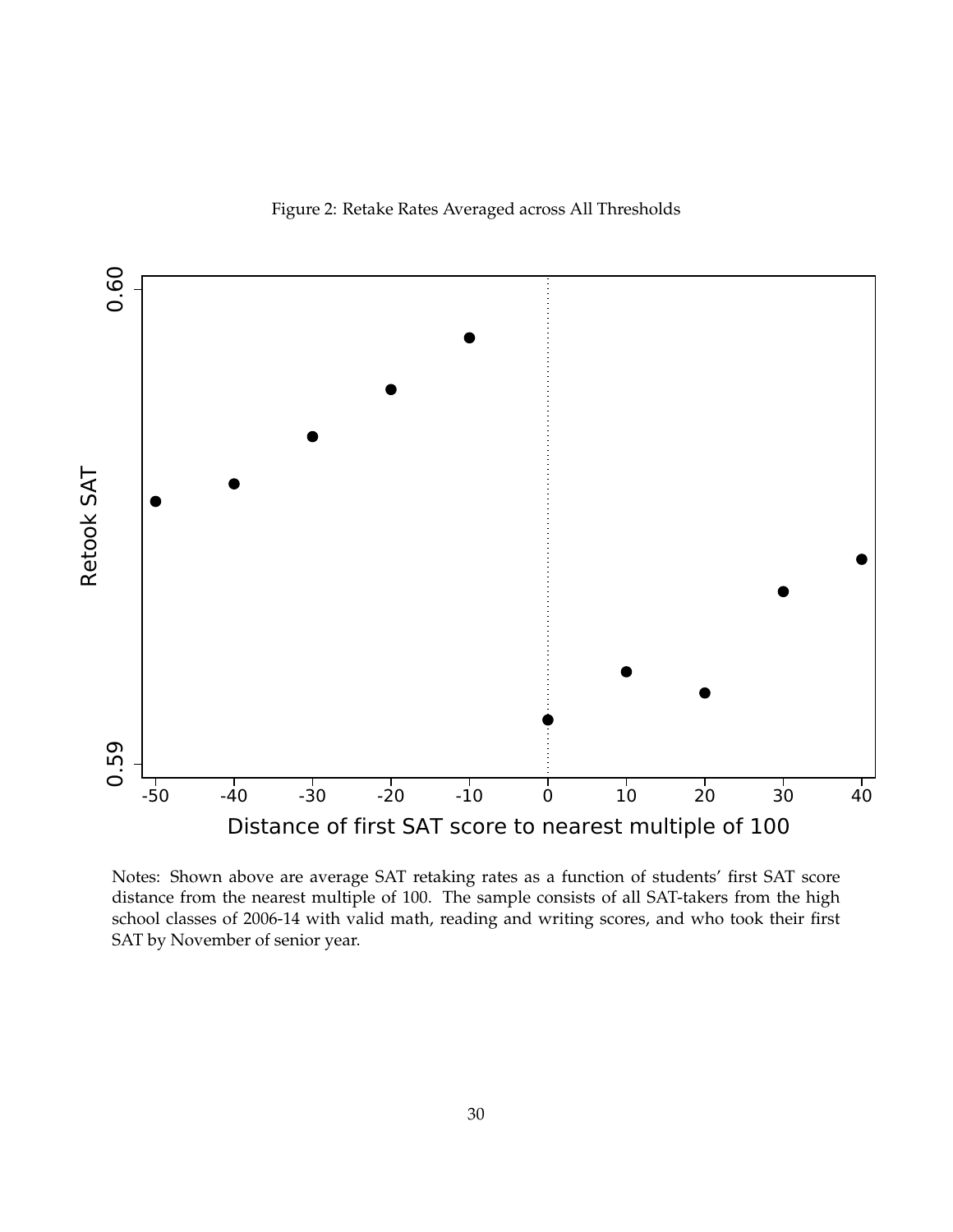Figure 2: Retake Rates Averaged across All Thresholds

Notes: Shown above are average SAT retaking rates as a function of students' first SAT score distance from the nearest multiple of 100. The sample consists of all SAT-takers from the high school classes of 2006-14 with valid math, reading and writing scores, and who took their first SAT by November of senior year.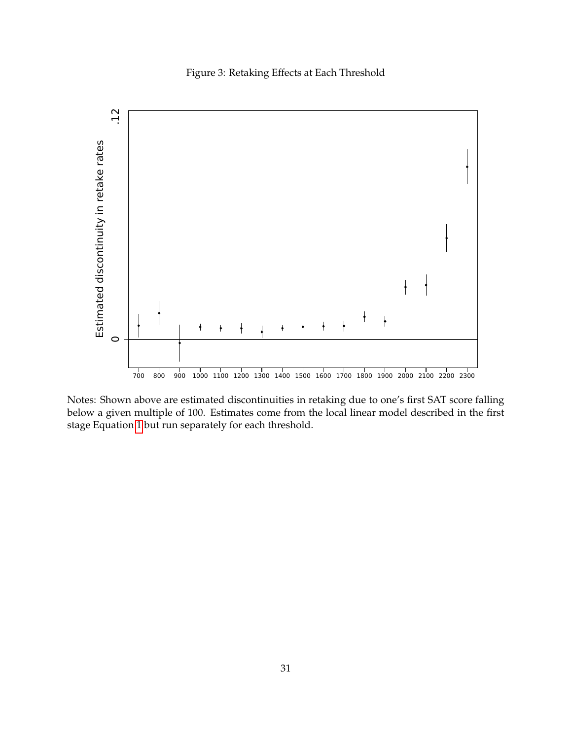Figure 3: Retaking Effects at Each Threshold

Notes: Shown above are estimated discontinuities in retaking due to one's first SAT score falling below a given multiple of 100. Estimates come from the local linear model described in the first stage Equation 1 but run separately for each threshold.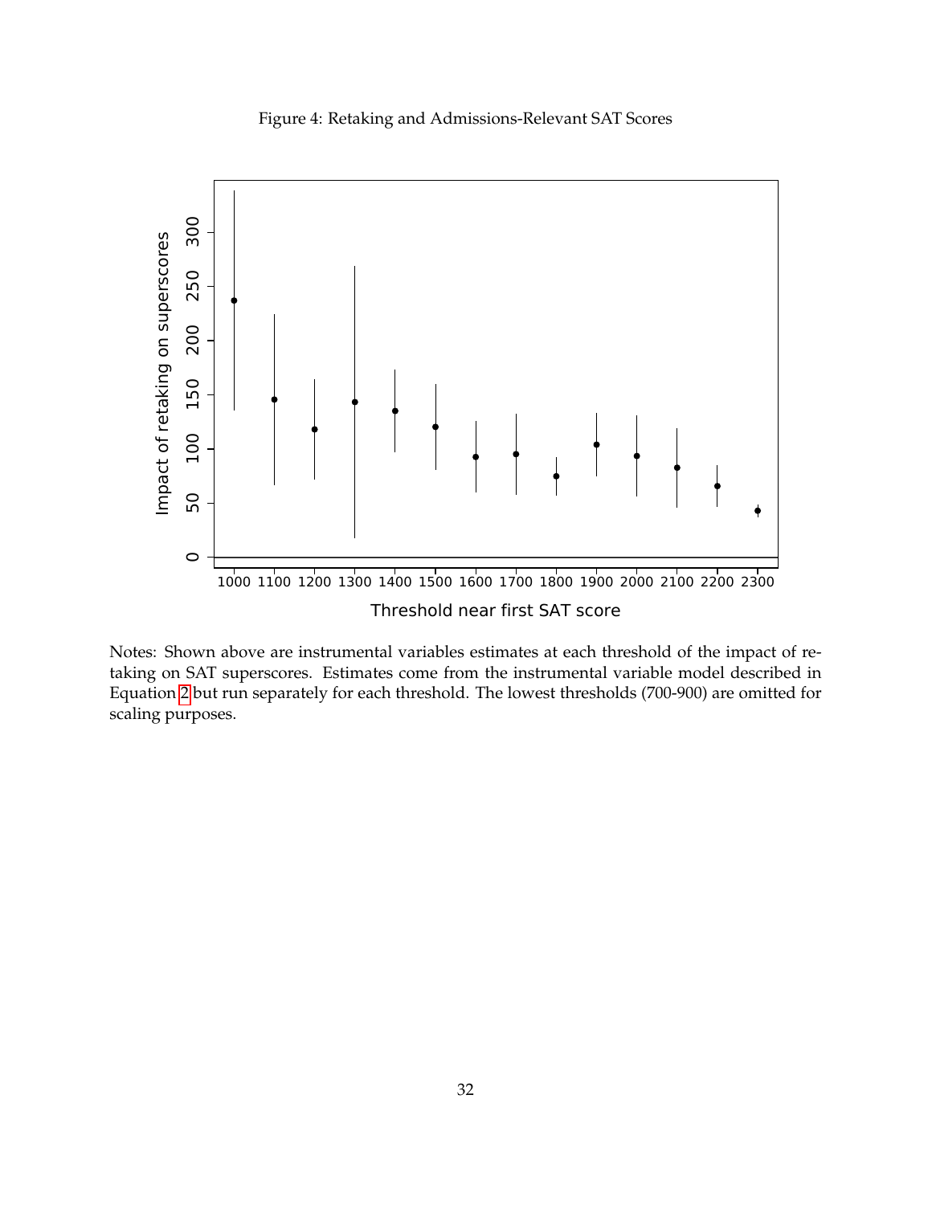Figure 4: Retaking and Admissions-Relevant SAT Scores

Notes: Shown above are instrumental variables estimates at each threshold of the impact of retaking on SAT superscores. Estimates come from the instrumental variable model described in Equation 2 but run separately for each threshold. The lowest thresholds (700-900) are omitted for scaling purposes.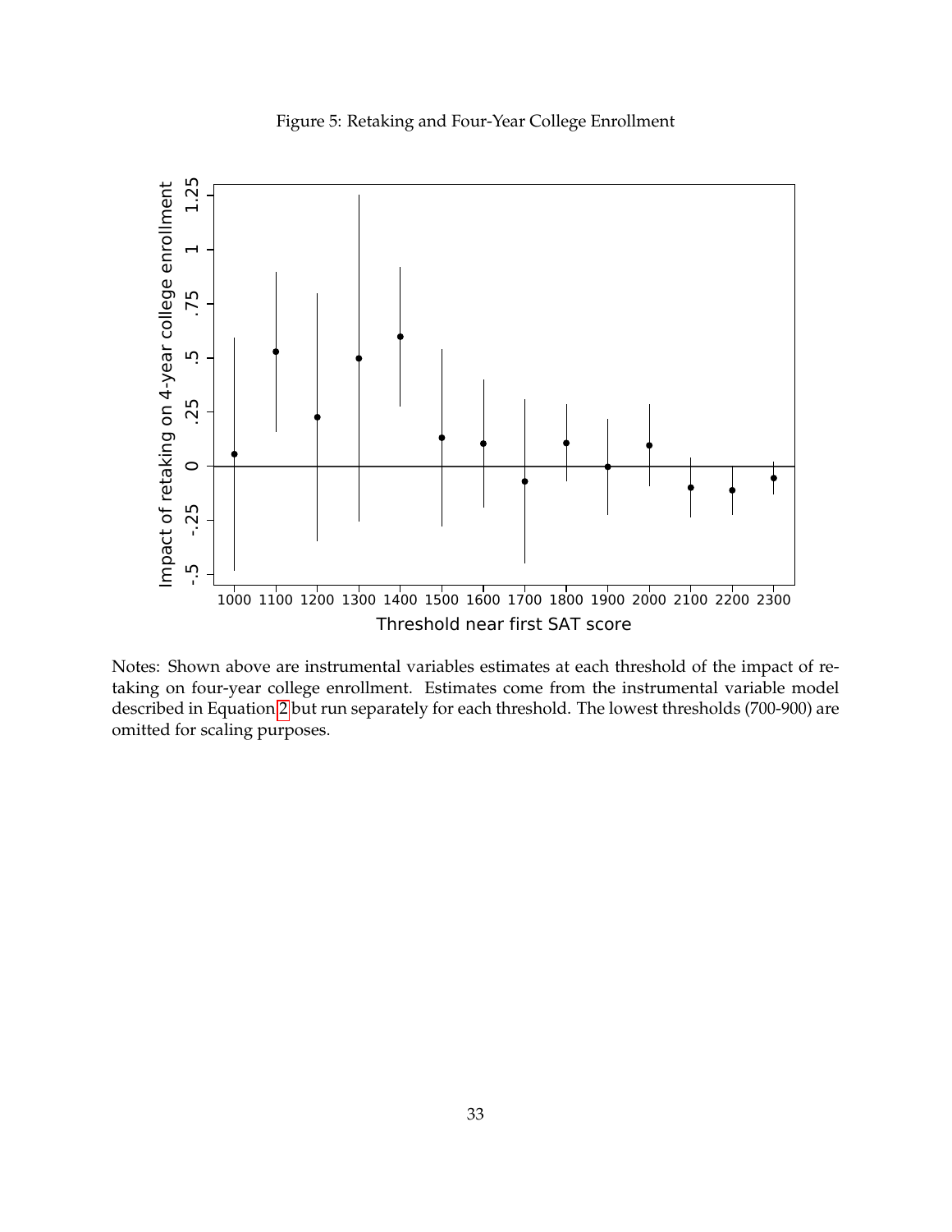Figure 5: Retaking and Four-Year College Enrollment

Notes: Shown above are instrumental variables estimates at each threshold of the impact of retaking on four-year college enrollment. Estimates come from the instrumental variable model described in Equation 2 but run separately for each threshold. The lowest thresholds (700-900) are omitted for scaling purposes.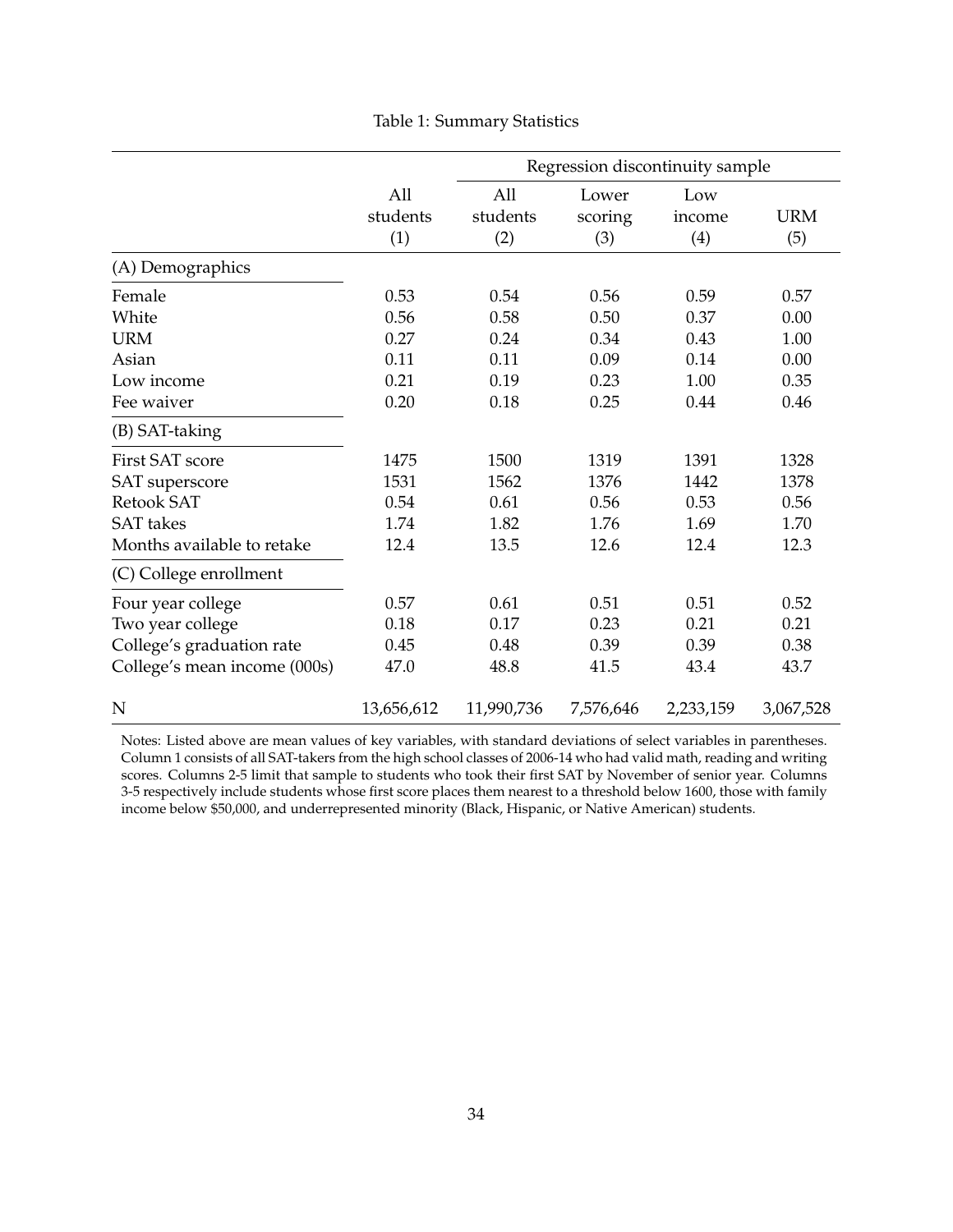Table 1: Summary Statistics

| | | Regression discontinuity sample | | | |
|---|---|---|---|---|---|
| | All students (1) | All students (2) | Lower scoring (3) | Low income (4) | URM (5) |
| **(A) Demographics** | | | | | |
| Female | 0.53 | 0.54 | 0.56 | 0.59 | 0.57 |
| White | 0.56 | 0.58 | 0.50 | 0.37 | 0.00 |
| URM | 0.27 | 0.24 | 0.34 | 0.43 | 1.00 |
| Asian | 0.11 | 0.11 | 0.09 | 0.14 | 0.00 |
| Low income | 0.21 | 0.19 | 0.23 | 1.00 | 0.35 |
| Fee waiver | 0.20 | 0.18 | 0.25 | 0.44 | 0.46 |
| **(B) SAT-taking** | | | | | |
| First SAT score | 1475 | 1500 | 1319 | 1391 | 1328 |
| SAT superscore | 1531 | 1562 | 1376 | 1442 | 1378 |
| Retook SAT | 0.54 | 0.61 | 0.56 | 0.53 | 0.56 |
| SAT takes | 1.74 | 1.82 | 1.76 | 1.69 | 1.70 |
| Months available to retake | 12.4 | 13.5 | 12.6 | 12.4 | 12.3 |
| **(C) College enrollment** | | | | | |
| Four year college | 0.57 | 0.61 | 0.51 | 0.51 | 0.52 |
| Two year college | 0.18 | 0.17 | 0.23 | 0.21 | 0.21 |
| College's graduation rate | 0.45 | 0.48 | 0.39 | 0.39 | 0.38 |
| College's mean income (000s) | 47.0 | 48.8 | 41.5 | 43.4 | 43.7 |
| N | 13,656,612 | 11,990,736 | 7,576,646 | 2,233,159 | 3,067,528 |

Notes: Listed above are mean values of key variables, with standard deviations of select variables in parentheses. Column 1 consists of all SAT-takers from the high school classes of 2006-14 who had valid math, reading and writing scores. Columns 2-5 limit that sample to students who took their first SAT by November of senior year. Columns 3-5 respectively include students whose first score places them nearest to a threshold below 1600, those with family income below $50,000, and underrepresented minority (Black, Hispanic, or Native American) students.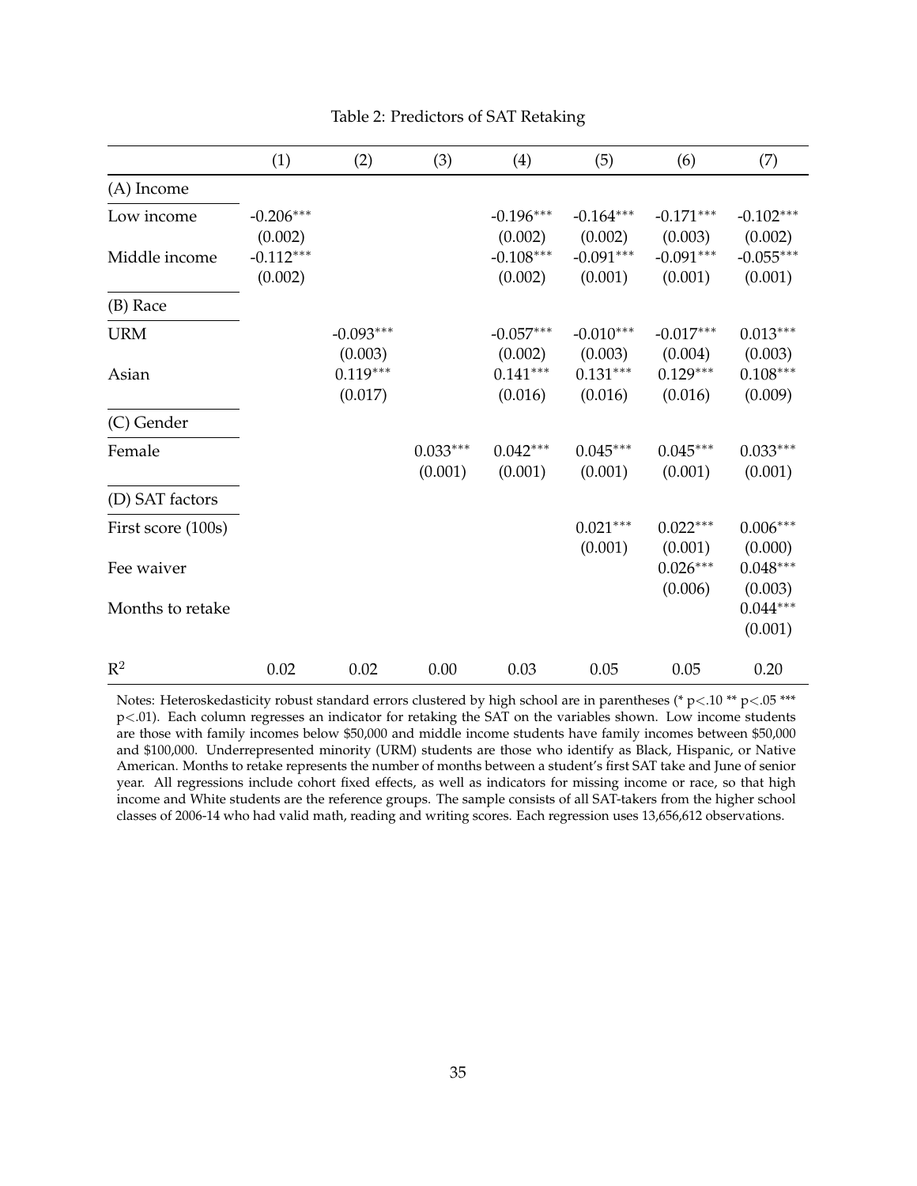Table 2: Predictors of SAT Retaking

| | (1) | (2) | (3) | (4) | (5) | (6) | (7) |
|---|---|---|---|---|---|---|---|
| (A) Income | | | | | | | |
| Low income | -0.206*** | | | -0.196*** | -0.164*** | -0.171*** | -0.102*** |
| | (0.002) | | | (0.002) | (0.002) | (0.003) | (0.002) |
| Middle income | -0.112*** | | | -0.108*** | -0.091*** | -0.091*** | -0.055*** |
| | (0.002) | | | (0.002) | (0.001) | (0.001) | (0.001) |
| (B) Race | | | | | | | |
| URM | | -0.093*** | | -0.057*** | -0.010*** | -0.017*** | 0.013*** |
| | | (0.003) | | (0.002) | (0.003) | (0.004) | (0.003) |
| Asian | | 0.119*** | | 0.141*** | 0.131*** | 0.129*** | 0.108*** |
| | | (0.017) | | (0.016) | (0.016) | (0.016) | (0.009) |
| (C) Gender | | | | | | | |
| Female | | | 0.033*** | 0.042*** | 0.045*** | 0.045*** | 0.033*** |
| | | | (0.001) | (0.001) | (0.001) | (0.001) | (0.001) |
| (D) SAT factors | | | | | | | |
| First score (100s) | | | | | 0.021*** | 0.022*** | 0.006*** |
| | | | | | (0.001) | (0.001) | (0.000) |
| Fee waiver | | | | | | 0.026*** | 0.048*** |
| | | | | | | (0.006) | (0.003) |
| Months to retake | | | | | | | 0.044*** |
| | | | | | | | (0.001) |
| $R^2$ | 0.02 | 0.02 | 0.00 | 0.03 | 0.05 | 0.05 | 0.20 |

Notes: Heteroskedasticity robust standard errors clustered by high school are in parentheses (* $p<.10$ ** $p<.05$ *** $p<.01$). Each column regresses an indicator for retaking the SAT on the variables shown. Low income students are those with family incomes below \$50,000 and middle income students have family incomes between \$50,000 and \$100,000. Underrepresented minority (URM) students are those who identify as Black, Hispanic, or Native American. Months to retake represents the number of months between a student's first SAT take and June of senior year. All regressions include cohort fixed effects, as well as indicators for missing income or race, so that high income and White students are the reference groups. The sample consists of all SAT-takers from the higher school classes of 2006-14 who had valid math, reading and writing scores. Each regression uses 13,656,612 observations.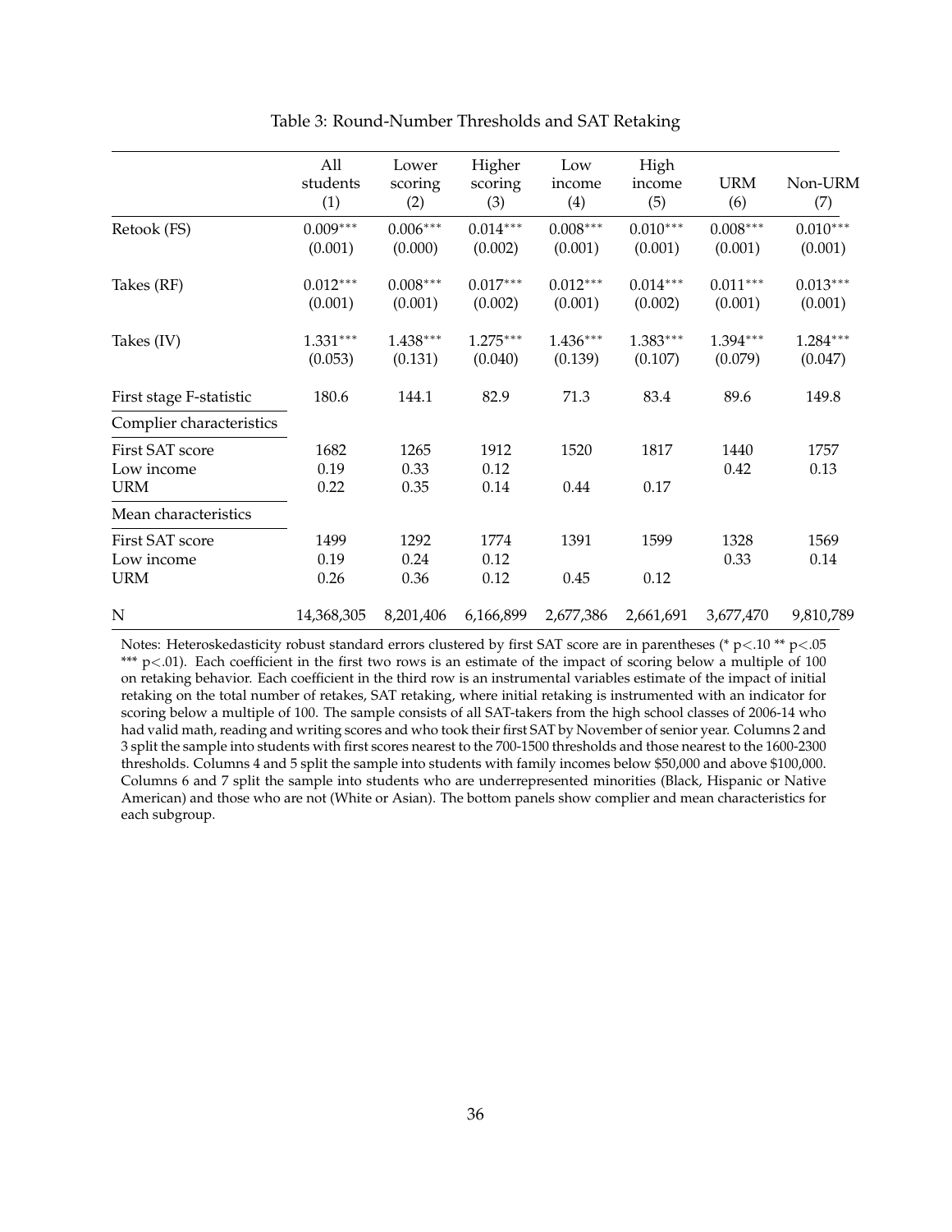Table 3: Round-Number Thresholds and SAT Retaking

| | All students (1) | Lower scoring (2) | Higher scoring (3) | Low income (4) | High income (5) | URM (6) | Non-URM (7) |
|---|---|---|---|---|---|---|---|
| Retook (FS) | 0.009*** | 0.006*** | 0.014*** | 0.008*** | 0.010*** | 0.008*** | 0.010*** |
| | (0.001) | (0.000) | (0.002) | (0.001) | (0.001) | (0.001) | (0.001) |
| Takes (RF) | 0.012*** | 0.008*** | 0.017*** | 0.012*** | 0.014*** | 0.011*** | 0.013*** |
| | (0.001) | (0.001) | (0.002) | (0.001) | (0.002) | (0.001) | (0.001) |
| Takes (IV) | 1.331*** | 1.438*** | 1.275*** | 1.436*** | 1.383*** | 1.394*** | 1.284*** |
| | (0.053) | (0.131) | (0.040) | (0.139) | (0.107) | (0.079) | (0.047) |
| First stage F-statistic | 180.6 | 144.1 | 82.9 | 71.3 | 83.4 | 89.6 | 149.8 |
| Complier characteristics | | | | | | | |
| First SAT score | 1682 | 1265 | 1912 | 1520 | 1817 | 1440 | 1757 |
| Low income | 0.19 | 0.33 | 0.12 | | | 0.42 | 0.13 |
| URM | 0.22 | 0.35 | 0.14 | 0.44 | 0.17 | | |
| Mean characteristics | | | | | | | |
| First SAT score | 1499 | 1292 | 1774 | 1391 | 1599 | 1328 | 1569 |
| Low income | 0.19 | 0.24 | 0.12 | | | 0.33 | 0.14 |
| URM | 0.26 | 0.36 | 0.12 | 0.45 | 0.12 | | |
| N | 14,368,305 | 8,201,406 | 6,166,899 | 2,677,386 | 2,661,691 | 3,677,470 | 9,810,789 |

Notes: Heteroskedasticity robust standard errors clustered by first SAT score are in parentheses (* $p<.10$ ** $p<.05$ *** $p<.01$). Each coefficient in the first two rows is an estimate of the impact of scoring below a multiple of 100 on retaking behavior. Each coefficient in the third row is an instrumental variables estimate of the impact of initial retaking on the total number of retakes, SAT retaking, where initial retaking is instrumented with an indicator for scoring below a multiple of 100. The sample consists of all SAT-takers from the high school classes of 2006-14 who had valid math, reading and writing scores and who took their first SAT by November of senior year. Columns 2 and 3 split the sample into students with first scores nearest to the 700-1500 thresholds and those nearest to the 1600-2300 thresholds. Columns 4 and 5 split the sample into students with family incomes below \$50,000 and above \$100,000. Columns 6 and 7 split the sample into students who are underrepresented minorities (Black, Hispanic or Native American) and those who are not (White or Asian). The bottom panels show complier and mean characteristics for each subgroup.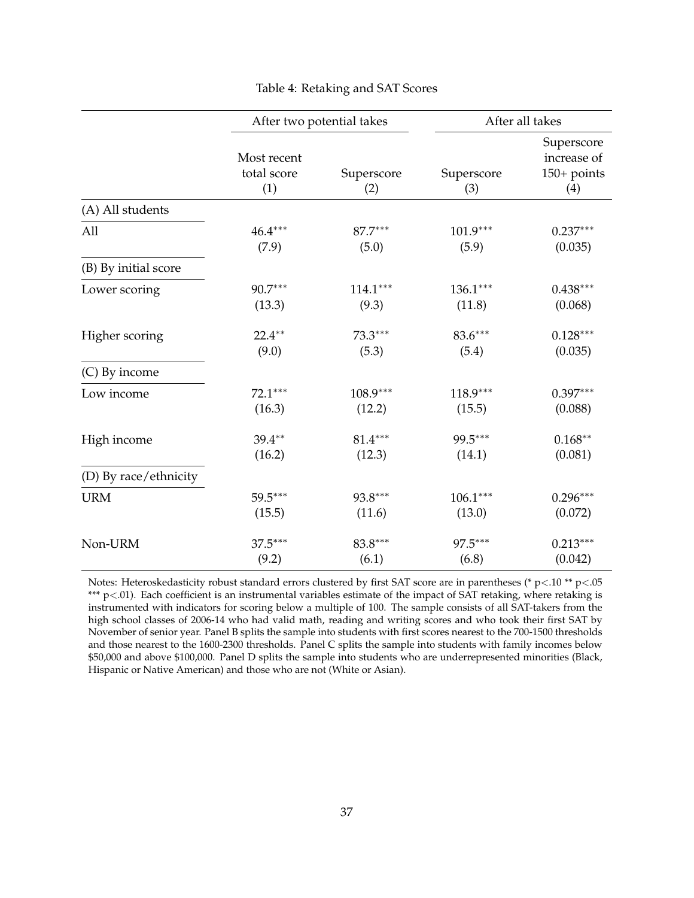Table 4: Retaking and SAT Scores

| | After two potential takes | | After all takes | |
|---|---|---|---|---|
| | Most recent total score (1) | Superscore (2) | Superscore (3) | Superscore increase of 150+ points (4) |
| **(A) All students** | | | | |
| All | 46.4*** | 87.7*** | 101.9*** | 0.237*** |
| | (7.9) | (5.0) | (5.9) | (0.035) |
| **(B) By initial score** | | | | |
| Lower scoring | 90.7*** | 114.1*** | 136.1*** | 0.438*** |
| | (13.3) | (9.3) | (11.8) | (0.068) |
| Higher scoring | 22.4** | 73.3*** | 83.6*** | 0.128*** |
| | (9.0) | (5.3) | (5.4) | (0.035) |
| **(C) By income** | | | | |
| Low income | 72.1*** | 108.9*** | 118.9*** | 0.397*** |
| | (16.3) | (12.2) | (15.5) | (0.088) |
| High income | 39.4** | 81.4*** | 99.5*** | 0.168** |
| | (16.2) | (12.3) | (14.1) | (0.081) |
| **(D) By race/ethnicity** | | | | |
| URM | 59.5*** | 93.8*** | 106.1*** | 0.296*** |
| | (15.5) | (11.6) | (13.0) | (0.072) |
| Non-URM | 37.5*** | 83.8*** | 97.5*** | 0.213*** |
| | (9.2) | (6.1) | (6.8) | (0.042) |

Notes: Heteroskedasticity robust standard errors clustered by first SAT score are in parentheses (* p<.10 ** p<.05 *** p<.01). Each coefficient is an instrumental variables estimate of the impact of SAT retaking, where retaking is instrumented with indicators for scoring below a multiple of 100. The sample consists of all SAT-takers from the high school classes of 2006-14 who had valid math, reading and writing scores and who took their first SAT by November of senior year. Panel B splits the sample into students with first scores nearest to the 700-1500 thresholds and those nearest to the 1600-2300 thresholds. Panel C splits the sample into students with family incomes below $50,000 and above $100,000. Panel D splits the sample into students who are underrepresented minorities (Black, Hispanic or Native American) and those who are not (White or Asian).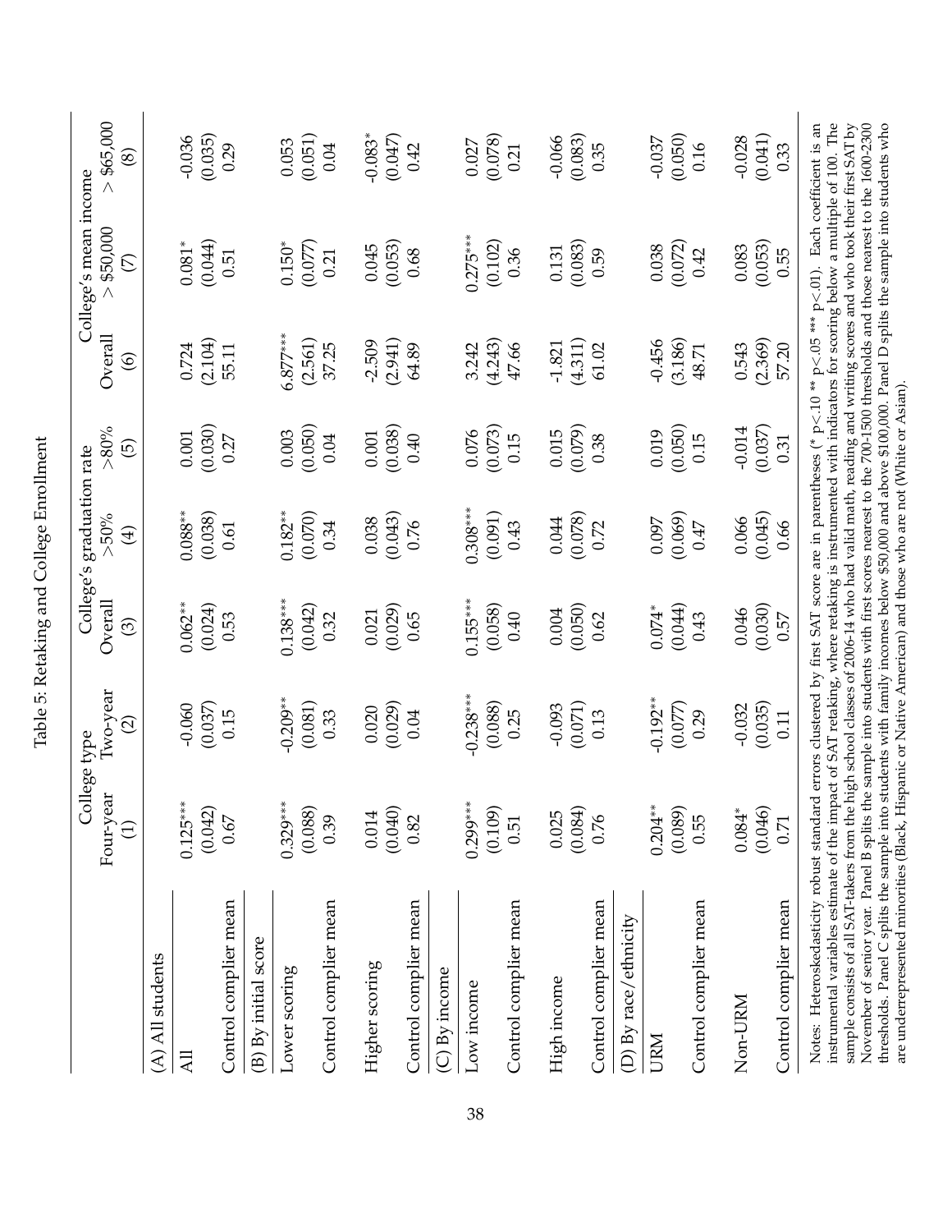# Table 5: Retaking and College Enrollment

| | College type | | College's graduation rate | | | College's mean income | | |
|---|---|---|---|---|---|---|---|---|
| | Four-year | Two-year | Overall | >50% | >80% | Overall | > \$50,000 | > \$65,000 |
| | (1) | (2) | (3) | (4) | (5) | (6) | (7) | (8) |
| **(A) All students** | | | | | | | | |
| All | 0.125*** | -0.060 | 0.062** | 0.088** | 0.001 | 0.724 | 0.081* | -0.036 |
| | (0.042) | (0.037) | (0.024) | (0.038) | (0.030) | (2.104) | (0.044) | (0.035) |
| Control complier mean | 0.67 | 0.15 | 0.53 | 0.61 | 0.27 | 55.11 | 0.51 | 0.29 |
| **(B) By initial score** | | | | | | | | |
| Lower scoring | 0.329*** | -0.209** | 0.138*** | 0.182** | 0.003 | 6.877*** | 0.150* | 0.053 |
| | (0.088) | (0.081) | (0.042) | (0.070) | (0.050) | (2.561) | (0.077) | (0.051) |
| Control complier mean | 0.39 | 0.33 | 0.32 | 0.34 | 0.04 | 37.25 | 0.21 | 0.04 |
| Higher scoring | 0.014 | 0.020 | 0.021 | 0.038 | 0.001 | -2.509 | 0.045 | -0.083* |
| | (0.040) | (0.029) | (0.029) | (0.043) | (0.038) | (2.941) | (0.053) | (0.047) |
| Control complier mean | 0.82 | 0.04 | 0.65 | 0.76 | 0.40 | 64.89 | 0.68 | 0.42 |
| **(C) By income** | | | | | | | | |
| Low income | 0.299*** | -0.238*** | 0.155*** | 0.308*** | 0.076 | 3.242 | 0.275*** | 0.027 |
| | (0.109) | (0.088) | (0.058) | (0.091) | (0.073) | (4.243) | (0.102) | (0.078) |
| Control complier mean | 0.51 | 0.25 | 0.40 | 0.43 | 0.15 | 47.66 | 0.36 | 0.21 |
| High income | 0.025 | -0.093 | 0.004 | 0.044 | 0.015 | -1.821 | 0.131 | -0.066 |
| | (0.084) | (0.071) | (0.050) | (0.078) | (0.079) | (4.311) | (0.083) | (0.083) |
| Control complier mean | 0.76 | 0.13 | 0.62 | 0.72 | 0.38 | 61.02 | 0.59 | 0.35 |
| **(D) By race/ethnicity** | | | | | | | | |
| URM | 0.204** | -0.192** | 0.074* | 0.097 | 0.019 | -0.456 | 0.038 | -0.037 |
| | (0.089) | (0.077) | (0.044) | (0.069) | (0.050) | (3.186) | (0.072) | (0.050) |
| Control complier mean | 0.55 | 0.29 | 0.43 | 0.47 | 0.15 | 48.71 | 0.42 | 0.16 |
| Non-URM | 0.084* | -0.032 | 0.046 | 0.066 | -0.014 | 0.543 | 0.083 | -0.028 |
| | (0.046) | (0.035) | (0.030) | (0.045) | (0.037) | (2.369) | (0.053) | (0.041) |
| Control complier mean | 0.71 | 0.11 | 0.57 | 0.66 | 0.31 | 57.20 | 0.55 | 0.33 |

Notes: Heteroskedasticity robust standard errors clustered by first SAT score are in parentheses (* $p<.10$ ** $p<.05$ *** $p<.01$). Each coefficient is an instrumental variables estimate of the impact of SAT retaking, where retaking is instrumented with indicators for scoring below a multiple of 100. The sample consists of all SAT-takers from the high school classes of 2006-14 who had valid math, reading and writing scores and who took their first SAT by November of senior year. Panel B splits the sample into students with first scores nearest to the 700-1500 thresholds and those nearest to the 1600-2300 thresholds. Panel C splits the sample into students with family incomes below \$50,000 and above \$100,000. Panel D splits the sample into students who are underrepresented minorities (Black, Hispanic or Native American) and those who are not (White or Asian).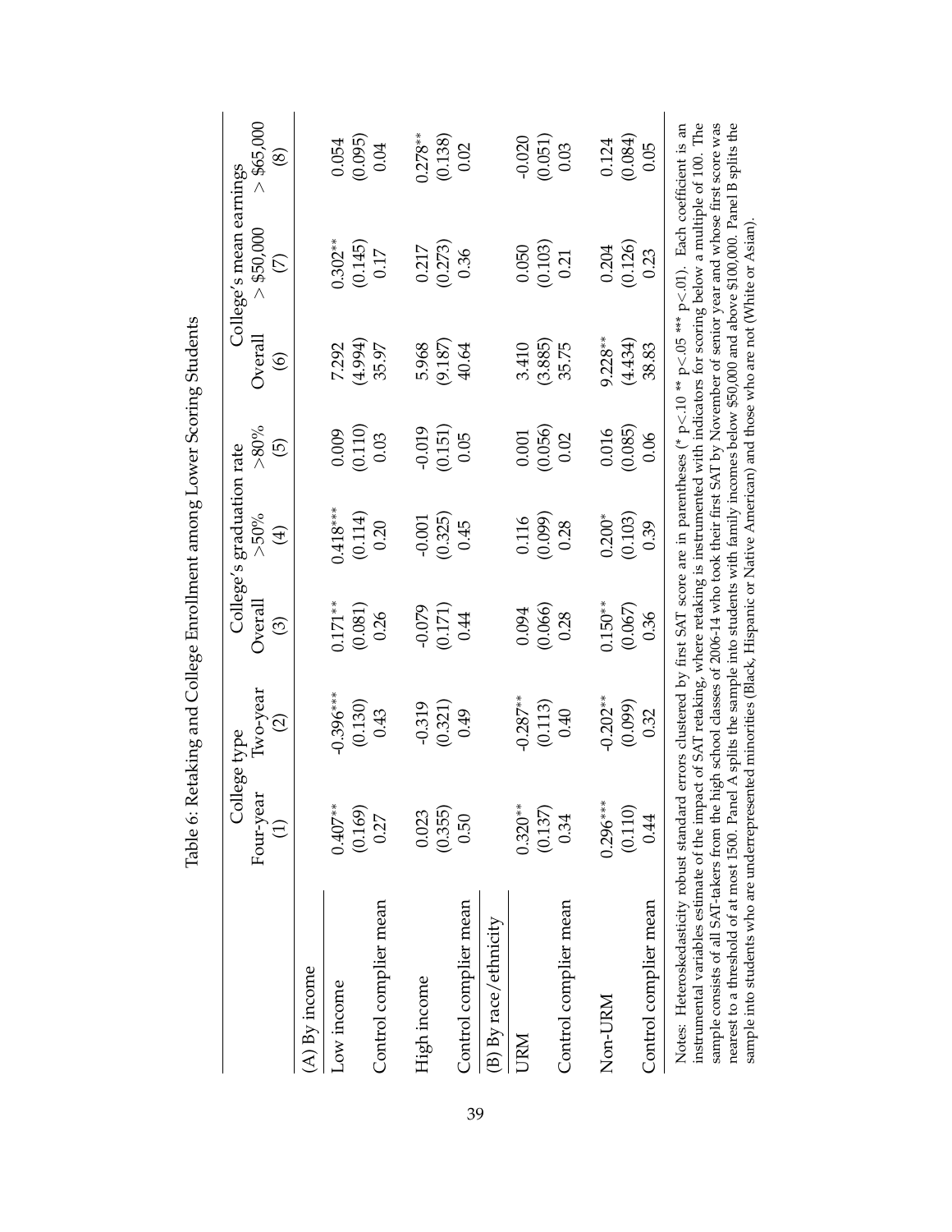Table 6: Retaking and College Enrollment among Lower Scoring Students

| | College type | | College's graduation rate | | | College's mean earnings | | |
|---|---|---|---|---|---|---|---|---|
| | Four-year | Two-year | Overall | >50% | >80% | Overall | > \$50,000 | > \$65,000 |
| | (1) | (2) | (3) | (4) | (5) | (6) | (7) | (8) |
| (A) By income | | | | | | | | |
| Low income | 0.407** | -0.396*** | 0.171** | 0.418*** | 0.009 | 7.292 | 0.302** | 0.054 |
| | (0.169) | (0.130) | (0.081) | (0.114) | (0.110) | (4.994) | (0.145) | (0.095) |
| Control complier mean | 0.27 | 0.43 | 0.26 | 0.20 | 0.03 | 35.97 | 0.17 | 0.04 |
| High income | 0.023 | -0.319 | -0.079 | -0.001 | -0.019 | 5.968 | 0.217 | 0.278** |
| | (0.355) | (0.321) | (0.171) | (0.325) | (0.151) | (9.187) | (0.273) | (0.138) |
| Control complier mean | 0.50 | 0.49 | 0.44 | 0.45 | 0.05 | 40.64 | 0.36 | 0.02 |
| (B) By race/ethnicity | | | | | | | | |
| URM | 0.320** | -0.287** | 0.094 | 0.116 | 0.001 | 3.410 | 0.050 | -0.020 |
| | (0.137) | (0.113) | (0.066) | (0.099) | (0.056) | (3.885) | (0.103) | (0.051) |
| Control complier mean | 0.34 | 0.40 | 0.28 | 0.28 | 0.02 | 35.75 | 0.21 | 0.03 |
| Non-URM | 0.296*** | -0.202** | 0.150** | 0.200* | 0.016 | 9.228** | 0.204 | 0.124 |
| | (0.110) | (0.099) | (0.067) | (0.103) | (0.085) | (4.434) | (0.126) | (0.084) |
| Control complier mean | 0.44 | 0.32 | 0.36 | 0.39 | 0.06 | 38.83 | 0.23 | 0.05 |

Notes: Heteroskedasticity robust standard errors clustered by first SAT score are in parentheses (* p<.10 ** p<.05 *** p<.01). Each coefficient is an instrumental variables estimate of the impact of SAT retaking, where retaking is instrumented with indicators for scoring below a multiple of 100. The sample consists of all SAT-takers from the high school classes of 2006-14 who took their first SAT by November of senior year and whose first score was nearest to a threshold of at most 1500. Panel A splits the sample into students with family incomes below \$50,000 and above \$100,000. Panel B splits the sample into students who are underrepresented minorities (Black, Hispanic or Native American) and those who are not (White or Asian).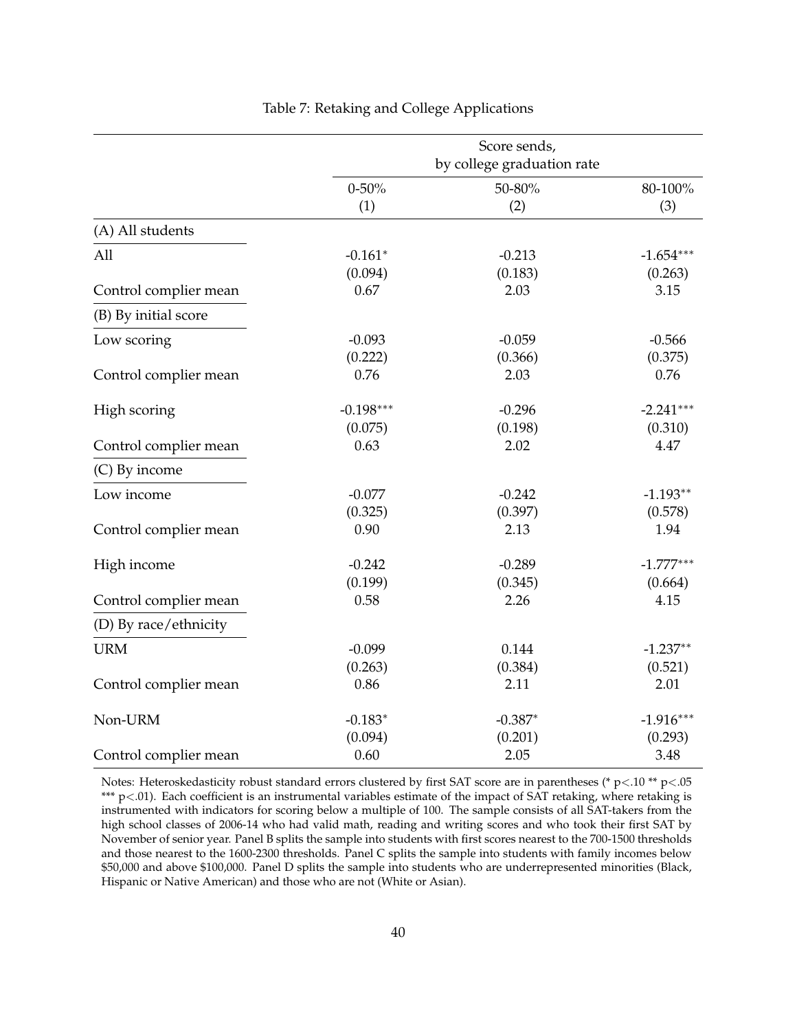Table 7: Retaking and College Applications

| | Score sends, by college graduation rate | | |
|---|---|---|---|
| | 0-50% | 50-80% | 80-100% |
| | (1) | (2) | (3) |
| (A) All students | | | |
| All | -0.161* | -0.213 | -1.654*** |
| | (0.094) | (0.183) | (0.263) |
| Control complier mean | 0.67 | 2.03 | 3.15 |
| (B) By initial score | | | |
| Low scoring | -0.093 | -0.059 | -0.566 |
| | (0.222) | (0.366) | (0.375) |
| Control complier mean | 0.76 | 2.03 | 0.76 |
| High scoring | -0.198*** | -0.296 | -2.241*** |
| | (0.075) | (0.198) | (0.310) |
| Control complier mean | 0.63 | 2.02 | 4.47 |
| (C) By income | | | |
| Low income | -0.077 | -0.242 | -1.193** |
| | (0.325) | (0.397) | (0.578) |
| Control complier mean | 0.90 | 2.13 | 1.94 |
| High income | -0.242 | -0.289 | -1.777*** |
| | (0.199) | (0.345) | (0.664) |
| Control complier mean | 0.58 | 2.26 | 4.15 |
| (D) By race/ethnicity | | | |
| URM | -0.099 | 0.144 | -1.237** |
| | (0.263) | (0.384) | (0.521) |
| Control complier mean | 0.86 | 2.11 | 2.01 |
| Non-URM | -0.183* | -0.387* | -1.916*** |
| | (0.094) | (0.201) | (0.293) |
| Control complier mean | 0.60 | 2.05 | 3.48 |

Notes: Heteroskedasticity robust standard errors clustered by first SAT score are in parentheses (* p<.10 ** p<.05 *** p<.01). Each coefficient is an instrumental variables estimate of the impact of SAT retaking, where retaking is instrumented with indicators for scoring below a multiple of 100. The sample consists of all SAT-takers from the high school classes of 2006-14 who had valid math, reading and writing scores and who took their first SAT by November of senior year. Panel B splits the sample into students with first scores nearest to the 700-1500 thresholds and those nearest to the 1600-2300 thresholds. Panel C splits the sample into students with family incomes below $50,000 and above $100,000. Panel D splits the sample into students who are underrepresented minorities (Black, Hispanic or Native American) and those who are not (White or Asian).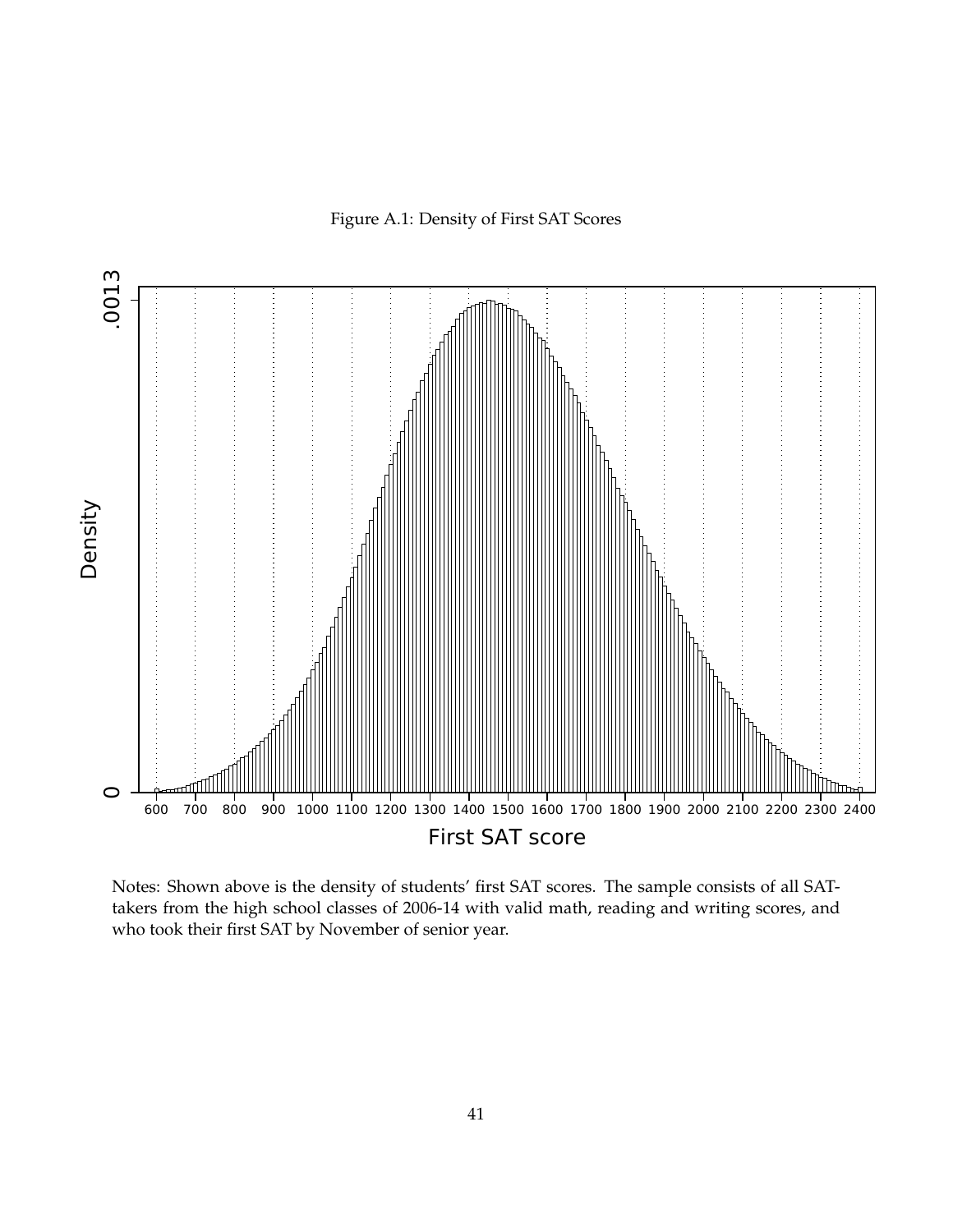Figure A.1: Density of First SAT Scores

Notes: Shown above is the density of students' first SAT scores. The sample consists of all SAT-takers from the high school classes of 2006-14 with valid math, reading and writing scores, and who took their first SAT by November of senior year.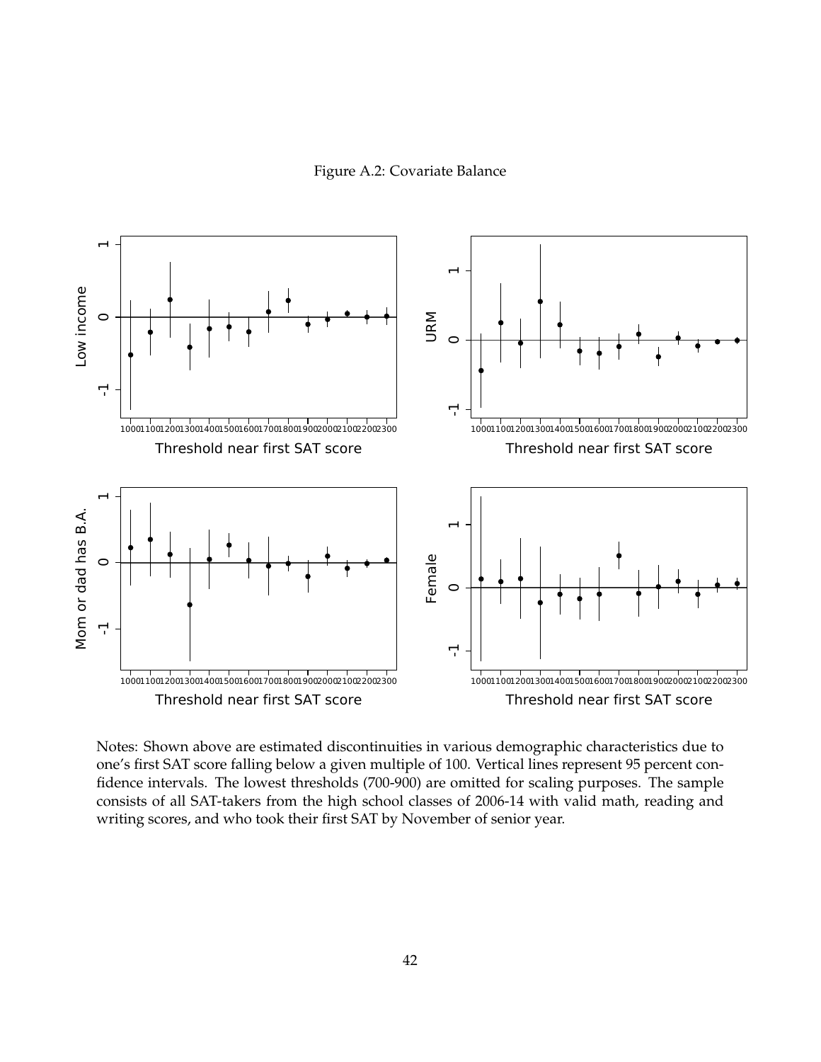Figure A.2: Covariate Balance

Notes: Shown above are estimated discontinuities in various demographic characteristics due to one's first SAT score falling below a given multiple of 100. Vertical lines represent 95 percent confidence intervals. The lowest thresholds (700-900) are omitted for scaling purposes. The sample consists of all SAT-takers from the high school classes of 2006-14 with valid math, reading and writing scores, and who took their first SAT by November of senior year.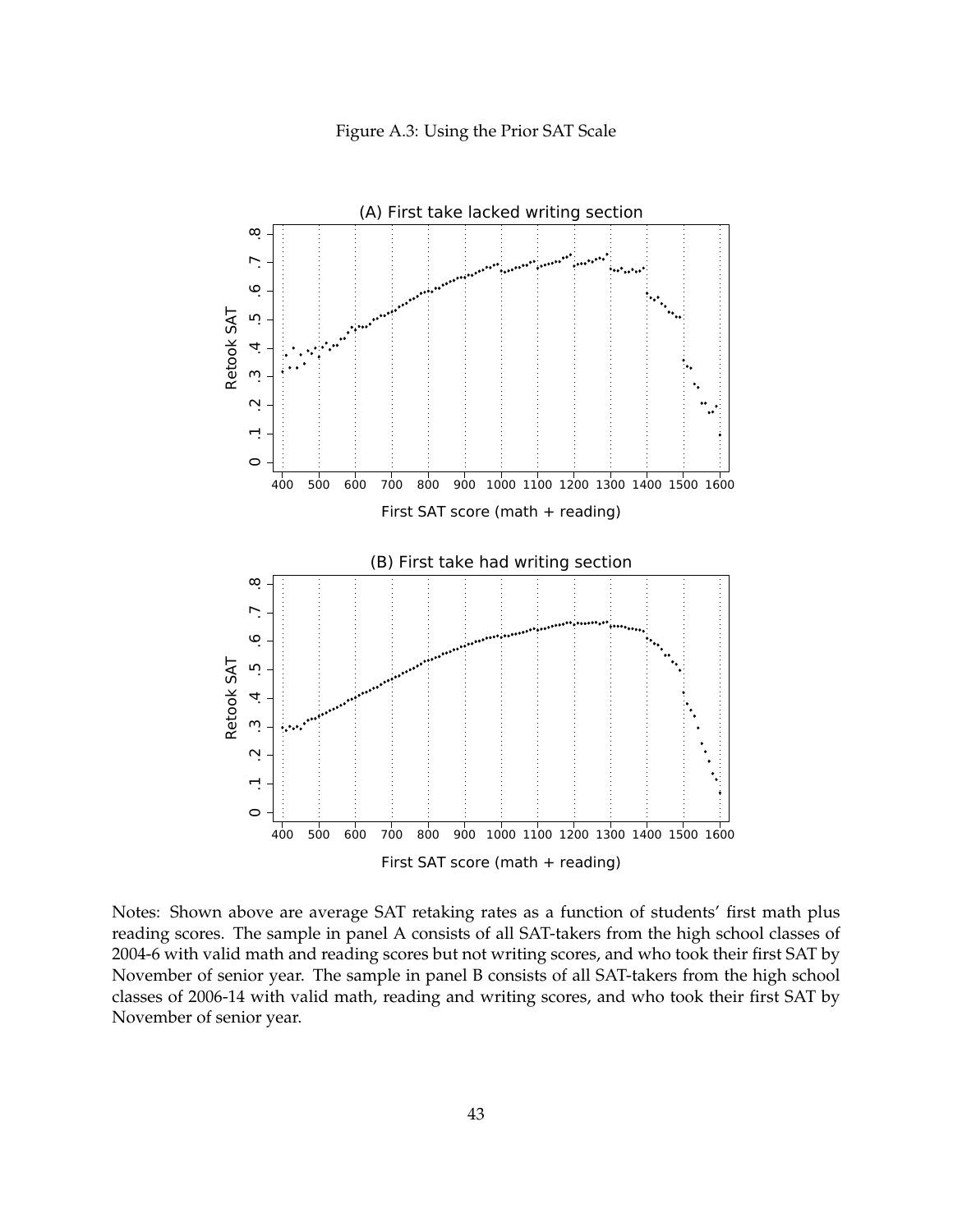Figure A.3: Using the Prior SAT Scale

Notes: Shown above are average SAT retaking rates as a function of students' first math plus reading scores. The sample in panel A consists of all SAT-takers from the high school classes of 2004-6 with valid math and reading scores but not writing scores, and who took their first SAT by November of senior year. The sample in panel B consists of all SAT-takers from the high school classes of 2006-14 with valid math, reading and writing scores, and who took their first SAT by November of senior year.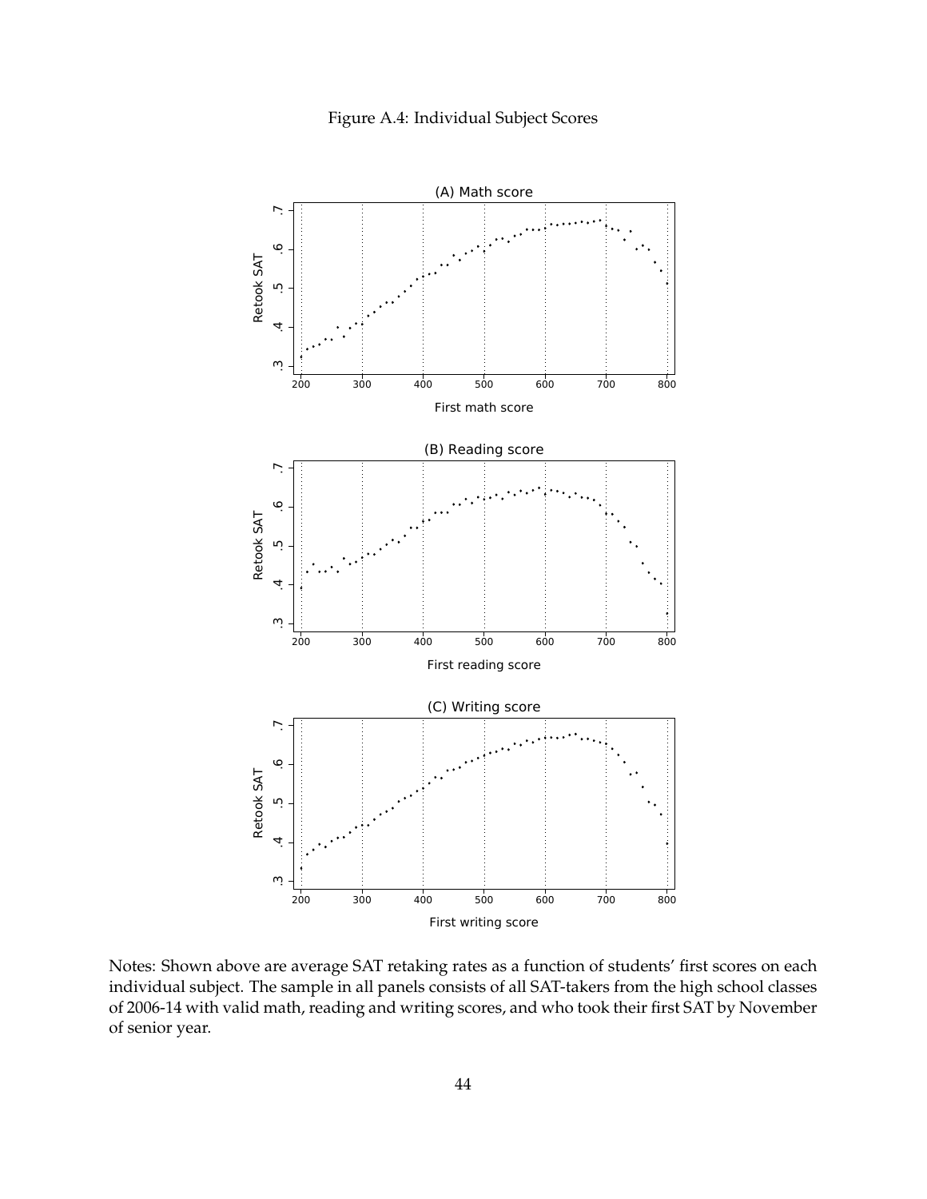Figure A.4: Individual Subject Scores

Notes: Shown above are average SAT retaking rates as a function of students' first scores on each individual subject. The sample in all panels consists of all SAT-takers from the high school classes of 2006-14 with valid math, reading and writing scores, and who took their first SAT by November of senior year.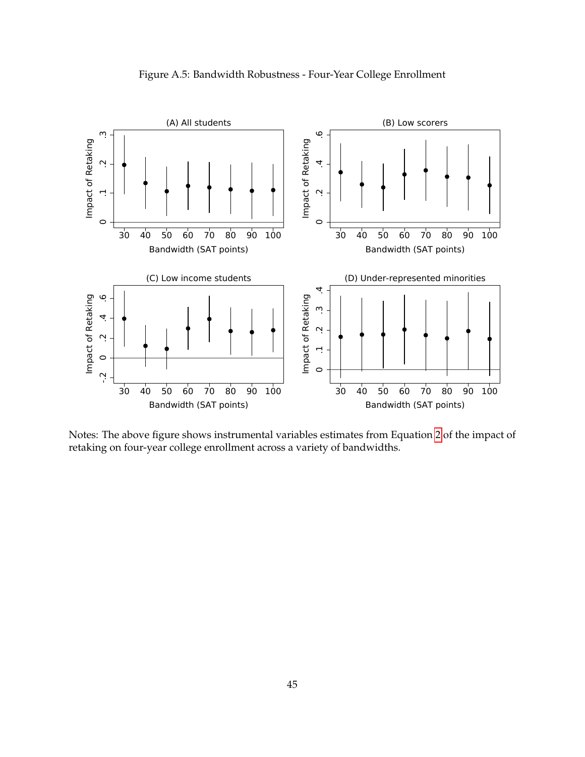Figure A.5: Bandwidth Robustness - Four-Year College Enrollment

Notes: The above figure shows instrumental variables estimates from Equation 2 of the impact of retaking on four-year college enrollment across a variety of bandwidths.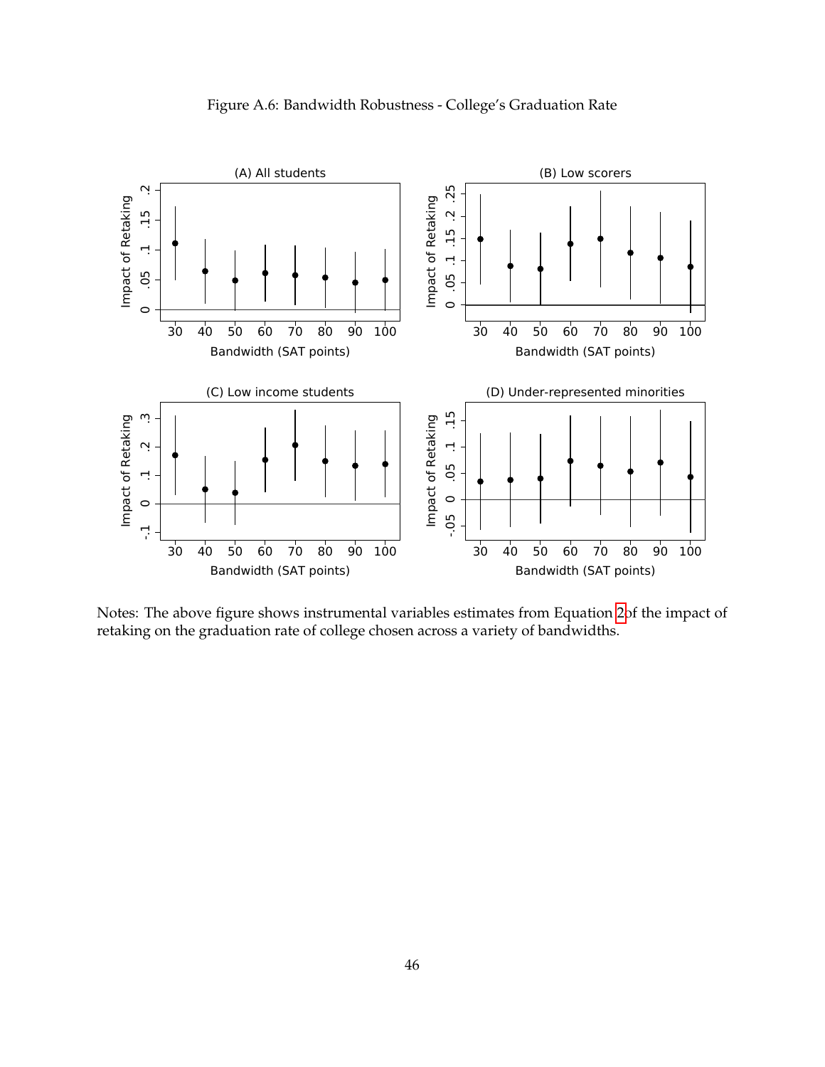Figure A.6: Bandwidth Robustness - College's Graduation Rate

Notes: The above figure shows instrumental variables estimates from Equation 2 of the impact of retaking on the graduation rate of college chosen across a variety of bandwidths.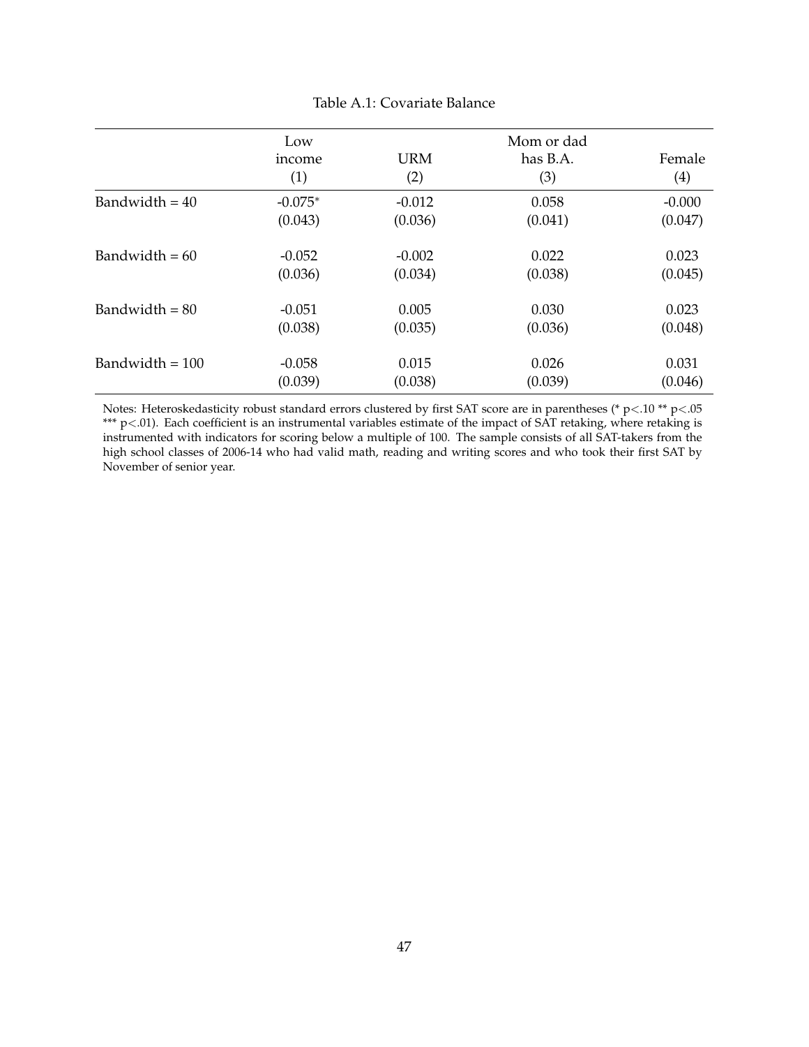Table A.1: Covariate Balance

| | Low income (1) | URM (2) | Mom or dad has B.A. (3) | Female (4) |
|---|---|---|---|---|
| Bandwidth = 40 | -0.075* | -0.012 | 0.058 | -0.000 |
| | (0.043) | (0.036) | (0.041) | (0.047) |
| Bandwidth = 60 | -0.052 | -0.002 | 0.022 | 0.023 |
| | (0.036) | (0.034) | (0.038) | (0.045) |
| Bandwidth = 80 | -0.051 | 0.005 | 0.030 | 0.023 |
| | (0.038) | (0.035) | (0.036) | (0.048) |
| Bandwidth = 100 | -0.058 | 0.015 | 0.026 | 0.031 |
| | (0.039) | (0.038) | (0.039) | (0.046) |

Notes: Heteroskedasticity robust standard errors clustered by first SAT score are in parentheses (* $p<.10$ ** $p<.05$ *** $p<.01$). Each coefficient is an instrumental variables estimate of the impact of SAT retaking, where retaking is instrumented with indicators for scoring below a multiple of 100. The sample consists of all SAT-takers from the high school classes of 2006-14 who had valid math, reading and writing scores and who took their first SAT by November of senior year.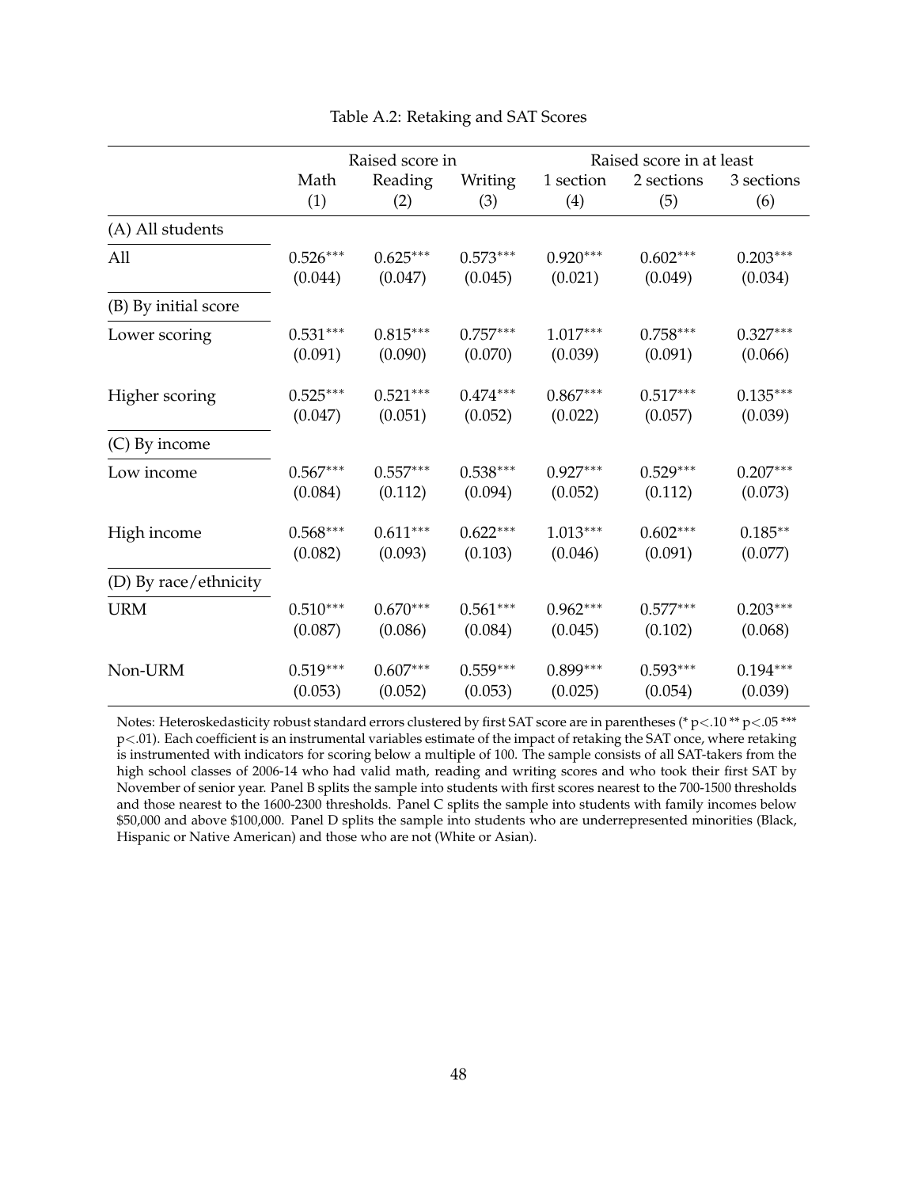Table A.2: Retaking and SAT Scores

| | Raised score in | | | Raised score in at least | | |
|---|---|---|---|---|---|---|
| | Math | Reading | Writing | 1 section | 2 sections | 3 sections |
| | (1) | (2) | (3) | (4) | (5) | (6) |
| (A) All students | | | | | | |
| All | 0.526*** | 0.625*** | 0.573*** | 0.920*** | 0.602*** | 0.203*** |
| | (0.044) | (0.047) | (0.045) | (0.021) | (0.049) | (0.034) |
| (B) By initial score | | | | | | |
| Lower scoring | 0.531*** | 0.815*** | 0.757*** | 1.017*** | 0.758*** | 0.327*** |
| | (0.091) | (0.090) | (0.070) | (0.039) | (0.091) | (0.066) |
| Higher scoring | 0.525*** | 0.521*** | 0.474*** | 0.867*** | 0.517*** | 0.135*** |
| | (0.047) | (0.051) | (0.052) | (0.022) | (0.057) | (0.039) |
| (C) By income | | | | | | |
| Low income | 0.567*** | 0.557*** | 0.538*** | 0.927*** | 0.529*** | 0.207*** |
| | (0.084) | (0.112) | (0.094) | (0.052) | (0.112) | (0.073) |
| High income | 0.568*** | 0.611*** | 0.622*** | 1.013*** | 0.602*** | 0.185** |
| | (0.082) | (0.093) | (0.103) | (0.046) | (0.091) | (0.077) |
| (D) By race/ethnicity | | | | | | |
| URM | 0.510*** | 0.670*** | 0.561*** | 0.962*** | 0.577*** | 0.203*** |
| | (0.087) | (0.086) | (0.084) | (0.045) | (0.102) | (0.068) |
| Non-URM | 0.519*** | 0.607*** | 0.559*** | 0.899*** | 0.593*** | 0.194*** |
| | (0.053) | (0.052) | (0.053) | (0.025) | (0.054) | (0.039) |

Notes: Heteroskedasticity robust standard errors clustered by first SAT score are in parentheses (* p<.10 ** p<.05 *** p<.01). Each coefficient is an instrumental variables estimate of the impact of retaking the SAT once, where retaking is instrumented with indicators for scoring below a multiple of 100. The sample consists of all SAT-takers from the high school classes of 2006-14 who had valid math, reading and writing scores and who took their first SAT by November of senior year. Panel B splits the sample into students with first scores nearest to the 700-1500 thresholds and those nearest to the 1600-2300 thresholds. Panel C splits the sample into students with family incomes below $50,000 and above $100,000. Panel D splits the sample into students who are underrepresented minorities (Black, Hispanic or Native American) and those who are not (White or Asian).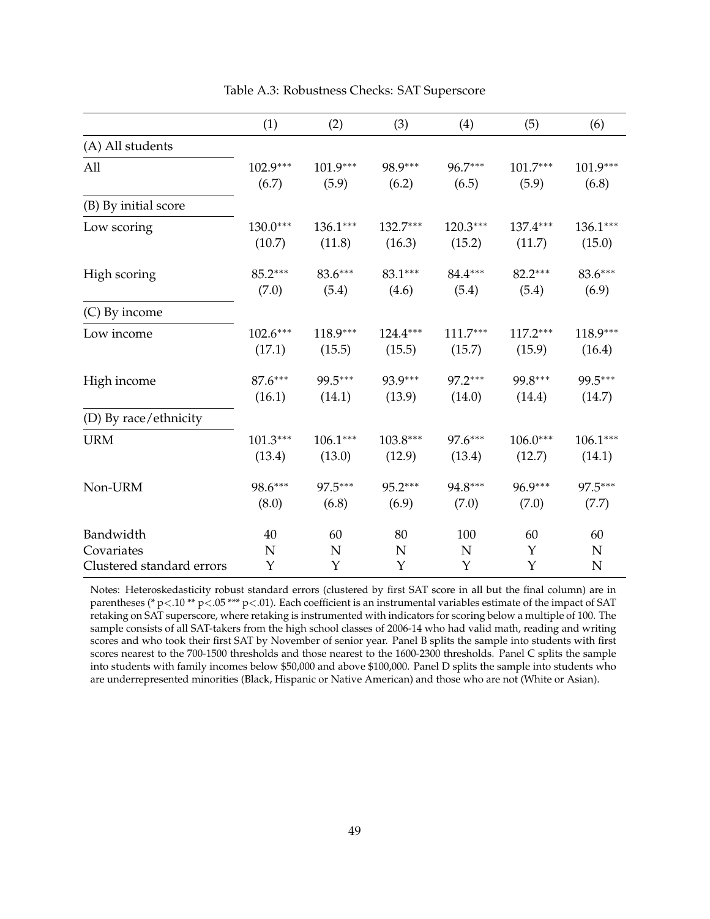Table A.3: Robustness Checks: SAT Superscore

| | (1) | (2) | (3) | (4) | (5) | (6) |
|---|---|---|---|---|---|---|
| (A) All students | | | | | | |
| All | 102.9*** | 101.9*** | 98.9*** | 96.7*** | 101.7*** | 101.9*** |
| | (6.7) | (5.9) | (6.2) | (6.5) | (5.9) | (6.8) |
| (B) By initial score | | | | | | |
| Low scoring | 130.0*** | 136.1*** | 132.7*** | 120.3*** | 137.4*** | 136.1*** |
| | (10.7) | (11.8) | (16.3) | (15.2) | (11.7) | (15.0) |
| High scoring | 85.2*** | 83.6*** | 83.1*** | 84.4*** | 82.2*** | 83.6*** |
| | (7.0) | (5.4) | (4.6) | (5.4) | (5.4) | (6.9) |
| (C) By income | | | | | | |
| Low income | 102.6*** | 118.9*** | 124.4*** | 111.7*** | 117.2*** | 118.9*** |
| | (17.1) | (15.5) | (15.5) | (15.7) | (15.9) | (16.4) |
| High income | 87.6*** | 99.5*** | 93.9*** | 97.2*** | 99.8*** | 99.5*** |
| | (16.1) | (14.1) | (13.9) | (14.0) | (14.4) | (14.7) |
| (D) By race/ethnicity | | | | | | |
| URM | 101.3*** | 106.1*** | 103.8*** | 97.6*** | 106.0*** | 106.1*** |
| | (13.4) | (13.0) | (12.9) | (13.4) | (12.7) | (14.1) |
| Non-URM | 98.6*** | 97.5*** | 95.2*** | 94.8*** | 96.9*** | 97.5*** |
| | (8.0) | (6.8) | (6.9) | (7.0) | (7.0) | (7.7) |
| Bandwidth | 40 | 60 | 80 | 100 | 60 | 60 |
| Covariates | N | N | N | N | Y | N |
| Clustered standard errors | Y | Y | Y | Y | Y | N |

Notes: Heteroskedasticity robust standard errors (clustered by first SAT score in all but the final column) are in parentheses (* $p<.10$ ** $p<.05$ *** $p<.01$). Each coefficient is an instrumental variables estimate of the impact of SAT retaking on SAT superscore, where retaking is instrumented with indicators for scoring below a multiple of 100. The sample consists of all SAT-takers from the high school classes of 2006-14 who had valid math, reading and writing scores and who took their first SAT by November of senior year. Panel B splits the sample into students with first scores nearest to the 700-1500 thresholds and those nearest to the 1600-2300 thresholds. Panel C splits the sample into students with family incomes below $50,000 and above $100,000. Panel D splits the sample into students who are underrepresented minorities (Black, Hispanic or Native American) and those who are not (White or Asian).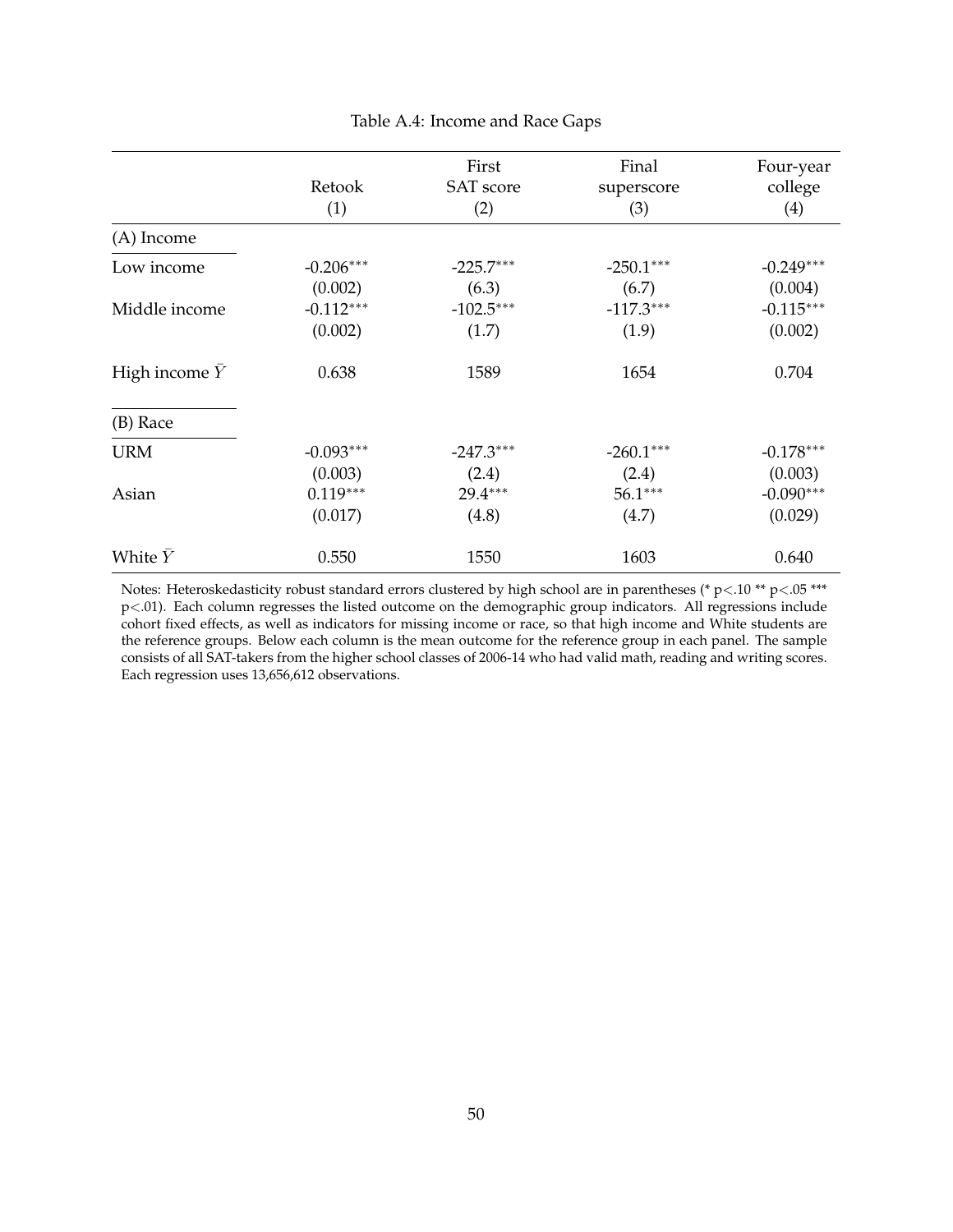Table A.4: Income and Race Gaps

| | Retook (1) | First SAT score (2) | Final superscore (3) | Four-year college (4) |
|---|---|---|---|---|
| (A) Income | | | | |
| Low income | -0.206*** | -225.7*** | -250.1*** | -0.249*** |
| | (0.002) | (6.3) | (6.7) | (0.004) |
| Middle income | -0.112*** | -102.5*** | -117.3*** | -0.115*** |
| | (0.002) | (1.7) | (1.9) | (0.002) |
| High income $\bar{Y}$ | 0.638 | 1589 | 1654 | 0.704 |
| (B) Race | | | | |
| URM | -0.093*** | -247.3*** | -260.1*** | -0.178*** |
| | (0.003) | (2.4) | (2.4) | (0.003) |
| Asian | 0.119*** | 29.4*** | 56.1*** | -0.090*** |
| | (0.017) | (4.8) | (4.7) | (0.029) |
| White $\bar{Y}$ | 0.550 | 1550 | 1603 | 0.640 |

Notes: Heteroskedasticity robust standard errors clustered by high school are in parentheses (* $p<.10$ ** $p<.05$ *** $p<.01$). Each column regresses the listed outcome on the demographic group indicators. All regressions include cohort fixed effects, as well as indicators for missing income or race, so that high income and White students are the reference groups. Below each column is the mean outcome for the reference group in each panel. The sample consists of all SAT-takers from the higher school classes of 2006-14 who had valid math, reading and writing scores. Each regression uses 13,656,612 observations.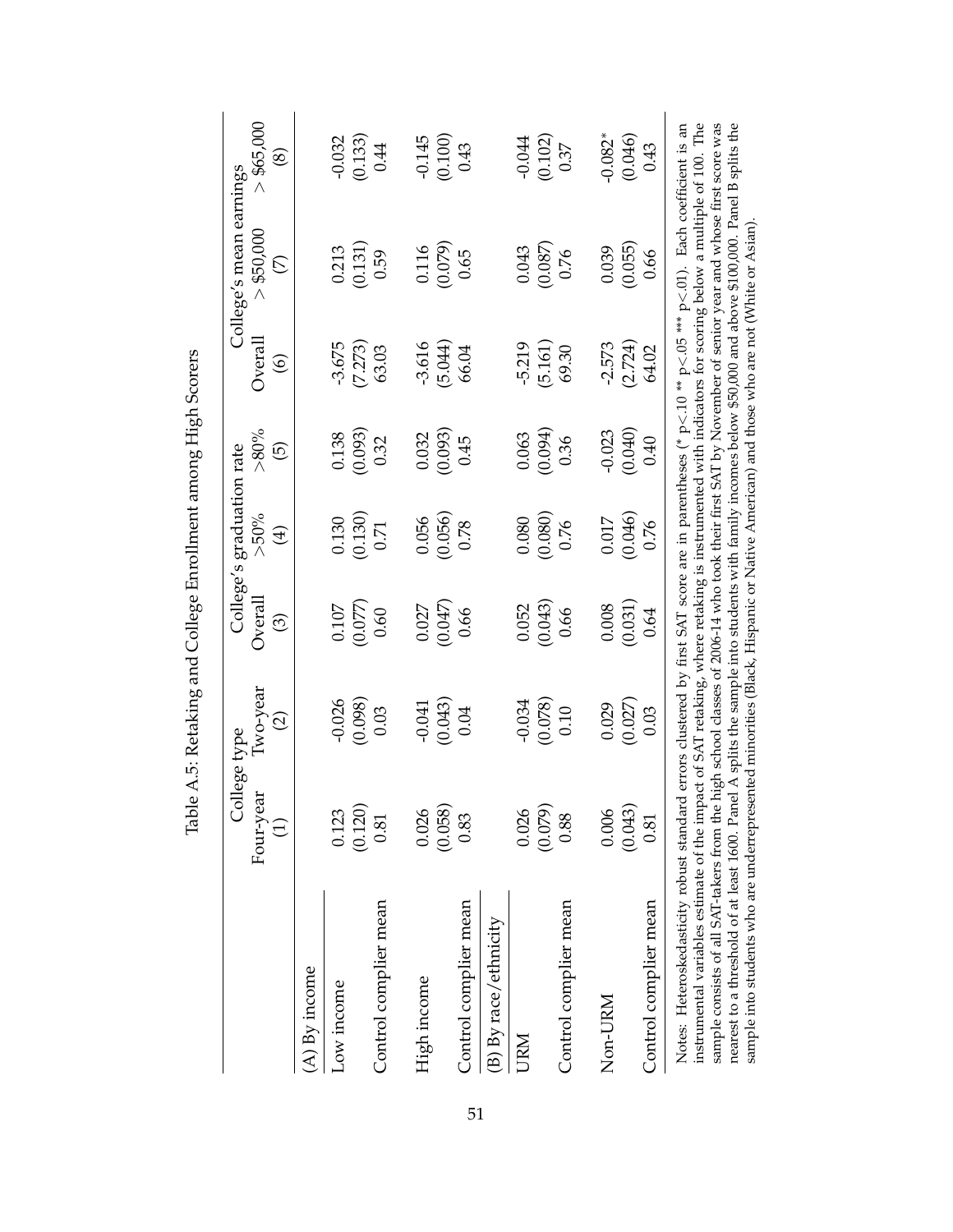Table A.5: Retaking and College Enrollment among High Scorers

| | College type | | College's graduation rate | | | College's mean earnings | | |
|---|---|---|---|---|---|---|---|---|
| | Four-year | Two-year | Overall | >50% | >80% | Overall | > \$50,000 | > \$65,000 |
| | (1) | (2) | (3) | (4) | (5) | (6) | (7) | (8) |
| (A) By income | | | | | | | | |
| Low income | 0.123 | -0.026 | 0.107 | 0.130 | 0.138 | -3.675 | 0.213 | -0.032 |
| | (0.120) | (0.098) | (0.077) | (0.130) | (0.093) | (7.273) | (0.131) | (0.133) |
| Control complier mean | 0.81 | 0.03 | 0.60 | 0.71 | 0.32 | 63.03 | 0.59 | 0.44 |
| High income | 0.026 | -0.041 | 0.027 | 0.056 | 0.032 | -3.616 | 0.116 | -0.145 |
| | (0.058) | (0.043) | (0.047) | (0.056) | (0.093) | (5.044) | (0.079) | (0.100) |
| Control complier mean | 0.83 | 0.04 | 0.66 | 0.78 | 0.45 | 66.04 | 0.65 | 0.43 |
| (B) By race/ethnicity | | | | | | | | |
| URM | 0.026 | -0.034 | 0.052 | 0.080 | 0.063 | -5.219 | 0.043 | -0.044 |
| | (0.079) | (0.078) | (0.043) | (0.080) | (0.094) | (5.161) | (0.087) | (0.102) |
| Control complier mean | 0.88 | 0.10 | 0.66 | 0.76 | 0.36 | 69.30 | 0.76 | 0.37 |
| Non-URM | 0.006 | 0.029 | 0.008 | 0.017 | -0.023 | -2.573 | 0.039 | -0.082* |
| | (0.043) | (0.027) | (0.031) | (0.046) | (0.040) | (2.724) | (0.055) | (0.046) |
| Control complier mean | 0.81 | 0.03 | 0.64 | 0.76 | 0.40 | 64.02 | 0.66 | 0.43 |

Notes: Heteroskedasticity robust standard errors clustered by first SAT score are in parentheses (* $p<.10$ ** $p<.05$ *** $p<.01$). Each coefficient is an instrumental variables estimate of the impact of SAT retaking, where retaking is instrumented with indicators for scoring below a multiple of 100. The sample consists of all SAT-takers from the high school classes of 2006-14 who took their first SAT by November of senior year and whose first score was nearest to a threshold of at least 1600. Panel A splits the sample into students with family incomes below \$50,000 and above \$100,000. Panel B splits the sample into students who are underrepresented minorities (Black, Hispanic or Native American) and those who are not (White or Asian).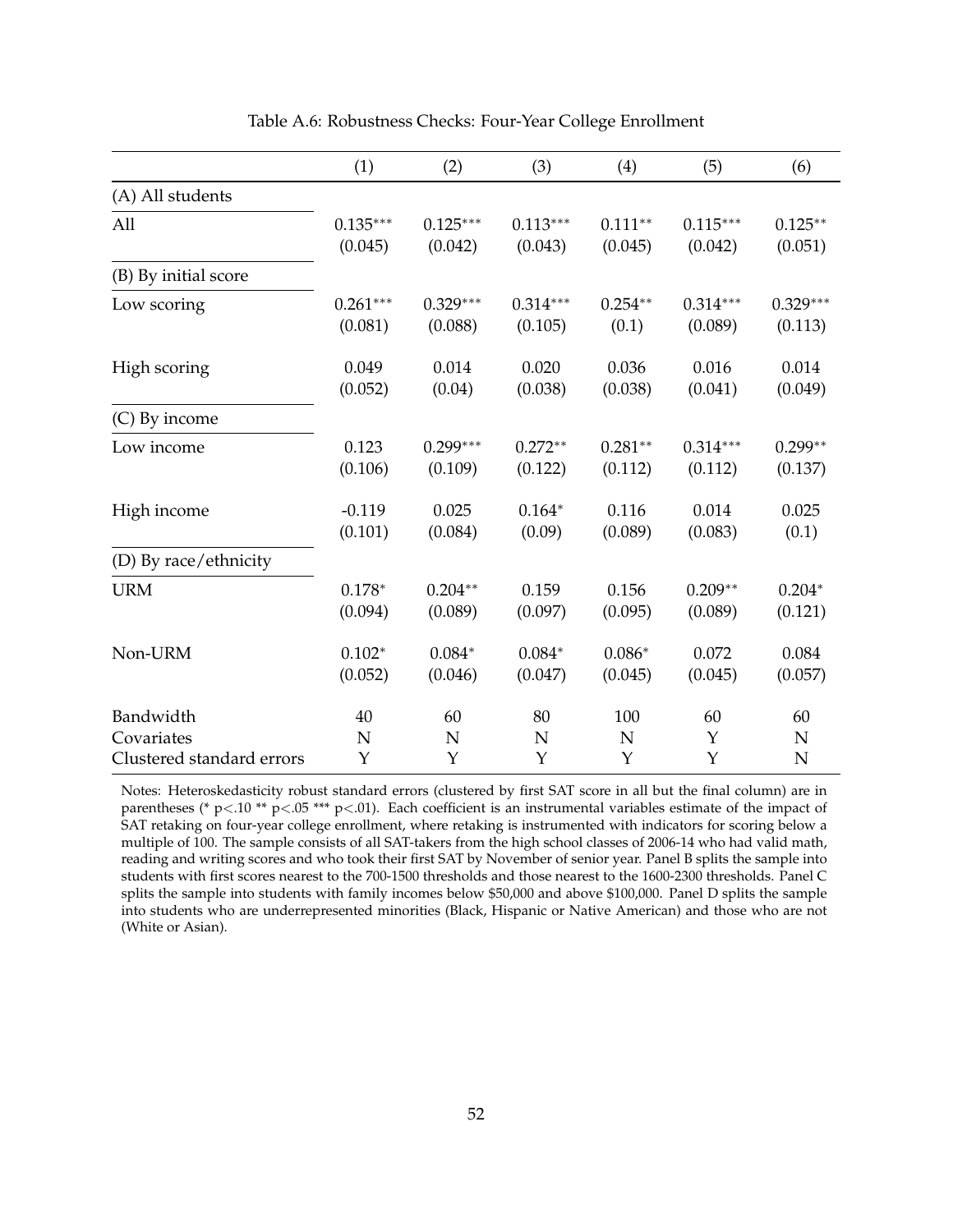Table A.6: Robustness Checks: Four-Year College Enrollment

| | (1) | (2) | (3) | (4) | (5) | (6) |
|---|---|---|---|---|---|---|
| (A) All students | | | | | | |
| All | 0.135*** | 0.125*** | 0.113*** | 0.111** | 0.115*** | 0.125** |
| | (0.045) | (0.042) | (0.043) | (0.045) | (0.042) | (0.051) |
| (B) By initial score | | | | | | |
| Low scoring | 0.261*** | 0.329*** | 0.314*** | 0.254** | 0.314*** | 0.329*** |
| | (0.081) | (0.088) | (0.105) | (0.1) | (0.089) | (0.113) |
| High scoring | 0.049 | 0.014 | 0.020 | 0.036 | 0.016 | 0.014 |
| | (0.052) | (0.04) | (0.038) | (0.038) | (0.041) | (0.049) |
| (C) By income | | | | | | |
| Low income | 0.123 | 0.299*** | 0.272** | 0.281** | 0.314*** | 0.299** |
| | (0.106) | (0.109) | (0.122) | (0.112) | (0.112) | (0.137) |
| High income | -0.119 | 0.025 | 0.164* | 0.116 | 0.014 | 0.025 |
| | (0.101) | (0.084) | (0.09) | (0.089) | (0.083) | (0.1) |
| (D) By race/ethnicity | | | | | | |
| URM | 0.178* | 0.204** | 0.159 | 0.156 | 0.209** | 0.204* |
| | (0.094) | (0.089) | (0.097) | (0.095) | (0.089) | (0.121) |
| Non-URM | 0.102* | 0.084* | 0.084* | 0.086* | 0.072 | 0.084 |
| | (0.052) | (0.046) | (0.047) | (0.045) | (0.045) | (0.057) |
| Bandwidth | 40 | 60 | 80 | 100 | 60 | 60 |
| Covariates | N | N | N | N | Y | N |
| Clustered standard errors | Y | Y | Y | Y | Y | N |

Notes: Heteroskedasticity robust standard errors (clustered by first SAT score in all but the final column) are in parentheses (* p<.10 ** p<.05 *** p<.01). Each coefficient is an instrumental variables estimate of the impact of SAT retaking on four-year college enrollment, where retaking is instrumented with indicators for scoring below a multiple of 100. The sample consists of all SAT-takers from the high school classes of 2006-14 who had valid math, reading and writing scores and who took their first SAT by November of senior year. Panel B splits the sample into students with first scores nearest to the 700-1500 thresholds and those nearest to the 1600-2300 thresholds. Panel C splits the sample into students with family incomes below $50,000 and above $100,000. Panel D splits the sample into students who are underrepresented minorities (Black, Hispanic or Native American) and those who are not (White or Asian).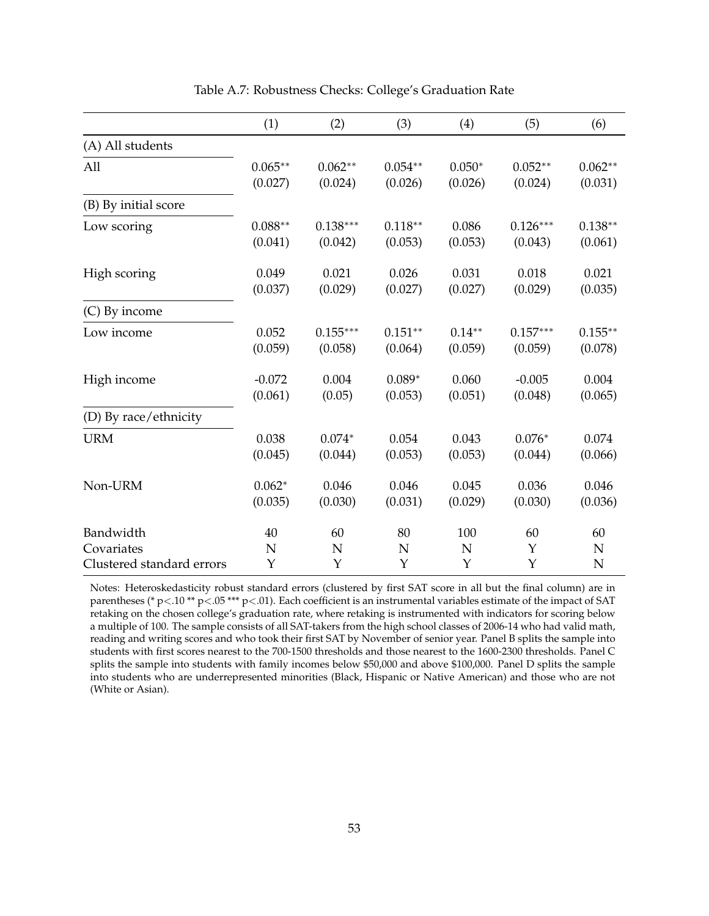Table A.7: Robustness Checks: College's Graduation Rate

| | (1) | (2) | (3) | (4) | (5) | (6) |
|---|---|---|---|---|---|---|
| (A) All students | | | | | | |
| All | 0.065** | 0.062** | 0.054** | 0.050* | 0.052** | 0.062** |
| | (0.027) | (0.024) | (0.026) | (0.026) | (0.024) | (0.031) |
| (B) By initial score | | | | | | |
| Low scoring | 0.088** | 0.138*** | 0.118** | 0.086 | 0.126*** | 0.138** |
| | (0.041) | (0.042) | (0.053) | (0.053) | (0.043) | (0.061) |
| High scoring | 0.049 | 0.021 | 0.026 | 0.031 | 0.018 | 0.021 |
| | (0.037) | (0.029) | (0.027) | (0.027) | (0.029) | (0.035) |
| (C) By income | | | | | | |
| Low income | 0.052 | 0.155*** | 0.151** | 0.14** | 0.157*** | 0.155** |
| | (0.059) | (0.058) | (0.064) | (0.059) | (0.059) | (0.078) |
| High income | -0.072 | 0.004 | 0.089* | 0.060 | -0.005 | 0.004 |
| | (0.061) | (0.05) | (0.053) | (0.051) | (0.048) | (0.065) |
| (D) By race/ethnicity | | | | | | |
| URM | 0.038 | 0.074* | 0.054 | 0.043 | 0.076* | 0.074 |
| | (0.045) | (0.044) | (0.053) | (0.053) | (0.044) | (0.066) |
| Non-URM | 0.062* | 0.046 | 0.046 | 0.045 | 0.036 | 0.046 |
| | (0.035) | (0.030) | (0.031) | (0.029) | (0.030) | (0.036) |
| Bandwidth | 40 | 60 | 80 | 100 | 60 | 60 |
| Covariates | N | N | N | N | Y | N |
| Clustered standard errors | Y | Y | Y | Y | Y | N |

Notes: Heteroskedasticity robust standard errors (clustered by first SAT score in all but the final column) are in parentheses (* p<.10 ** p<.05 *** p<.01). Each coefficient is an instrumental variables estimate of the impact of SAT retaking on the chosen college's graduation rate, where retaking is instrumented with indicators for scoring below a multiple of 100. The sample consists of all SAT-takers from the high school classes of 2006-14 who had valid math, reading and writing scores and who took their first SAT by November of senior year. Panel B splits the sample into students with first scores nearest to the 700-1500 thresholds and those nearest to the 1600-2300 thresholds. Panel C splits the sample into students with family incomes below $50,000 and above $100,000. Panel D splits the sample into students who are underrepresented minorities (Black, Hispanic or Native American) and those who are not (White or Asian).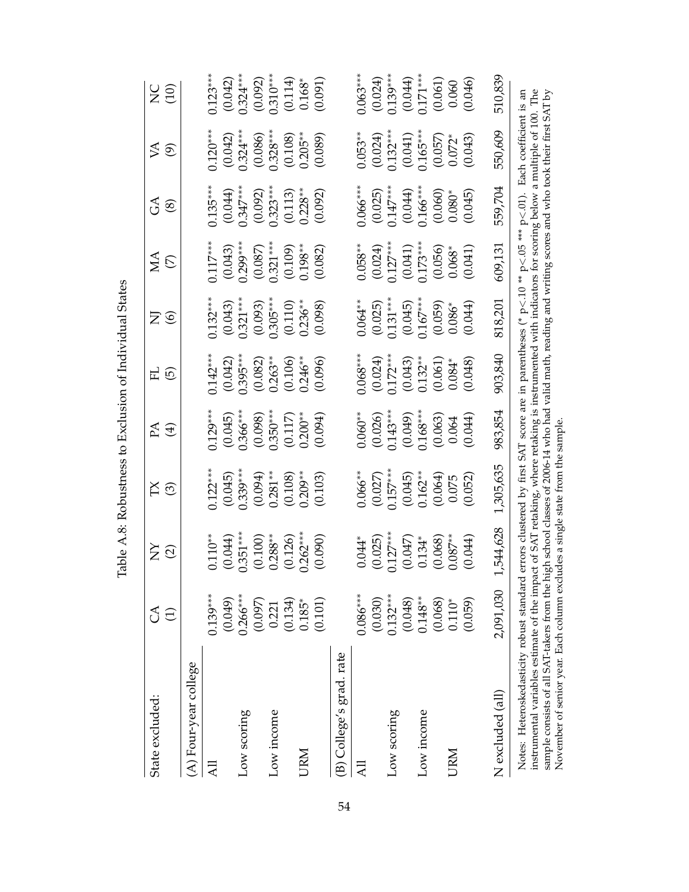Table A.8: Robustness to Exclusion of Individual States

| State excluded: | CA (1) | NY (2) | TX (3) | PA (4) | FL (5) | NJ (6) | MA (7) | GA (8) | VA (9) | NC (10) |
|---|---|---|---|---|---|---|---|---|---|---|
| (A) Four-year college | | | | | | | | | | |
| All | 0.139*** | 0.110** | 0.122*** | 0.129*** | 0.142*** | 0.132*** | 0.117*** | 0.135*** | 0.120*** | 0.123*** |
| | (0.049) | (0.044) | (0.045) | (0.045) | (0.042) | (0.043) | (0.043) | (0.044) | (0.042) | (0.042) |
| Low scoring | 0.266*** | 0.351*** | 0.339*** | 0.366*** | 0.395*** | 0.321*** | 0.299*** | 0.347*** | 0.324*** | 0.324*** |
| | (0.097) | (0.100) | (0.094) | (0.098) | (0.082) | (0.093) | (0.087) | (0.092) | (0.086) | (0.092) |
| Low income | 0.221 | 0.288** | 0.281** | 0.350*** | 0.263** | 0.305*** | 0.321*** | 0.323*** | 0.328*** | 0.310*** |
| | (0.134) | (0.126) | (0.108) | (0.117) | (0.106) | (0.110) | (0.109) | (0.113) | (0.108) | (0.114) |
| URM | 0.185* | 0.262*** | 0.209** | 0.200** | 0.246** | 0.236** | 0.198** | 0.228** | 0.205** | 0.168* |
| | (0.101) | (0.090) | (0.103) | (0.094) | (0.096) | (0.098) | (0.082) | (0.092) | (0.089) | (0.091) |
| (B) College's grad. rate | | | | | | | | | | |
| All | 0.086*** | 0.044* | 0.066** | 0.060** | 0.068*** | 0.064** | 0.058** | 0.066*** | 0.053** | 0.063*** |
| | (0.030) | (0.025) | (0.027) | (0.026) | (0.024) | (0.025) | (0.024) | (0.025) | (0.024) | (0.024) |
| Low scoring | 0.132*** | 0.127*** | 0.157*** | 0.143*** | 0.172*** | 0.131*** | 0.127*** | 0.147*** | 0.132*** | 0.139*** |
| | (0.048) | (0.047) | (0.045) | (0.049) | (0.043) | (0.045) | (0.041) | (0.044) | (0.041) | (0.044) |
| Low income | 0.148** | 0.134* | 0.162** | 0.168*** | 0.132** | 0.167*** | 0.173*** | 0.166*** | 0.165*** | 0.171*** |
| | (0.068) | (0.068) | (0.064) | (0.063) | (0.061) | (0.059) | (0.056) | (0.060) | (0.057) | (0.061) |
| URM | 0.110* | 0.087** | 0.075 | 0.064 | 0.084* | 0.086* | 0.068* | 0.080* | 0.072* | 0.060 |
| | (0.059) | (0.044) | (0.052) | (0.044) | (0.048) | (0.044) | (0.041) | (0.045) | (0.043) | (0.046) |
| N excluded (all) | 2,091,030 | 1,544,628 | 1,305,635 | 983,854 | 903,840 | 818,201 | 609,131 | 559,704 | 550,609 | 510,839 |

Notes: Heteroskedasticity robust standard errors clustered by first SAT score are in parentheses (* p<.10 ** p<.05 *** p<.01). Each coefficient is an instrumental variables estimate of the impact of SAT retaking, where retaking is instrumented with indicators for scoring below a multiple of 100. The sample consists of all SAT-takers from the high school classes of 2006-14 who had valid math, reading and writing scores and who took their first SAT by November of senior year. Each column excludes a single state from the sample.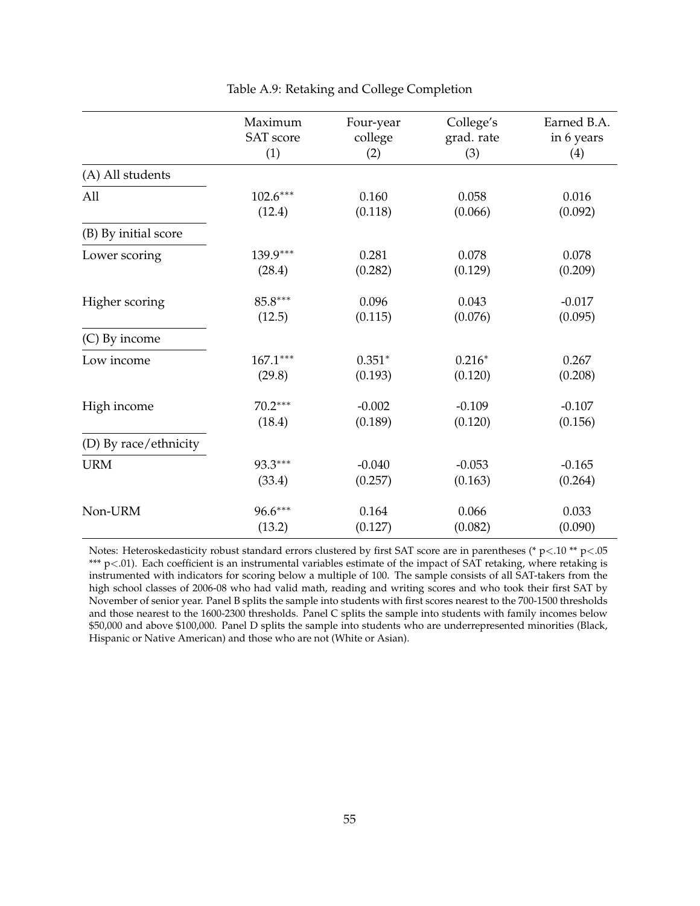Table A.9: Retaking and College Completion

| | Maximum SAT score (1) | Four-year college (2) | College's grad. rate (3) | Earned B.A. in 6 years (4) |
|---|---|---|---|---|
| (A) All students | | | | |
| All | 102.6*** | 0.160 | 0.058 | 0.016 |
| | (12.4) | (0.118) | (0.066) | (0.092) |
| (B) By initial score | | | | |
| Lower scoring | 139.9*** | 0.281 | 0.078 | 0.078 |
| | (28.4) | (0.282) | (0.129) | (0.209) |
| Higher scoring | 85.8*** | 0.096 | 0.043 | -0.017 |
| | (12.5) | (0.115) | (0.076) | (0.095) |
| (C) By income | | | | |
| Low income | 167.1*** | 0.351* | 0.216* | 0.267 |
| | (29.8) | (0.193) | (0.120) | (0.208) |
| High income | 70.2*** | -0.002 | -0.109 | -0.107 |
| | (18.4) | (0.189) | (0.120) | (0.156) |
| (D) By race/ethnicity | | | | |
| URM | 93.3*** | -0.040 | -0.053 | -0.165 |
| | (33.4) | (0.257) | (0.163) | (0.264) |
| Non-URM | 96.6*** | 0.164 | 0.066 | 0.033 |
| | (13.2) | (0.127) | (0.082) | (0.090) |

Notes: Heteroskedasticity robust standard errors clustered by first SAT score are in parentheses (* $p<.10$ ** $p<.05$ *** $p<.01$). Each coefficient is an instrumental variables estimate of the impact of SAT retaking, where retaking is instrumented with indicators for scoring below a multiple of 100. The sample consists of all SAT-takers from the high school classes of 2006-08 who had valid math, reading and writing scores and who took their first SAT by November of senior year. Panel B splits the sample into students with first scores nearest to the 700-1500 thresholds and those nearest to the 1600-2300 thresholds. Panel C splits the sample into students with family incomes below \$50,000 and above \$100,000. Panel D splits the sample into students who are underrepresented minorities (Black, Hispanic or Native American) and those who are not (White or Asian).